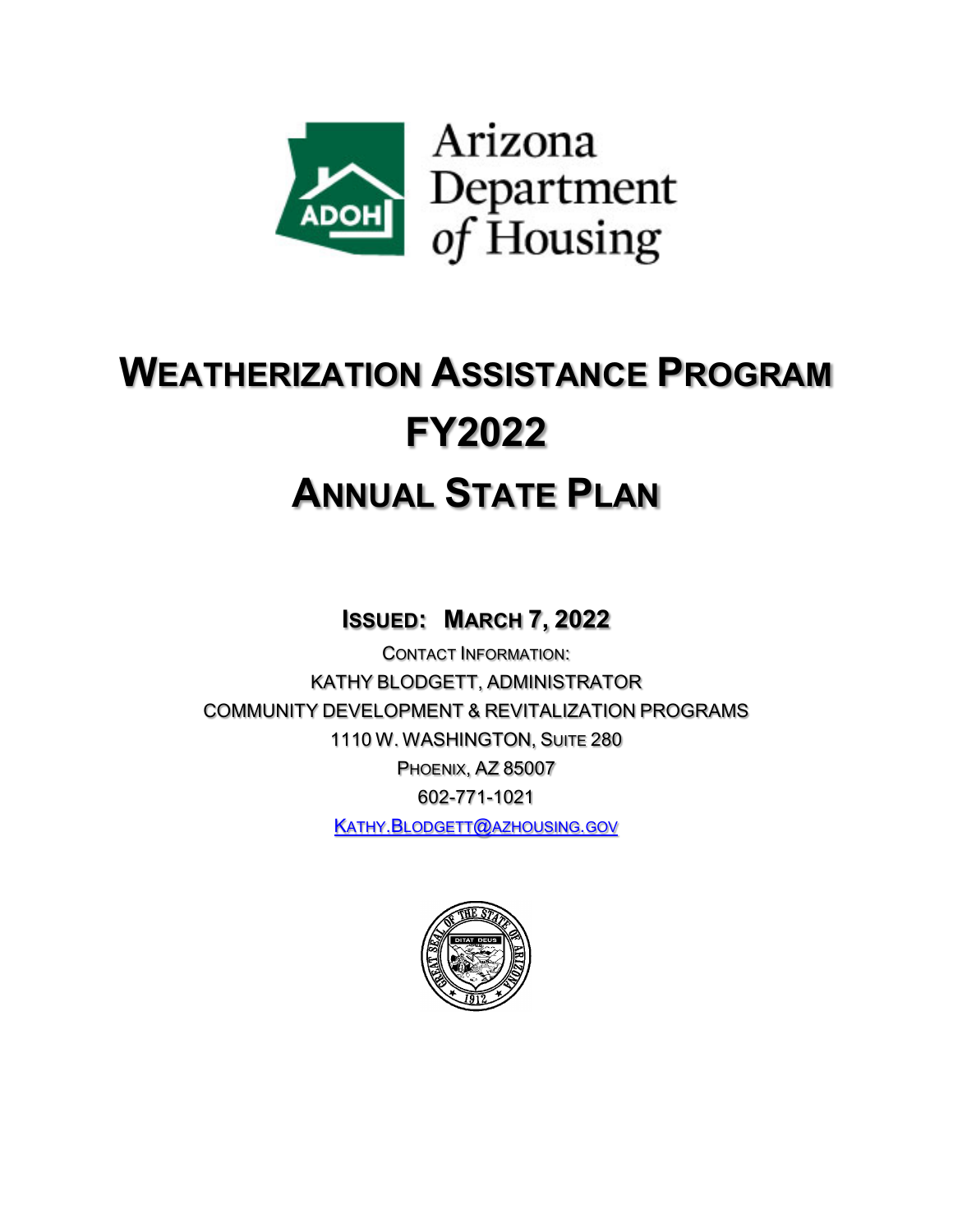Arizona Department of Housing

# Weatherization Assistance Program FY2022 Annual State Plan

## Issued: March 7, 2022

Contact Information:

KATHY BLODGETT, ADMINISTRATOR

COMMUNITY DEVELOPMENT & REVITALIZATION PROGRAMS

1110 W. WASHINGTON, Suite 280

Phoenix, AZ 85007

602-771-1021

Kathy.Blodgett@azhousing.gov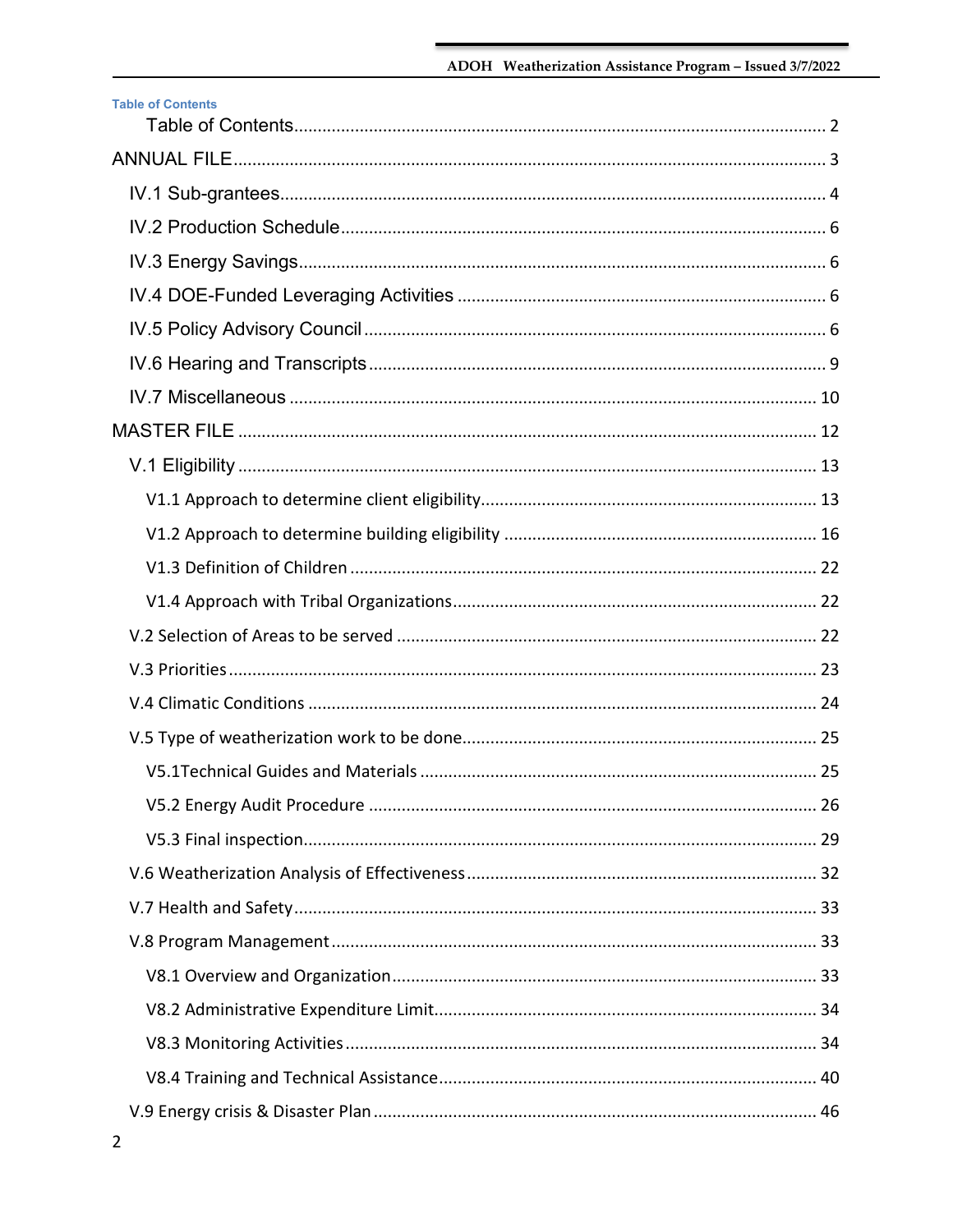**Table of Contents**

Table of Contents ........................................................................................................ 2

ANNUAL FILE ................................................................................................................ 3

- IV.1 Sub-grantees ........................................................................................................ 4
- IV.2 Production Schedule ............................................................................................ 6
- IV.3 Energy Savings .................................................................................................... 6
- IV.4 DOE-Funded Leveraging Activities ..................................................................... 6
- IV.5 Policy Advisory Council ....................................................................................... 6
- IV.6 Hearing and Transcripts ....................................................................................... 9
- IV.7 Miscellaneous ..................................................................................................... 10

MASTER FILE ............................................................................................................... 12

- V.1 Eligibility ............................................................................................................. 13
  - V1.1 Approach to determine client eligibility ........................................................ 13
  - V1.2 Approach to determine building eligibility .................................................... 16
  - V1.3 Definition of Children ................................................................................... 22
  - V1.4 Approach with Tribal Organizations ............................................................. 22
- V.2 Selection of Areas to be served ........................................................................... 22
- V.3 Priorities .............................................................................................................. 23
- V.4 Climatic Conditions ............................................................................................. 24
- V.5 Type of weatherization work to be done ............................................................. 25
  - V5.1Technical Guides and Materials .................................................................... 25
  - V5.2 Energy Audit Procedure ............................................................................... 26
  - V5.3 Final inspection ............................................................................................. 29
- V.6 Weatherization Analysis of Effectiveness ........................................................... 32
- V.7 Health and Safety ................................................................................................ 33
- V.8 Program Management ......................................................................................... 33
  - V8.1 Overview and Organization .......................................................................... 33
  - V8.2 Administrative Expenditure Limit .................................................................. 34
  - V8.3 Monitoring Activities ..................................................................................... 34
  - V8.4 Training and Technical Assistance ............................................................... 40
- V.9 Energy crisis & Disaster Plan ............................................................................... 46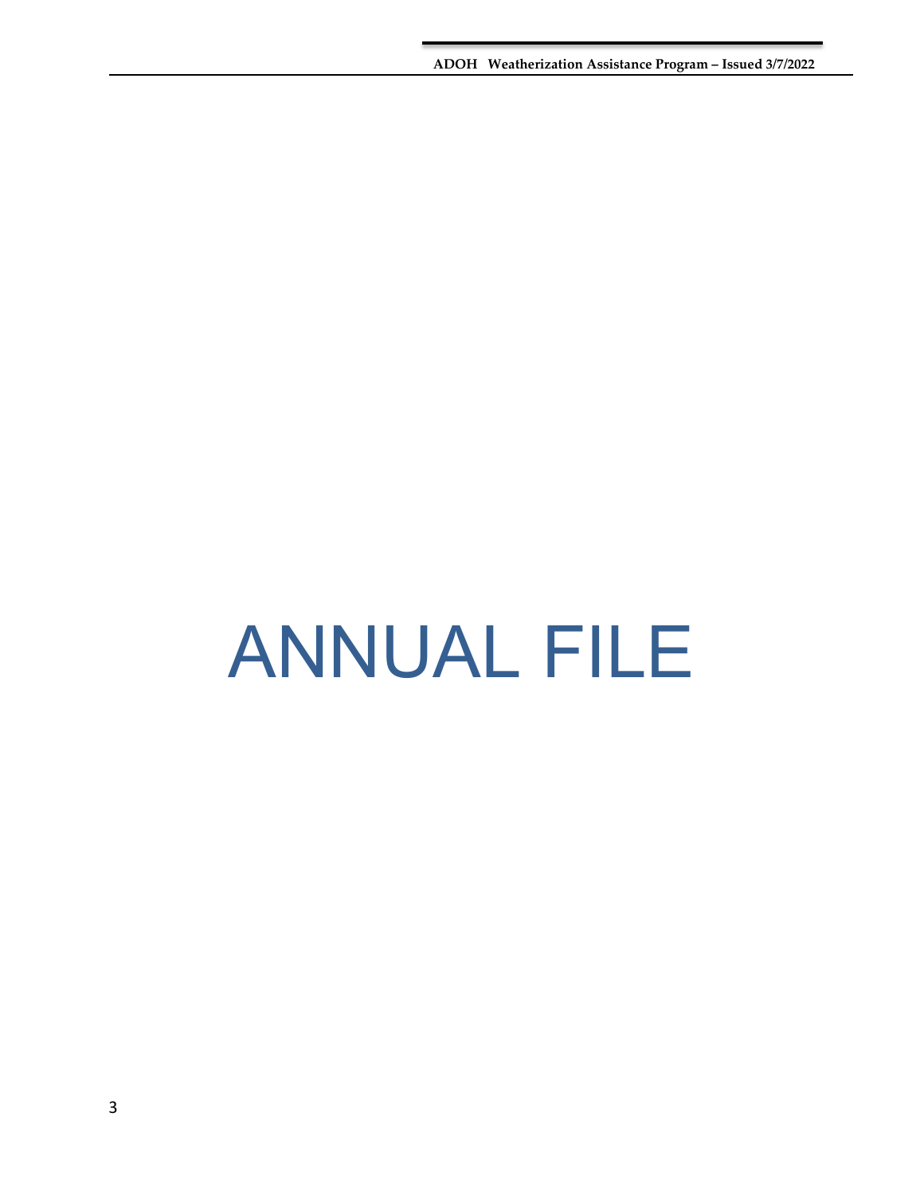# ANNUAL FILE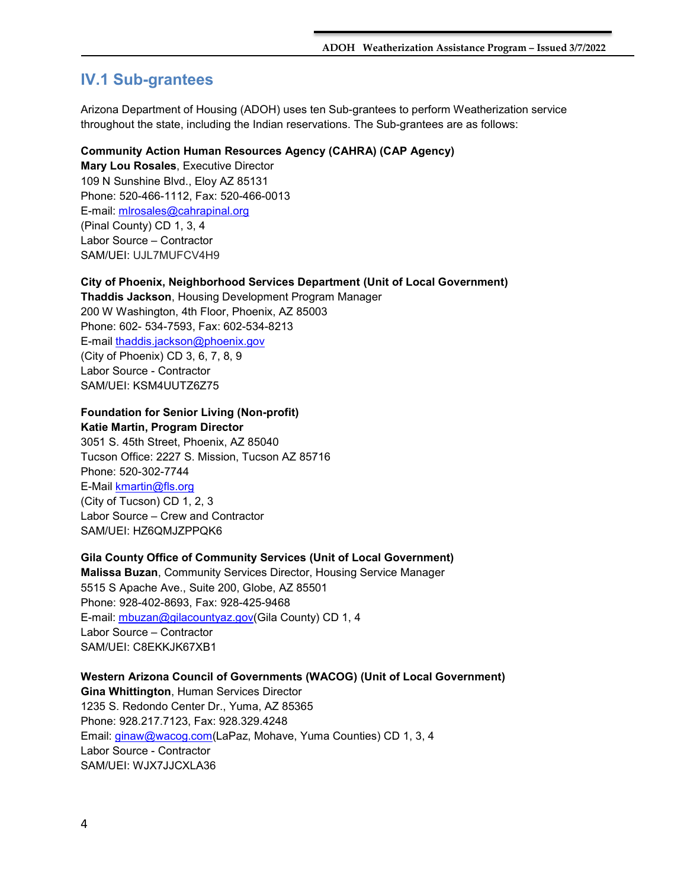## IV.1 Sub-grantees

Arizona Department of Housing (ADOH) uses ten Sub-grantees to perform Weatherization service throughout the state, including the Indian reservations. The Sub-grantees are as follows:

**Community Action Human Resources Agency (CAHRA) (CAP Agency)**
**Mary Lou Rosales**, Executive Director
109 N Sunshine Blvd., Eloy AZ 85131
Phone: 520-466-1112, Fax: 520-466-0013
E-mail: mlrosales@cahrapinal.org
(Pinal County) CD 1, 3, 4
Labor Source – Contractor
SAM/UEI: UJL7MUFCV4H9

**City of Phoenix, Neighborhood Services Department (Unit of Local Government)**
**Thaddis Jackson**, Housing Development Program Manager
200 W Washington, 4th Floor, Phoenix, AZ 85003
Phone: 602- 534-7593, Fax: 602-534-8213
E-mail thaddis.jackson@phoenix.gov
(City of Phoenix) CD 3, 6, 7, 8, 9
Labor Source - Contractor
SAM/UEI: KSM4UUTZ6Z75

**Foundation for Senior Living (Non-profit)**
**Katie Martin, Program Director**
3051 S. 45th Street, Phoenix, AZ 85040
Tucson Office: 2227 S. Mission, Tucson AZ 85716
Phone: 520-302-7744
E-Mail kmartin@fls.org
(City of Tucson) CD 1, 2, 3
Labor Source – Crew and Contractor
SAM/UEI: HZ6QMJZPPQK6

**Gila County Office of Community Services (Unit of Local Government)**
**Malissa Buzan**, Community Services Director, Housing Service Manager
5515 S Apache Ave., Suite 200, Globe, AZ 85501
Phone: 928-402-8693, Fax: 928-425-9468
E-mail: mbuzan@gilacountyaz.gov(Gila County) CD 1, 4
Labor Source – Contractor
SAM/UEI: C8EKKJK67XB1

**Western Arizona Council of Governments (WACOG) (Unit of Local Government)**
**Gina Whittington**, Human Services Director
1235 S. Redondo Center Dr., Yuma, AZ 85365
Phone: 928.217.7123, Fax: 928.329.4248
Email: ginaw@wacog.com(LaPaz, Mohave, Yuma Counties) CD 1, 3, 4
Labor Source - Contractor
SAM/UEI: WJX7JJCXLA36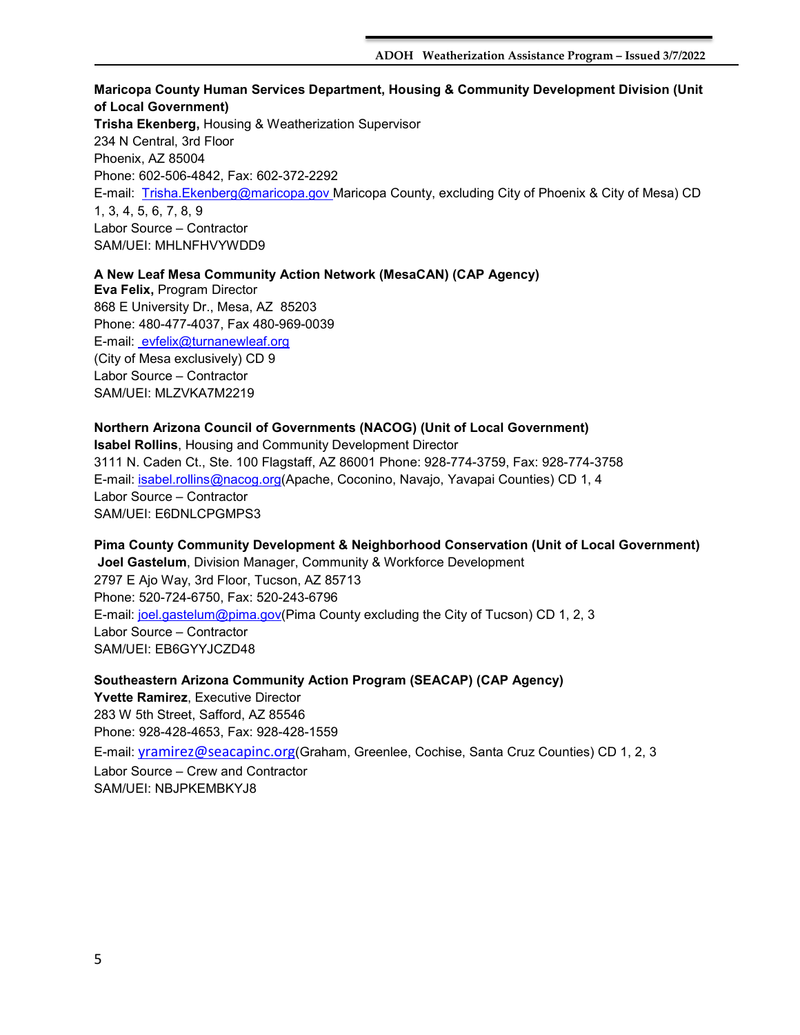**Maricopa County Human Services Department, Housing & Community Development Division (Unit of Local Government)**
**Trisha Ekenberg,** Housing & Weatherization Supervisor
234 N Central, 3rd Floor
Phoenix, AZ 85004
Phone: 602-506-4842, Fax: 602-372-2292
E-mail: Trisha.Ekenberg@maricopa.gov Maricopa County, excluding City of Phoenix & City of Mesa) CD 1, 3, 4, 5, 6, 7, 8, 9
Labor Source – Contractor
SAM/UEI: MHLNFHVYWDD9

**A New Leaf Mesa Community Action Network (MesaCAN) (CAP Agency)**
**Eva Felix,** Program Director
868 E University Dr., Mesa, AZ 85203
Phone: 480-477-4037, Fax 480-969-0039
E-mail: evfelix@turnanewleaf.org
(City of Mesa exclusively) CD 9
Labor Source – Contractor
SAM/UEI: MLZVKA7M2219

**Northern Arizona Council of Governments (NACOG) (Unit of Local Government)**
**Isabel Rollins**, Housing and Community Development Director
3111 N. Caden Ct., Ste. 100 Flagstaff, AZ 86001 Phone: 928-774-3759, Fax: 928-774-3758
E-mail: isabel.rollins@nacog.org(Apache, Coconino, Navajo, Yavapai Counties) CD 1, 4
Labor Source – Contractor
SAM/UEI: E6DNLCPGMPS3

**Pima County Community Development & Neighborhood Conservation (Unit of Local Government)**
**Joel Gastelum**, Division Manager, Community & Workforce Development
2797 E Ajo Way, 3rd Floor, Tucson, AZ 85713
Phone: 520-724-6750, Fax: 520-243-6796
E-mail: joel.gastelum@pima.gov(Pima County excluding the City of Tucson) CD 1, 2, 3
Labor Source – Contractor
SAM/UEI: EB6GYYJCZD48

**Southeastern Arizona Community Action Program (SEACAP) (CAP Agency)**
**Yvette Ramirez**, Executive Director
283 W 5th Street, Safford, AZ 85546
Phone: 928-428-4653, Fax: 928-428-1559
E-mail: yramirez@seacapinc.org(Graham, Greenlee, Cochise, Santa Cruz Counties) CD 1, 2, 3
Labor Source – Crew and Contractor
SAM/UEI: NBJPKEMBKYJ8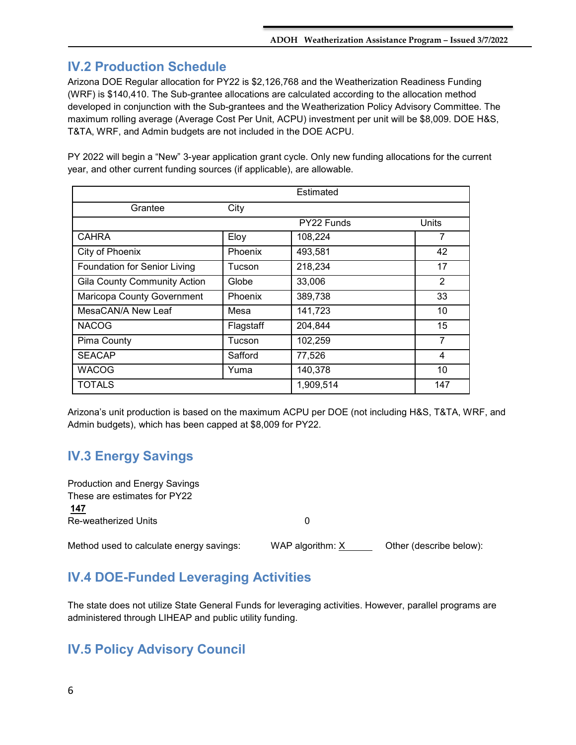## IV.2 Production Schedule

Arizona DOE Regular allocation for PY22 is $2,126,768 and the Weatherization Readiness Funding (WRF) is $140,410. The Sub-grantee allocations are calculated according to the allocation method developed in conjunction with the Sub-grantees and the Weatherization Policy Advisory Committee. The maximum rolling average (Average Cost Per Unit, ACPU) investment per unit will be $8,009. DOE H&S, T&TA, WRF, and Admin budgets are not included in the DOE ACPU.

PY 2022 will begin a "New" 3-year application grant cycle. Only new funding allocations for the current year, and other current funding sources (if applicable), are allowable.

| | | Estimated | |
|---|---|---|---|
| Grantee | City | | |
| | | PY22 Funds | Units |
| CAHRA | Eloy | 108,224 | 7 |
| City of Phoenix | Phoenix | 493,581 | 42 |
| Foundation for Senior Living | Tucson | 218,234 | 17 |
| Gila County Community Action | Globe | 33,006 | 2 |
| Maricopa County Government | Phoenix | 389,738 | 33 |
| MesaCAN/A New Leaf | Mesa | 141,723 | 10 |
| NACOG | Flagstaff | 204,844 | 15 |
| Pima County | Tucson | 102,259 | 7 |
| SEACAP | Safford | 77,526 | 4 |
| WACOG | Yuma | 140,378 | 10 |
| TOTALS | | 1,909,514 | 147 |

Arizona's unit production is based on the maximum ACPU per DOE (not including H&S, T&TA, WRF, and Admin budgets), which has been capped at $8,009 for PY22.

## IV.3 Energy Savings

Production and Energy Savings
These are estimates for PY22
**147**
Re-weatherized Units 0

Method used to calculate energy savings: WAP algorithm: X Other (describe below):

## IV.4 DOE-Funded Leveraging Activities

The state does not utilize State General Funds for leveraging activities. However, parallel programs are administered through LIHEAP and public utility funding.

## IV.5 Policy Advisory Council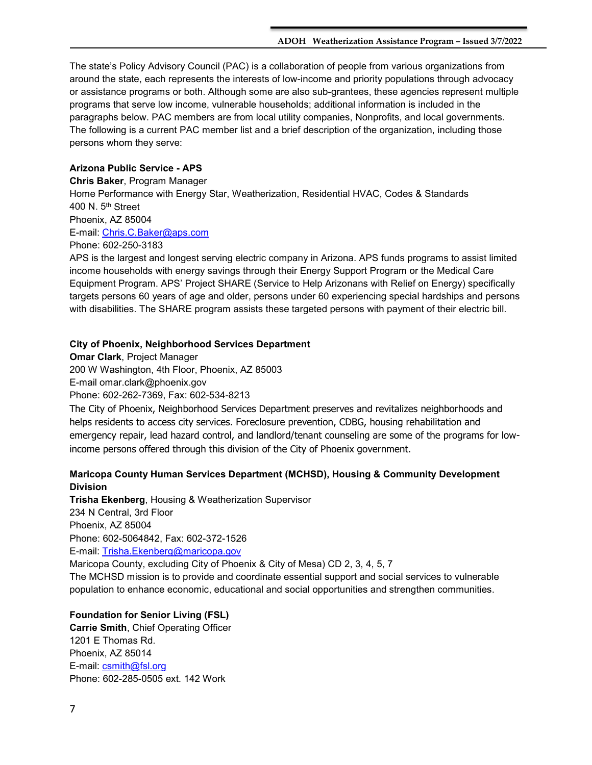The state's Policy Advisory Council (PAC) is a collaboration of people from various organizations from around the state, each represents the interests of low-income and priority populations through advocacy or assistance programs or both. Although some are also sub-grantees, these agencies represent multiple programs that serve low income, vulnerable households; additional information is included in the paragraphs below. PAC members are from local utility companies, Nonprofits, and local governments. The following is a current PAC member list and a brief description of the organization, including those persons whom they serve:

**Arizona Public Service - APS**
**Chris Baker**, Program Manager
Home Performance with Energy Star, Weatherization, Residential HVAC, Codes & Standards
400 N. 5th Street
Phoenix, AZ 85004
E-mail: Chris.C.Baker@aps.com
Phone: 602-250-3183
APS is the largest and longest serving electric company in Arizona. APS funds programs to assist limited income households with energy savings through their Energy Support Program or the Medical Care Equipment Program. APS' Project SHARE (Service to Help Arizonans with Relief on Energy) specifically targets persons 60 years of age and older, persons under 60 experiencing special hardships and persons with disabilities. The SHARE program assists these targeted persons with payment of their electric bill.

**City of Phoenix, Neighborhood Services Department**
**Omar Clark**, Project Manager
200 W Washington, 4th Floor, Phoenix, AZ 85003
E-mail omar.clark@phoenix.gov
Phone: 602-262-7369, Fax: 602-534-8213
The City of Phoenix, Neighborhood Services Department preserves and revitalizes neighborhoods and helps residents to access city services. Foreclosure prevention, CDBG, housing rehabilitation and emergency repair, lead hazard control, and landlord/tenant counseling are some of the programs for low-income persons offered through this division of the City of Phoenix government.

**Maricopa County Human Services Department (MCHSD), Housing & Community Development Division**
**Trisha Ekenberg**, Housing & Weatherization Supervisor
234 N Central, 3rd Floor
Phoenix, AZ 85004
Phone: 602-5064842, Fax: 602-372-1526
E-mail: Trisha.Ekenberg@maricopa.gov
Maricopa County, excluding City of Phoenix & City of Mesa) CD 2, 3, 4, 5, 7
The MCHSD mission is to provide and coordinate essential support and social services to vulnerable population to enhance economic, educational and social opportunities and strengthen communities.

**Foundation for Senior Living (FSL)**
**Carrie Smith**, Chief Operating Officer
1201 E Thomas Rd.
Phoenix, AZ 85014
E-mail: csmith@fsl.org
Phone: 602-285-0505 ext. 142 Work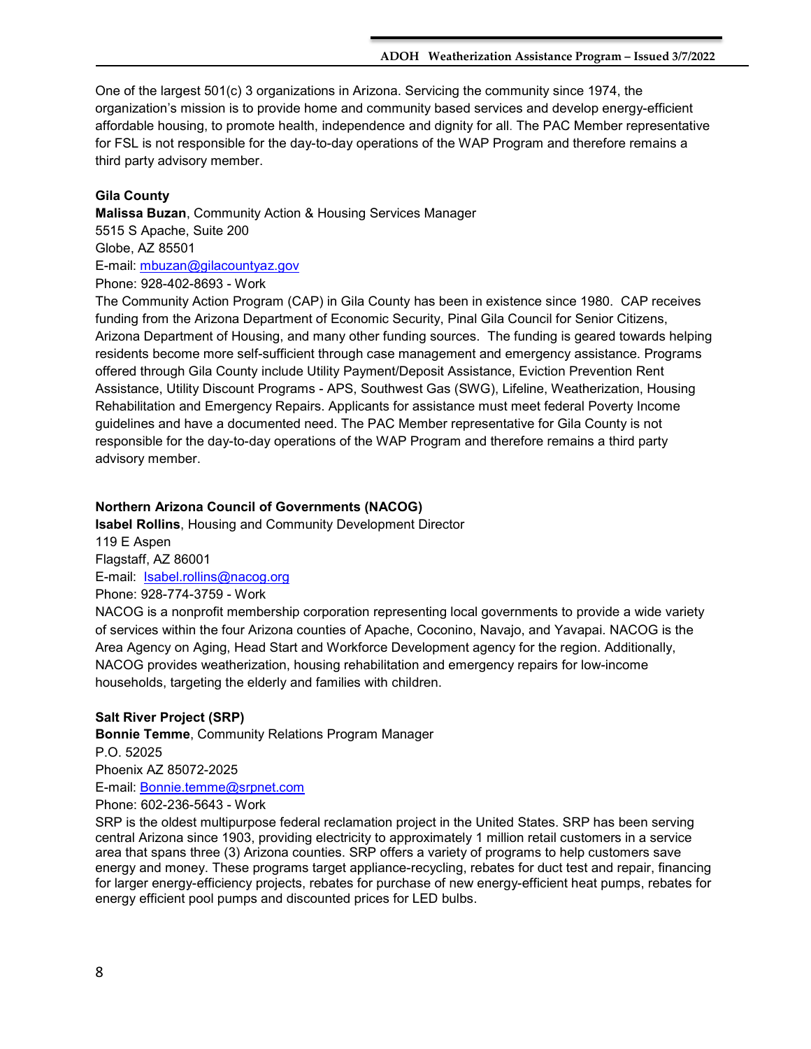One of the largest 501(c) 3 organizations in Arizona. Servicing the community since 1974, the organization's mission is to provide home and community based services and develop energy-efficient affordable housing, to promote health, independence and dignity for all. The PAC Member representative for FSL is not responsible for the day-to-day operations of the WAP Program and therefore remains a third party advisory member.

**Gila County**
**Malissa Buzan**, Community Action & Housing Services Manager
5515 S Apache, Suite 200
Globe, AZ 85501
E-mail: mbuzan@gilacountyaz.gov
Phone: 928-402-8693 - Work
The Community Action Program (CAP) in Gila County has been in existence since 1980. CAP receives funding from the Arizona Department of Economic Security, Pinal Gila Council for Senior Citizens, Arizona Department of Housing, and many other funding sources. The funding is geared towards helping residents become more self-sufficient through case management and emergency assistance. Programs offered through Gila County include Utility Payment/Deposit Assistance, Eviction Prevention Rent Assistance, Utility Discount Programs - APS, Southwest Gas (SWG), Lifeline, Weatherization, Housing Rehabilitation and Emergency Repairs. Applicants for assistance must meet federal Poverty Income guidelines and have a documented need. The PAC Member representative for Gila County is not responsible for the day-to-day operations of the WAP Program and therefore remains a third party advisory member.

**Northern Arizona Council of Governments (NACOG)**
**Isabel Rollins**, Housing and Community Development Director
119 E Aspen
Flagstaff, AZ 86001
E-mail: Isabel.rollins@nacog.org
Phone: 928-774-3759 - Work
NACOG is a nonprofit membership corporation representing local governments to provide a wide variety of services within the four Arizona counties of Apache, Coconino, Navajo, and Yavapai. NACOG is the Area Agency on Aging, Head Start and Workforce Development agency for the region. Additionally, NACOG provides weatherization, housing rehabilitation and emergency repairs for low-income households, targeting the elderly and families with children.

**Salt River Project (SRP)**
**Bonnie Temme**, Community Relations Program Manager
P.O. 52025
Phoenix AZ 85072-2025
E-mail: Bonnie.temme@srpnet.com
Phone: 602-236-5643 - Work
SRP is the oldest multipurpose federal reclamation project in the United States. SRP has been serving central Arizona since 1903, providing electricity to approximately 1 million retail customers in a service area that spans three (3) Arizona counties. SRP offers a variety of programs to help customers save energy and money. These programs target appliance-recycling, rebates for duct test and repair, financing for larger energy-efficiency projects, rebates for purchase of new energy-efficient heat pumps, rebates for energy efficient pool pumps and discounted prices for LED bulbs.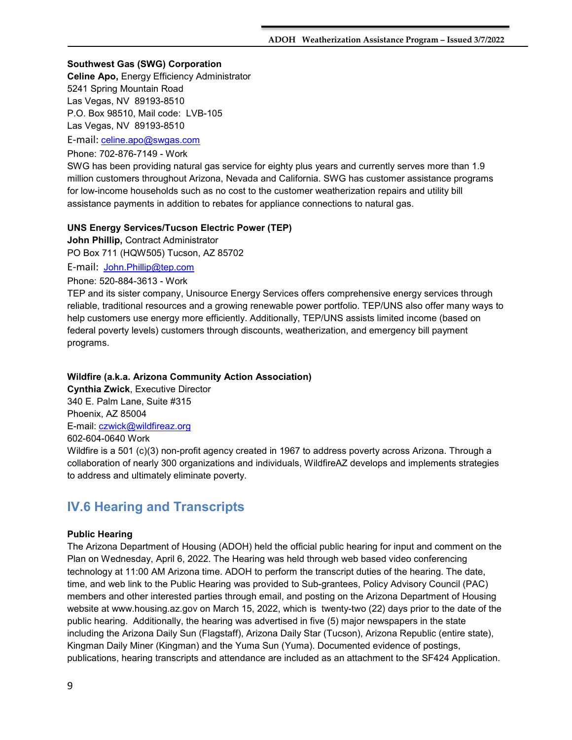**Southwest Gas (SWG) Corporation**
**Celine Apo,** Energy Efficiency Administrator
5241 Spring Mountain Road
Las Vegas, NV 89193-8510
P.O. Box 98510, Mail code: LVB-105
Las Vegas, NV 89193-8510
E-mail: celine.apo@swgas.com
Phone: 702-876-7149 - Work
SWG has been providing natural gas service for eighty plus years and currently serves more than 1.9 million customers throughout Arizona, Nevada and California. SWG has customer assistance programs for low-income households such as no cost to the customer weatherization repairs and utility bill assistance payments in addition to rebates for appliance connections to natural gas.

**UNS Energy Services/Tucson Electric Power (TEP)**
**John Phillip,** Contract Administrator
PO Box 711 (HQW505) Tucson, AZ 85702
E-mail: John.Phillip@tep.com
Phone: 520-884-3613 - Work
TEP and its sister company, Unisource Energy Services offers comprehensive energy services through reliable, traditional resources and a growing renewable power portfolio. TEP/UNS also offer many ways to help customers use energy more efficiently. Additionally, TEP/UNS assists limited income (based on federal poverty levels) customers through discounts, weatherization, and emergency bill payment programs.

**Wildfire (a.k.a. Arizona Community Action Association)**
**Cynthia Zwick**, Executive Director
340 E. Palm Lane, Suite #315
Phoenix, AZ 85004
E-mail: czwick@wildfireaz.org
602-604-0640 Work
Wildfire is a 501 (c)(3) non-profit agency created in 1967 to address poverty across Arizona. Through a collaboration of nearly 300 organizations and individuals, WildfireAZ develops and implements strategies to address and ultimately eliminate poverty.

## IV.6 Hearing and Transcripts

**Public Hearing**
The Arizona Department of Housing (ADOH) held the official public hearing for input and comment on the Plan on Wednesday, April 6, 2022. The Hearing was held through web based video conferencing technology at 11:00 AM Arizona time. ADOH to perform the transcript duties of the hearing. The date, time, and web link to the Public Hearing was provided to Sub-grantees, Policy Advisory Council (PAC) members and other interested parties through email, and posting on the Arizona Department of Housing website at www.housing.az.gov on March 15, 2022, which is twenty-two (22) days prior to the date of the public hearing. Additionally, the hearing was advertised in five (5) major newspapers in the state including the Arizona Daily Sun (Flagstaff), Arizona Daily Star (Tucson), Arizona Republic (entire state), Kingman Daily Miner (Kingman) and the Yuma Sun (Yuma). Documented evidence of postings, publications, hearing transcripts and attendance are included as an attachment to the SF424 Application.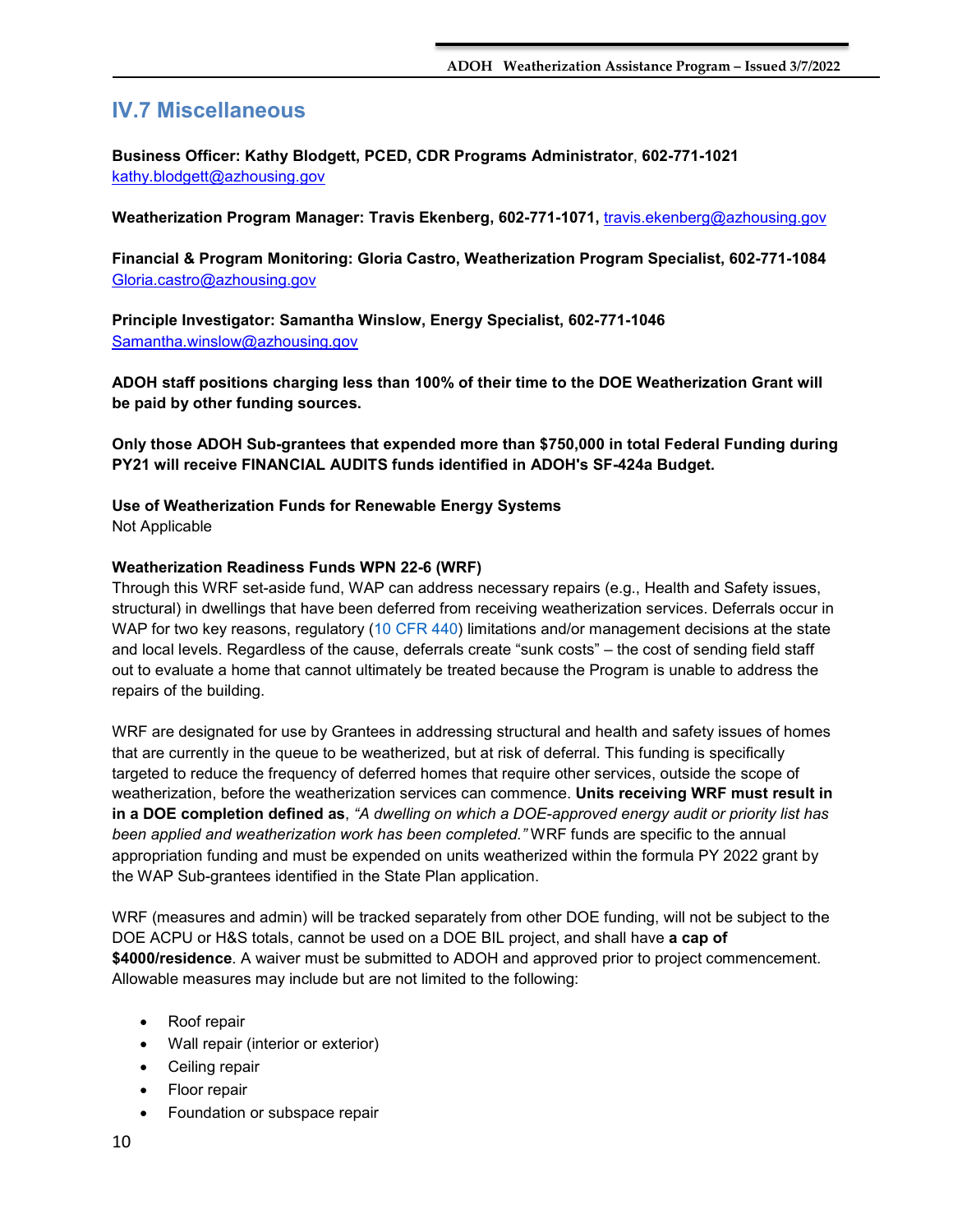## IV.7 Miscellaneous

**Business Officer: Kathy Blodgett, PCED, CDR Programs Administrator**, **602-771-1021**
kathy.blodgett@azhousing.gov

**Weatherization Program Manager: Travis Ekenberg, 602-771-1071,** travis.ekenberg@azhousing.gov

**Financial & Program Monitoring: Gloria Castro, Weatherization Program Specialist, 602-771-1084**
Gloria.castro@azhousing.gov

**Principle Investigator: Samantha Winslow, Energy Specialist, 602-771-1046**
Samantha.winslow@azhousing.gov

**ADOH staff positions charging less than 100% of their time to the DOE Weatherization Grant will be paid by other funding sources.**

**Only those ADOH Sub-grantees that expended more than $750,000 in total Federal Funding during PY21 will receive FINANCIAL AUDITS funds identified in ADOH's SF-424a Budget.**

**Use of Weatherization Funds for Renewable Energy Systems**
Not Applicable

**Weatherization Readiness Funds WPN 22-6 (WRF)**
Through this WRF set-aside fund, WAP can address necessary repairs (e.g., Health and Safety issues, structural) in dwellings that have been deferred from receiving weatherization services. Deferrals occur in WAP for two key reasons, regulatory (10 CFR 440) limitations and/or management decisions at the state and local levels. Regardless of the cause, deferrals create "sunk costs" – the cost of sending field staff out to evaluate a home that cannot ultimately be treated because the Program is unable to address the repairs of the building.

WRF are designated for use by Grantees in addressing structural and health and safety issues of homes that are currently in the queue to be weatherized, but at risk of deferral. This funding is specifically targeted to reduce the frequency of deferred homes that require other services, outside the scope of weatherization, before the weatherization services can commence. **Units receiving WRF must result in in a DOE completion defined as**, *"A dwelling on which a DOE-approved energy audit or priority list has been applied and weatherization work has been completed."* WRF funds are specific to the annual appropriation funding and must be expended on units weatherized within the formula PY 2022 grant by the WAP Sub-grantees identified in the State Plan application.

WRF (measures and admin) will be tracked separately from other DOE funding, will not be subject to the DOE ACPU or H&S totals, cannot be used on a DOE BIL project, and shall have **a cap of $4000/residence**. A waiver must be submitted to ADOH and approved prior to project commencement. Allowable measures may include but are not limited to the following:

- Roof repair
- Wall repair (interior or exterior)
- Ceiling repair
- Floor repair
- Foundation or subspace repair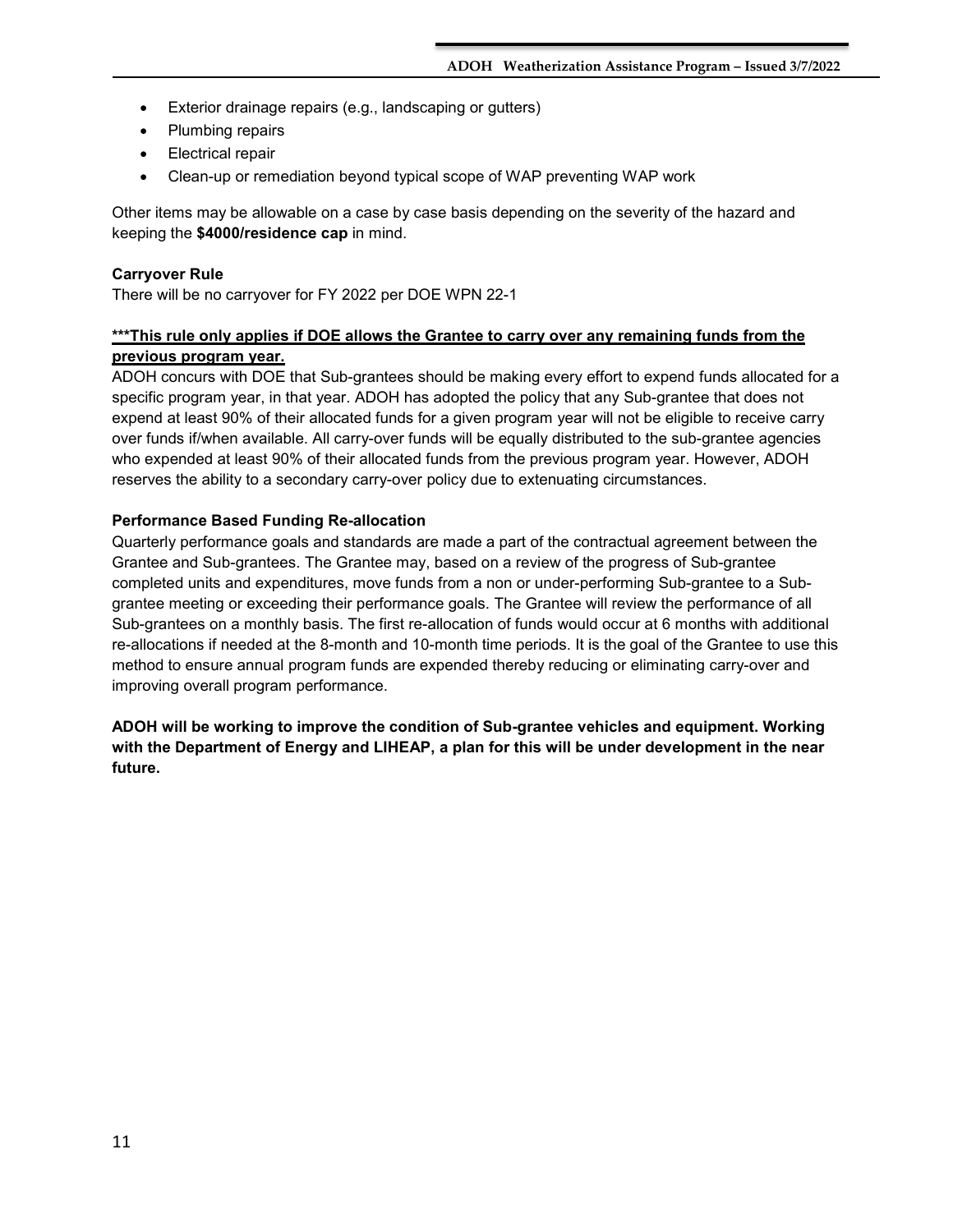- Exterior drainage repairs (e.g., landscaping or gutters)
- Plumbing repairs
- Electrical repair
- Clean-up or remediation beyond typical scope of WAP preventing WAP work

Other items may be allowable on a case by case basis depending on the severity of the hazard and keeping the **$4000/residence cap** in mind.

**Carryover Rule**
There will be no carryover for FY 2022 per DOE WPN 22-1

**<u>***This rule only applies if DOE allows the Grantee to carry over any remaining funds from the previous program year.</u>**
ADOH concurs with DOE that Sub-grantees should be making every effort to expend funds allocated for a specific program year, in that year. ADOH has adopted the policy that any Sub-grantee that does not expend at least 90% of their allocated funds for a given program year will not be eligible to receive carry over funds if/when available. All carry-over funds will be equally distributed to the sub-grantee agencies who expended at least 90% of their allocated funds from the previous program year. However, ADOH reserves the ability to a secondary carry-over policy due to extenuating circumstances.

**Performance Based Funding Re-allocation**
Quarterly performance goals and standards are made a part of the contractual agreement between the Grantee and Sub-grantees. The Grantee may, based on a review of the progress of Sub-grantee completed units and expenditures, move funds from a non or under-performing Sub-grantee to a Sub-grantee meeting or exceeding their performance goals. The Grantee will review the performance of all Sub-grantees on a monthly basis. The first re-allocation of funds would occur at 6 months with additional re-allocations if needed at the 8-month and 10-month time periods. It is the goal of the Grantee to use this method to ensure annual program funds are expended thereby reducing or eliminating carry-over and improving overall program performance.

**ADOH will be working to improve the condition of Sub-grantee vehicles and equipment. Working with the Department of Energy and LIHEAP, a plan for this will be under development in the near future.**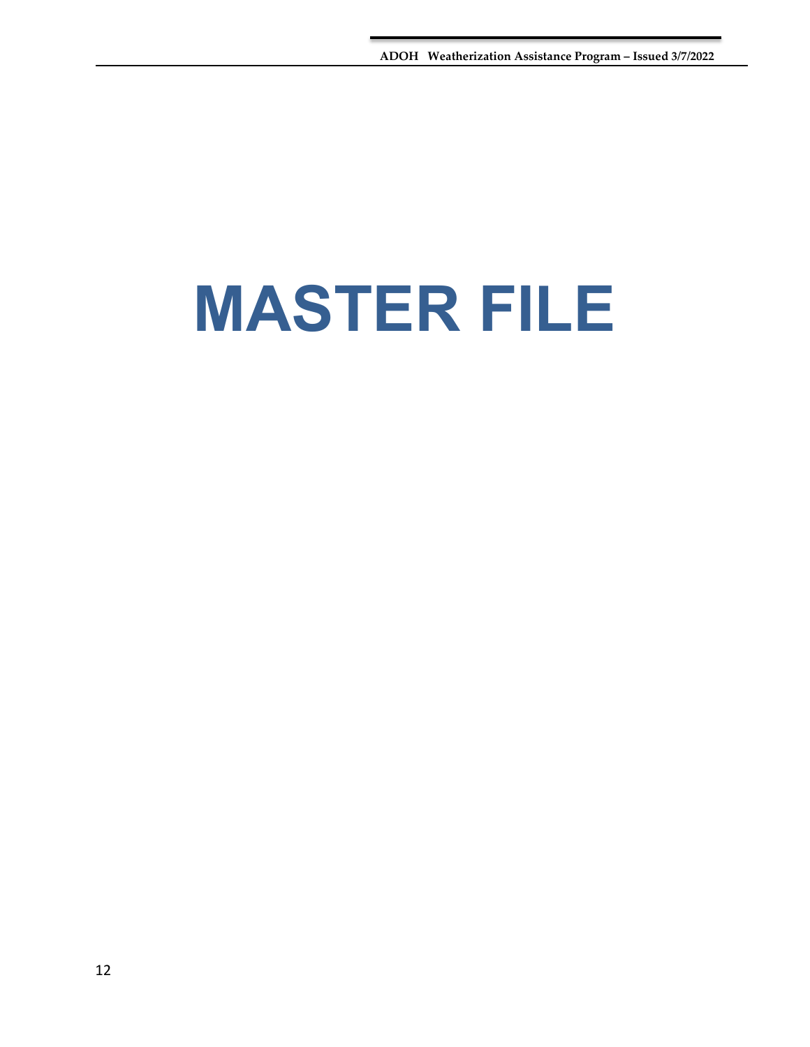# MASTER FILE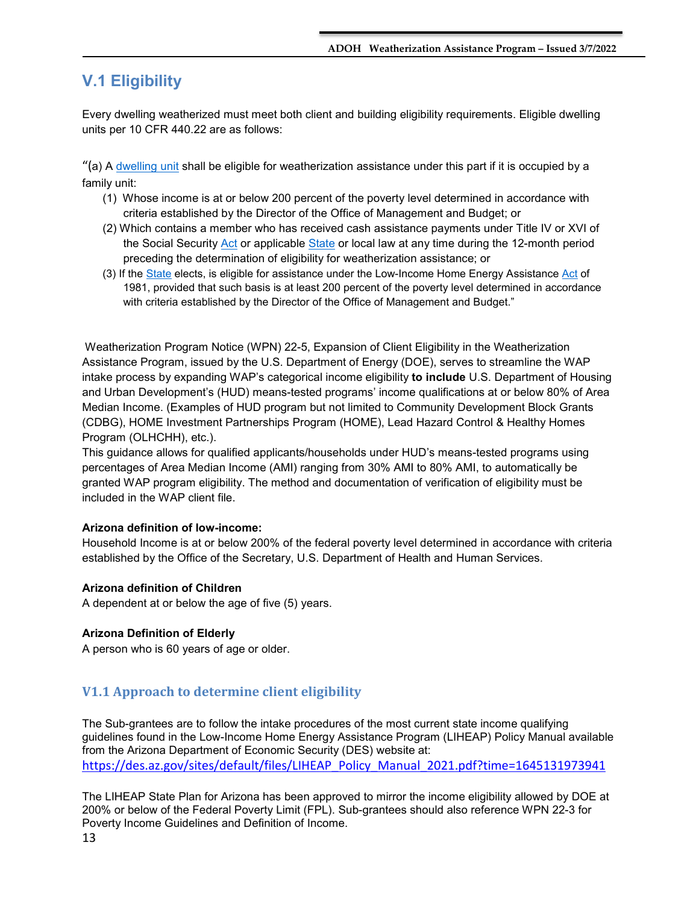## V.1 Eligibility

Every dwelling weatherized must meet both client and building eligibility requirements. Eligible dwelling units per 10 CFR 440.22 are as follows:

"(a) A dwelling unit shall be eligible for weatherization assistance under this part if it is occupied by a family unit:

(1) Whose income is at or below 200 percent of the poverty level determined in accordance with criteria established by the Director of the Office of Management and Budget; or

(2) Which contains a member who has received cash assistance payments under Title IV or XVI of the Social Security Act or applicable State or local law at any time during the 12-month period preceding the determination of eligibility for weatherization assistance; or

(3) If the State elects, is eligible for assistance under the Low-Income Home Energy Assistance Act of 1981, provided that such basis is at least 200 percent of the poverty level determined in accordance with criteria established by the Director of the Office of Management and Budget."

Weatherization Program Notice (WPN) 22-5, Expansion of Client Eligibility in the Weatherization Assistance Program, issued by the U.S. Department of Energy (DOE), serves to streamline the WAP intake process by expanding WAP's categorical income eligibility **to include** U.S. Department of Housing and Urban Development's (HUD) means-tested programs' income qualifications at or below 80% of Area Median Income. (Examples of HUD program but not limited to Community Development Block Grants (CDBG), HOME Investment Partnerships Program (HOME), Lead Hazard Control & Healthy Homes Program (OLHCHH), etc.).

This guidance allows for qualified applicants/households under HUD's means-tested programs using percentages of Area Median Income (AMI) ranging from 30% AMI to 80% AMI, to automatically be granted WAP program eligibility. The method and documentation of verification of eligibility must be included in the WAP client file.

**Arizona definition of low-income:**

Household Income is at or below 200% of the federal poverty level determined in accordance with criteria established by the Office of the Secretary, U.S. Department of Health and Human Services.

**Arizona definition of Children**

A dependent at or below the age of five (5) years.

**Arizona Definition of Elderly**

A person who is 60 years of age or older.

### V1.1 Approach to determine client eligibility

The Sub-grantees are to follow the intake procedures of the most current state income qualifying guidelines found in the Low-Income Home Energy Assistance Program (LIHEAP) Policy Manual available from the Arizona Department of Economic Security (DES) website at:
https://des.az.gov/sites/default/files/LIHEAP_Policy_Manual_2021.pdf?time=1645131973941

The LIHEAP State Plan for Arizona has been approved to mirror the income eligibility allowed by DOE at 200% or below of the Federal Poverty Limit (FPL). Sub-grantees should also reference WPN 22-3 for Poverty Income Guidelines and Definition of Income.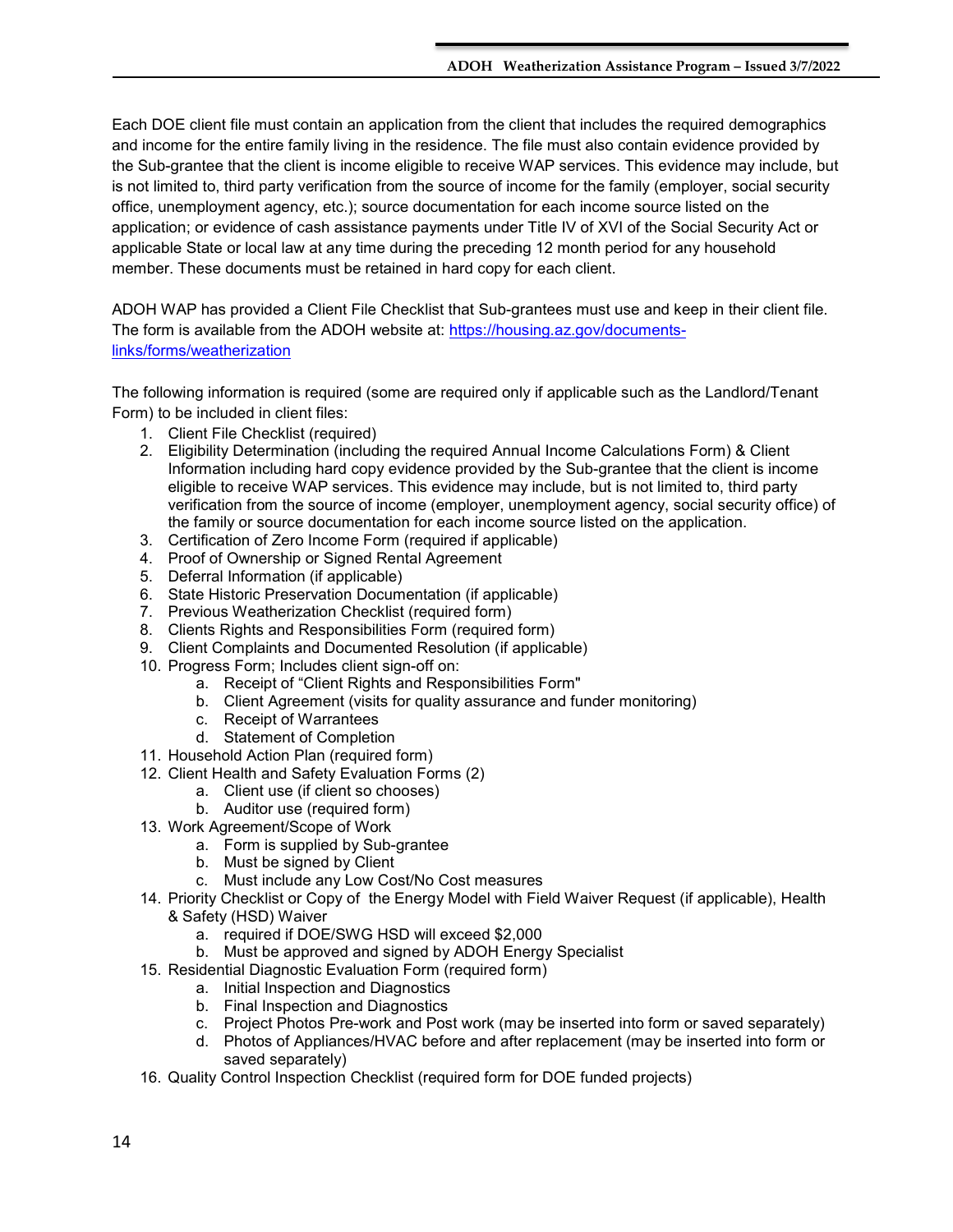Each DOE client file must contain an application from the client that includes the required demographics and income for the entire family living in the residence. The file must also contain evidence provided by the Sub-grantee that the client is income eligible to receive WAP services. This evidence may include, but is not limited to, third party verification from the source of income for the family (employer, social security office, unemployment agency, etc.); source documentation for each income source listed on the application; or evidence of cash assistance payments under Title IV of XVI of the Social Security Act or applicable State or local law at any time during the preceding 12 month period for any household member. These documents must be retained in hard copy for each client.

ADOH WAP has provided a Client File Checklist that Sub-grantees must use and keep in their client file. The form is available from the ADOH website at: [https://housing.az.gov/documents-links/forms/weatherization](https://housing.az.gov/documents-links/forms/weatherization)

The following information is required (some are required only if applicable such as the Landlord/Tenant Form) to be included in client files:

1. Client File Checklist (required)
2. Eligibility Determination (including the required Annual Income Calculations Form) & Client Information including hard copy evidence provided by the Sub-grantee that the client is income eligible to receive WAP services. This evidence may include, but is not limited to, third party verification from the source of income (employer, unemployment agency, social security office) of the family or source documentation for each income source listed on the application.
3. Certification of Zero Income Form (required if applicable)
4. Proof of Ownership or Signed Rental Agreement
5. Deferral Information (if applicable)
6. State Historic Preservation Documentation (if applicable)
7. Previous Weatherization Checklist (required form)
8. Clients Rights and Responsibilities Form (required form)
9. Client Complaints and Documented Resolution (if applicable)
10. Progress Form; Includes client sign-off on:
    a. Receipt of "Client Rights and Responsibilities Form"
    b. Client Agreement (visits for quality assurance and funder monitoring)
    c. Receipt of Warrantees
    d. Statement of Completion
11. Household Action Plan (required form)
12. Client Health and Safety Evaluation Forms (2)
    a. Client use (if client so chooses)
    b. Auditor use (required form)
13. Work Agreement/Scope of Work
    a. Form is supplied by Sub-grantee
    b. Must be signed by Client
    c. Must include any Low Cost/No Cost measures
14. Priority Checklist or Copy of the Energy Model with Field Waiver Request (if applicable), Health & Safety (HSD) Waiver
    a. required if DOE/SWG HSD will exceed $2,000
    b. Must be approved and signed by ADOH Energy Specialist
15. Residential Diagnostic Evaluation Form (required form)
    a. Initial Inspection and Diagnostics
    b. Final Inspection and Diagnostics
    c. Project Photos Pre-work and Post work (may be inserted into form or saved separately)
    d. Photos of Appliances/HVAC before and after replacement (may be inserted into form or saved separately)
16. Quality Control Inspection Checklist (required form for DOE funded projects)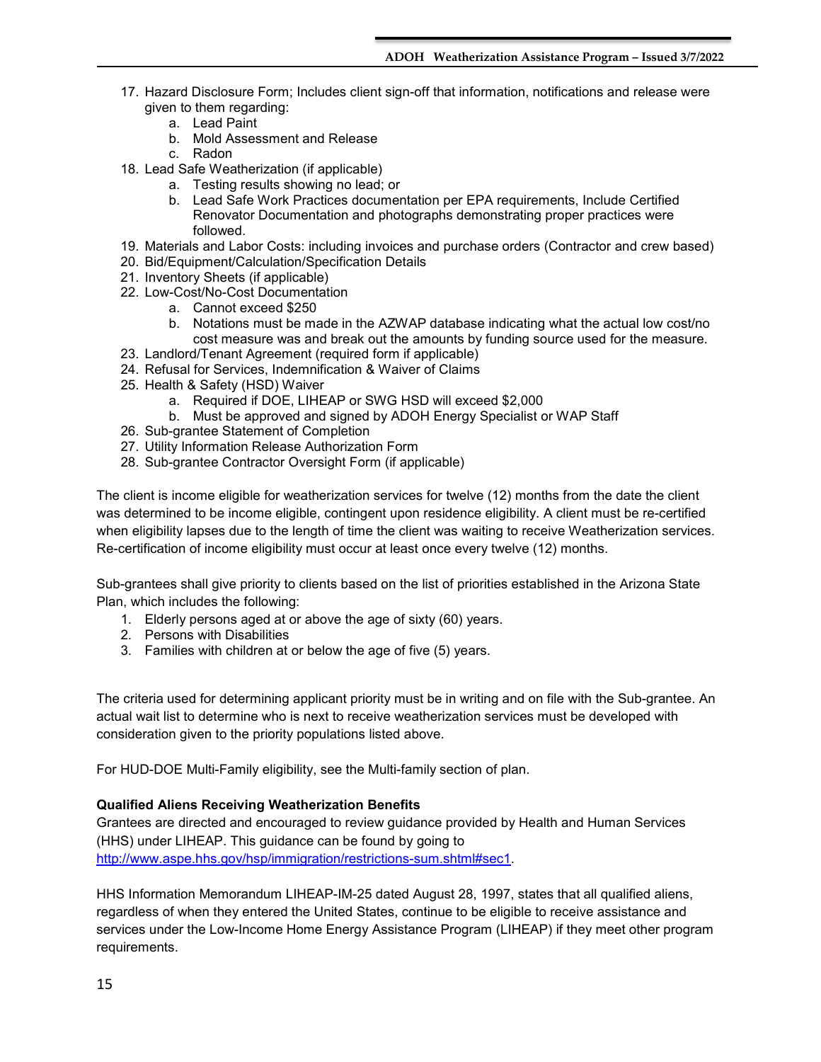17. Hazard Disclosure Form; Includes client sign-off that information, notifications and release were given to them regarding:
    a. Lead Paint
    b. Mold Assessment and Release
    c. Radon
18. Lead Safe Weatherization (if applicable)
    a. Testing results showing no lead; or
    b. Lead Safe Work Practices documentation per EPA requirements, Include Certified Renovator Documentation and photographs demonstrating proper practices were followed.
19. Materials and Labor Costs: including invoices and purchase orders (Contractor and crew based)
20. Bid/Equipment/Calculation/Specification Details
21. Inventory Sheets (if applicable)
22. Low-Cost/No-Cost Documentation
    a. Cannot exceed $250
    b. Notations must be made in the AZWAP database indicating what the actual low cost/no cost measure was and break out the amounts by funding source used for the measure.
23. Landlord/Tenant Agreement (required form if applicable)
24. Refusal for Services, Indemnification & Waiver of Claims
25. Health & Safety (HSD) Waiver
    a. Required if DOE, LIHEAP or SWG HSD will exceed $2,000
    b. Must be approved and signed by ADOH Energy Specialist or WAP Staff
26. Sub-grantee Statement of Completion
27. Utility Information Release Authorization Form
28. Sub-grantee Contractor Oversight Form (if applicable)

The client is income eligible for weatherization services for twelve (12) months from the date the client was determined to be income eligible, contingent upon residence eligibility. A client must be re-certified when eligibility lapses due to the length of time the client was waiting to receive Weatherization services. Re-certification of income eligibility must occur at least once every twelve (12) months.

Sub-grantees shall give priority to clients based on the list of priorities established in the Arizona State Plan, which includes the following:

1. Elderly persons aged at or above the age of sixty (60) years.
2. Persons with Disabilities
3. Families with children at or below the age of five (5) years.

The criteria used for determining applicant priority must be in writing and on file with the Sub-grantee. An actual wait list to determine who is next to receive weatherization services must be developed with consideration given to the priority populations listed above.

For HUD-DOE Multi-Family eligibility, see the Multi-family section of plan.

**Qualified Aliens Receiving Weatherization Benefits**

Grantees are directed and encouraged to review guidance provided by Health and Human Services (HHS) under LIHEAP. This guidance can be found by going to http://www.aspe.hhs.gov/hsp/immigration/restrictions-sum.shtml#sec1.

HHS Information Memorandum LIHEAP-IM-25 dated August 28, 1997, states that all qualified aliens, regardless of when they entered the United States, continue to be eligible to receive assistance and services under the Low-Income Home Energy Assistance Program (LIHEAP) if they meet other program requirements.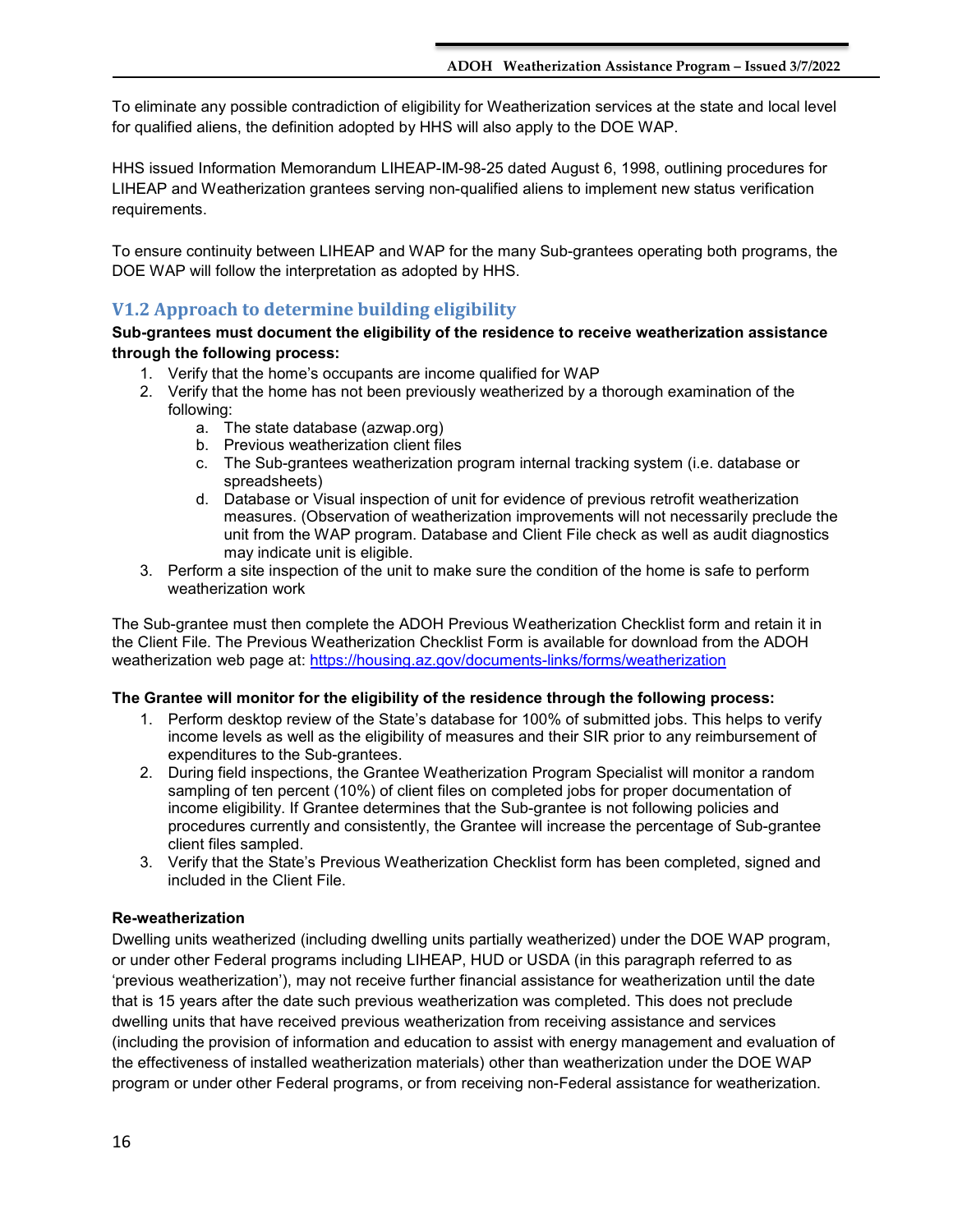To eliminate any possible contradiction of eligibility for Weatherization services at the state and local level for qualified aliens, the definition adopted by HHS will also apply to the DOE WAP.

HHS issued Information Memorandum LIHEAP-IM-98-25 dated August 6, 1998, outlining procedures for LIHEAP and Weatherization grantees serving non-qualified aliens to implement new status verification requirements.

To ensure continuity between LIHEAP and WAP for the many Sub-grantees operating both programs, the DOE WAP will follow the interpretation as adopted by HHS.

## V1.2 Approach to determine building eligibility

**Sub-grantees must document the eligibility of the residence to receive weatherization assistance through the following process:**

1. Verify that the home's occupants are income qualified for WAP
2. Verify that the home has not been previously weatherized by a thorough examination of the following:
    a. The state database (azwap.org)
    b. Previous weatherization client files
    c. The Sub-grantees weatherization program internal tracking system (i.e. database or spreadsheets)
    d. Database or Visual inspection of unit for evidence of previous retrofit weatherization measures. (Observation of weatherization improvements will not necessarily preclude the unit from the WAP program. Database and Client File check as well as audit diagnostics may indicate unit is eligible.
3. Perform a site inspection of the unit to make sure the condition of the home is safe to perform weatherization work

The Sub-grantee must then complete the ADOH Previous Weatherization Checklist form and retain it in the Client File. The Previous Weatherization Checklist Form is available for download from the ADOH weatherization web page at: https://housing.az.gov/documents-links/forms/weatherization

**The Grantee will monitor for the eligibility of the residence through the following process:**

1. Perform desktop review of the State's database for 100% of submitted jobs. This helps to verify income levels as well as the eligibility of measures and their SIR prior to any reimbursement of expenditures to the Sub-grantees.
2. During field inspections, the Grantee Weatherization Program Specialist will monitor a random sampling of ten percent (10%) of client files on completed jobs for proper documentation of income eligibility. If Grantee determines that the Sub-grantee is not following policies and procedures currently and consistently, the Grantee will increase the percentage of Sub-grantee client files sampled.
3. Verify that the State's Previous Weatherization Checklist form has been completed, signed and included in the Client File.

**Re-weatherization**

Dwelling units weatherized (including dwelling units partially weatherized) under the DOE WAP program, or under other Federal programs including LIHEAP, HUD or USDA (in this paragraph referred to as 'previous weatherization'), may not receive further financial assistance for weatherization until the date that is 15 years after the date such previous weatherization was completed. This does not preclude dwelling units that have received previous weatherization from receiving assistance and services (including the provision of information and education to assist with energy management and evaluation of the effectiveness of installed weatherization materials) other than weatherization under the DOE WAP program or under other Federal programs, or from receiving non-Federal assistance for weatherization.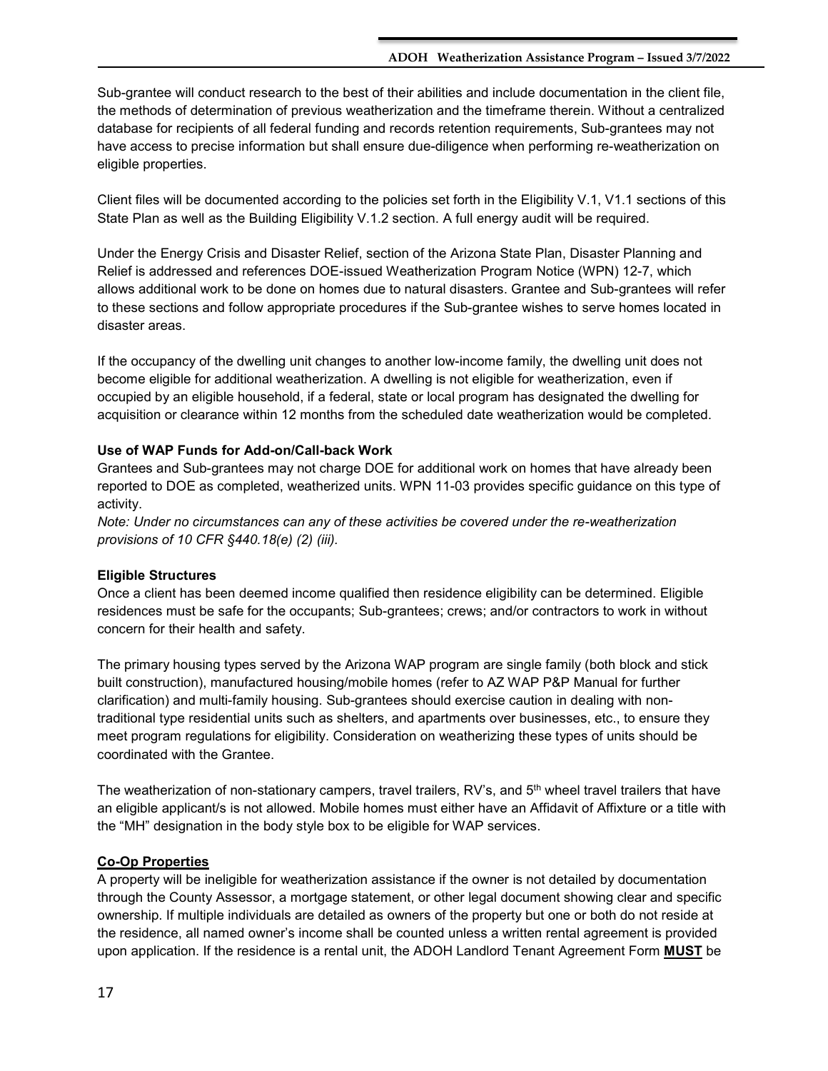Sub-grantee will conduct research to the best of their abilities and include documentation in the client file, the methods of determination of previous weatherization and the timeframe therein. Without a centralized database for recipients of all federal funding and records retention requirements, Sub-grantees may not have access to precise information but shall ensure due-diligence when performing re-weatherization on eligible properties.

Client files will be documented according to the policies set forth in the Eligibility V.1, V1.1 sections of this State Plan as well as the Building Eligibility V.1.2 section. A full energy audit will be required.

Under the Energy Crisis and Disaster Relief, section of the Arizona State Plan, Disaster Planning and Relief is addressed and references DOE-issued Weatherization Program Notice (WPN) 12-7, which allows additional work to be done on homes due to natural disasters. Grantee and Sub-grantees will refer to these sections and follow appropriate procedures if the Sub-grantee wishes to serve homes located in disaster areas.

If the occupancy of the dwelling unit changes to another low-income family, the dwelling unit does not become eligible for additional weatherization. A dwelling is not eligible for weatherization, even if occupied by an eligible household, if a federal, state or local program has designated the dwelling for acquisition or clearance within 12 months from the scheduled date weatherization would be completed.

**Use of WAP Funds for Add-on/Call-back Work**

Grantees and Sub-grantees may not charge DOE for additional work on homes that have already been reported to DOE as completed, weatherized units. WPN 11-03 provides specific guidance on this type of activity.

*Note: Under no circumstances can any of these activities be covered under the re-weatherization provisions of 10 CFR §440.18(e) (2) (iii).*

**Eligible Structures**

Once a client has been deemed income qualified then residence eligibility can be determined. Eligible residences must be safe for the occupants; Sub-grantees; crews; and/or contractors to work in without concern for their health and safety.

The primary housing types served by the Arizona WAP program are single family (both block and stick built construction), manufactured housing/mobile homes (refer to AZ WAP P&P Manual for further clarification) and multi-family housing. Sub-grantees should exercise caution in dealing with non-traditional type residential units such as shelters, and apartments over businesses, etc., to ensure they meet program regulations for eligibility. Consideration on weatherizing these types of units should be coordinated with the Grantee.

The weatherization of non-stationary campers, travel trailers, RV's, and 5th wheel travel trailers that have an eligible applicant/s is not allowed. Mobile homes must either have an Affidavit of Affixture or a title with the "MH" designation in the body style box to be eligible for WAP services.

**Co-Op Properties**

A property will be ineligible for weatherization assistance if the owner is not detailed by documentation through the County Assessor, a mortgage statement, or other legal document showing clear and specific ownership. If multiple individuals are detailed as owners of the property but one or both do not reside at the residence, all named owner's income shall be counted unless a written rental agreement is provided upon application. If the residence is a rental unit, the ADOH Landlord Tenant Agreement Form **MUST** be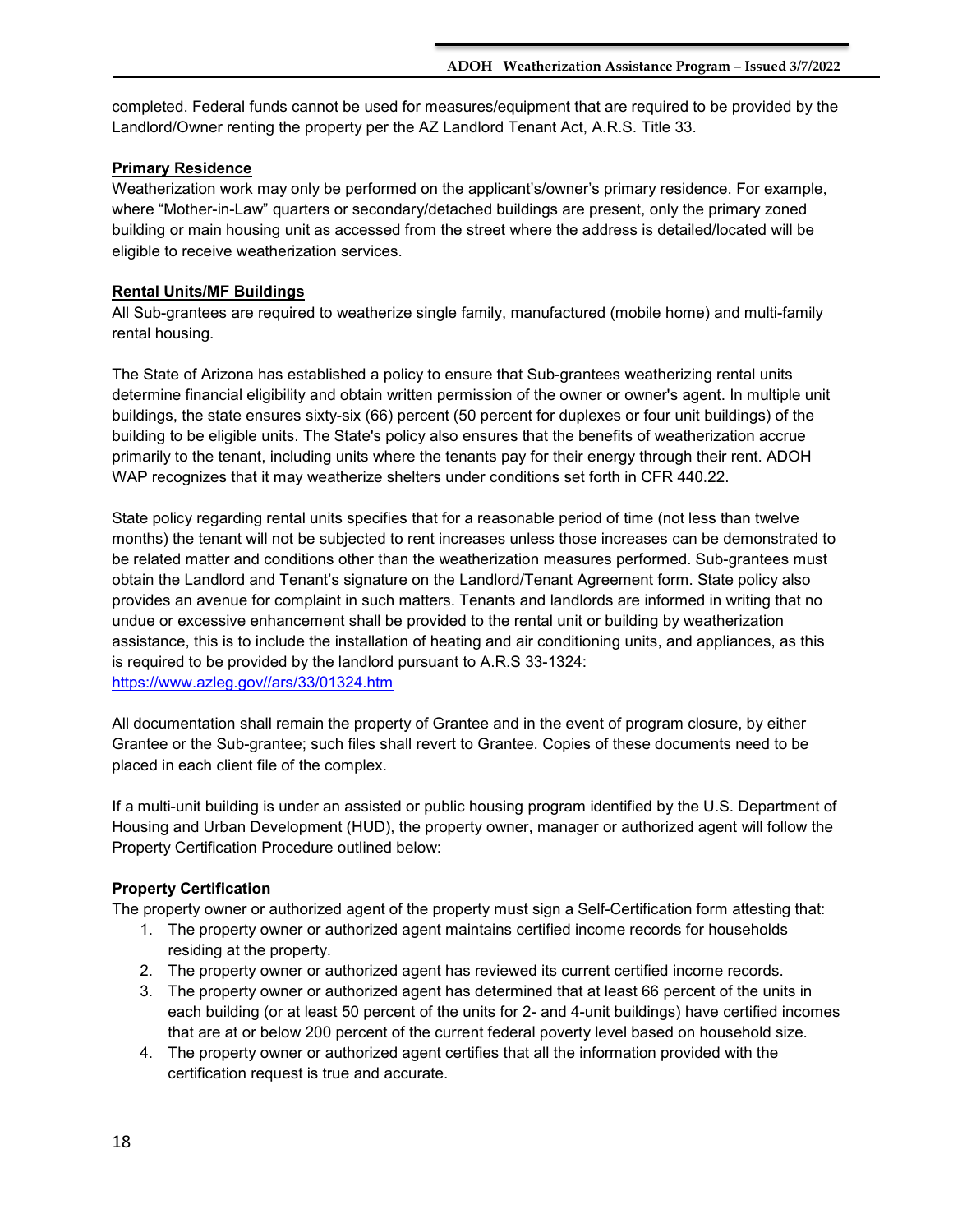completed. Federal funds cannot be used for measures/equipment that are required to be provided by the Landlord/Owner renting the property per the AZ Landlord Tenant Act, A.R.S. Title 33.

**Primary Residence**

Weatherization work may only be performed on the applicant's/owner's primary residence. For example, where "Mother-in-Law" quarters or secondary/detached buildings are present, only the primary zoned building or main housing unit as accessed from the street where the address is detailed/located will be eligible to receive weatherization services.

**Rental Units/MF Buildings**

All Sub-grantees are required to weatherize single family, manufactured (mobile home) and multi-family rental housing.

The State of Arizona has established a policy to ensure that Sub-grantees weatherizing rental units determine financial eligibility and obtain written permission of the owner or owner's agent. In multiple unit buildings, the state ensures sixty-six (66) percent (50 percent for duplexes or four unit buildings) of the building to be eligible units. The State's policy also ensures that the benefits of weatherization accrue primarily to the tenant, including units where the tenants pay for their energy through their rent. ADOH WAP recognizes that it may weatherize shelters under conditions set forth in CFR 440.22.

State policy regarding rental units specifies that for a reasonable period of time (not less than twelve months) the tenant will not be subjected to rent increases unless those increases can be demonstrated to be related matter and conditions other than the weatherization measures performed. Sub-grantees must obtain the Landlord and Tenant's signature on the Landlord/Tenant Agreement form. State policy also provides an avenue for complaint in such matters. Tenants and landlords are informed in writing that no undue or excessive enhancement shall be provided to the rental unit or building by weatherization assistance, this is to include the installation of heating and air conditioning units, and appliances, as this is required to be provided by the landlord pursuant to A.R.S 33-1324: https://www.azleg.gov//ars/33/01324.htm

All documentation shall remain the property of Grantee and in the event of program closure, by either Grantee or the Sub-grantee; such files shall revert to Grantee. Copies of these documents need to be placed in each client file of the complex.

If a multi-unit building is under an assisted or public housing program identified by the U.S. Department of Housing and Urban Development (HUD), the property owner, manager or authorized agent will follow the Property Certification Procedure outlined below:

**Property Certification**

The property owner or authorized agent of the property must sign a Self-Certification form attesting that:

1. The property owner or authorized agent maintains certified income records for households residing at the property.
2. The property owner or authorized agent has reviewed its current certified income records.
3. The property owner or authorized agent has determined that at least 66 percent of the units in each building (or at least 50 percent of the units for 2- and 4-unit buildings) have certified incomes that are at or below 200 percent of the current federal poverty level based on household size.
4. The property owner or authorized agent certifies that all the information provided with the certification request is true and accurate.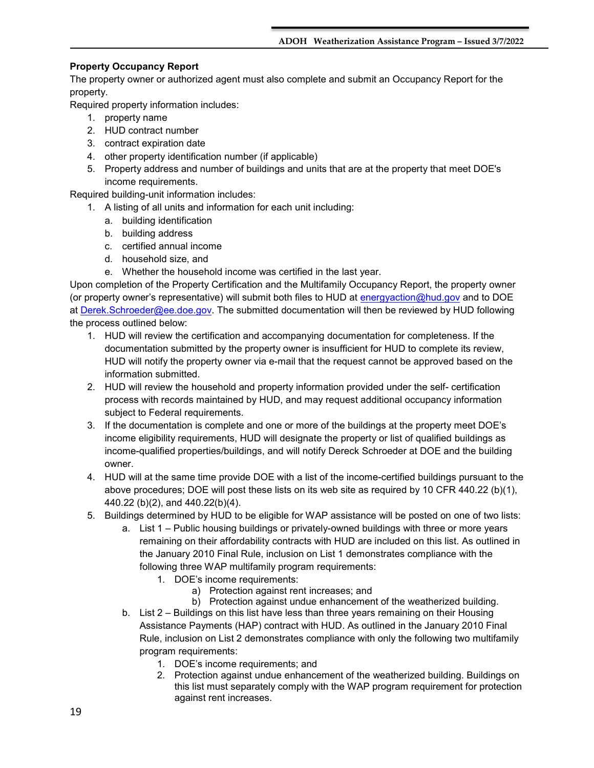**Property Occupancy Report**

The property owner or authorized agent must also complete and submit an Occupancy Report for the property.

Required property information includes:

1. property name
2. HUD contract number
3. contract expiration date
4. other property identification number (if applicable)
5. Property address and number of buildings and units that are at the property that meet DOE's income requirements.

Required building-unit information includes:

1. A listing of all units and information for each unit including:
    a. building identification
    b. building address
    c. certified annual income
    d. household size, and
    e. Whether the household income was certified in the last year.

Upon completion of the Property Certification and the Multifamily Occupancy Report, the property owner (or property owner's representative) will submit both files to HUD at energyaction@hud.gov and to DOE at Derek.Schroeder@ee.doe.gov. The submitted documentation will then be reviewed by HUD following the process outlined below:

1. HUD will review the certification and accompanying documentation for completeness. If the documentation submitted by the property owner is insufficient for HUD to complete its review, HUD will notify the property owner via e-mail that the request cannot be approved based on the information submitted.
2. HUD will review the household and property information provided under the self- certification process with records maintained by HUD, and may request additional occupancy information subject to Federal requirements.
3. If the documentation is complete and one or more of the buildings at the property meet DOE's income eligibility requirements, HUD will designate the property or list of qualified buildings as income-qualified properties/buildings, and will notify Dereck Schroeder at DOE and the building owner.
4. HUD will at the same time provide DOE with a list of the income-certified buildings pursuant to the above procedures; DOE will post these lists on its web site as required by 10 CFR 440.22 (b)(1), 440.22 (b)(2), and 440.22(b)(4).
5. Buildings determined by HUD to be eligible for WAP assistance will be posted on one of two lists:
    a. List 1 – Public housing buildings or privately-owned buildings with three or more years remaining on their affordability contracts with HUD are included on this list. As outlined in the January 2010 Final Rule, inclusion on List 1 demonstrates compliance with the following three WAP multifamily program requirements:
        1. DOE's income requirements:
            a) Protection against rent increases; and
            b) Protection against undue enhancement of the weatherized building.
    b. List 2 – Buildings on this list have less than three years remaining on their Housing Assistance Payments (HAP) contract with HUD. As outlined in the January 2010 Final Rule, inclusion on List 2 demonstrates compliance with only the following two multifamily program requirements:
        1. DOE's income requirements; and
        2. Protection against undue enhancement of the weatherized building. Buildings on this list must separately comply with the WAP program requirement for protection against rent increases.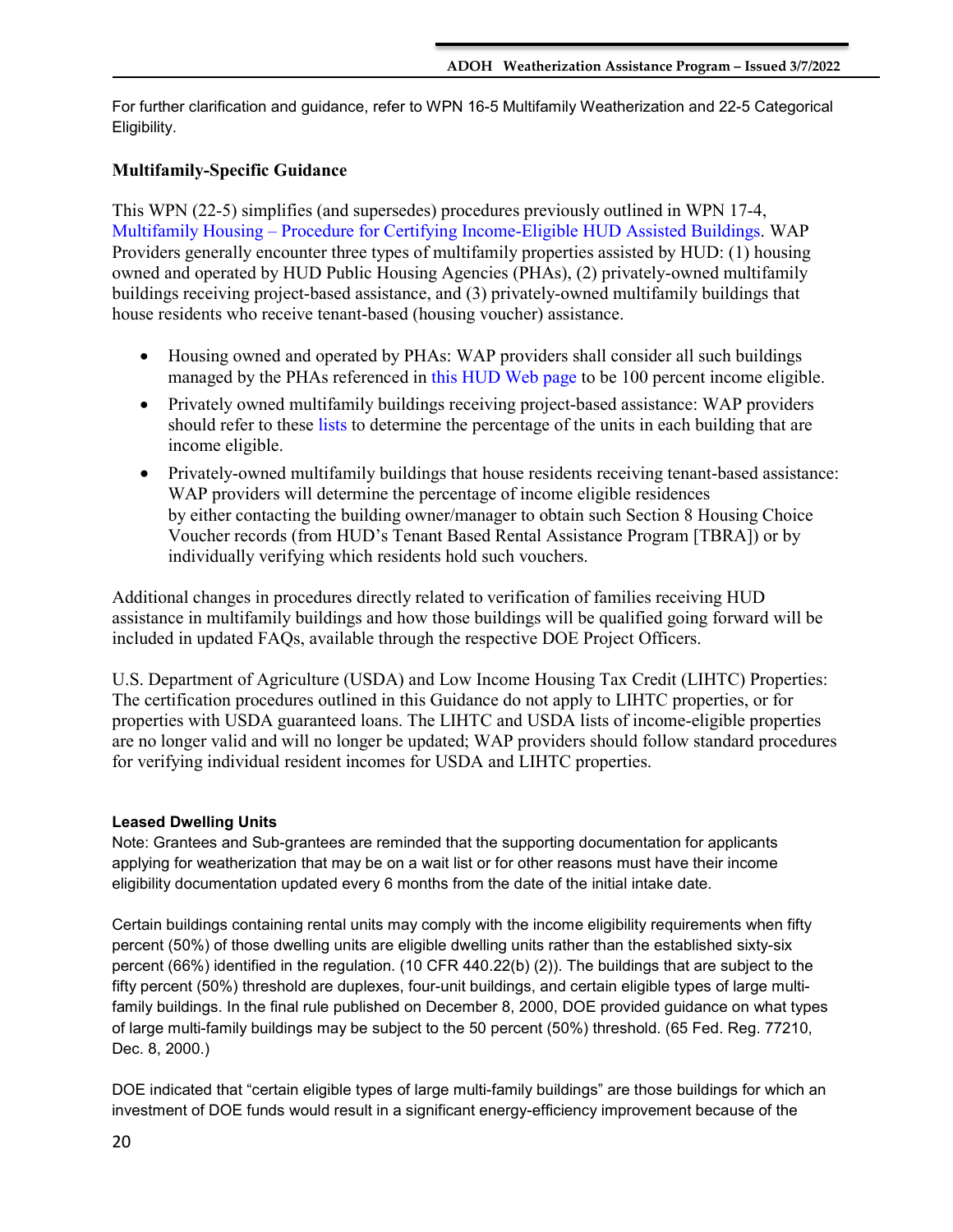For further clarification and guidance, refer to WPN 16-5 Multifamily Weatherization and 22-5 Categorical Eligibility.

### Multifamily-Specific Guidance

This WPN (22-5) simplifies (and supersedes) procedures previously outlined in WPN 17-4, Multifamily Housing – Procedure for Certifying Income-Eligible HUD Assisted Buildings. WAP Providers generally encounter three types of multifamily properties assisted by HUD: (1) housing owned and operated by HUD Public Housing Agencies (PHAs), (2) privately-owned multifamily buildings receiving project-based assistance, and (3) privately-owned multifamily buildings that house residents who receive tenant-based (housing voucher) assistance.

- Housing owned and operated by PHAs: WAP providers shall consider all such buildings managed by the PHAs referenced in this HUD Web page to be 100 percent income eligible.
- Privately owned multifamily buildings receiving project-based assistance: WAP providers should refer to these lists to determine the percentage of the units in each building that are income eligible.
- Privately-owned multifamily buildings that house residents receiving tenant-based assistance: WAP providers will determine the percentage of income eligible residences by either contacting the building owner/manager to obtain such Section 8 Housing Choice Voucher records (from HUD's Tenant Based Rental Assistance Program [TBRA]) or by individually verifying which residents hold such vouchers.

Additional changes in procedures directly related to verification of families receiving HUD assistance in multifamily buildings and how those buildings will be qualified going forward will be included in updated FAQs, available through the respective DOE Project Officers.

U.S. Department of Agriculture (USDA) and Low Income Housing Tax Credit (LIHTC) Properties: The certification procedures outlined in this Guidance do not apply to LIHTC properties, or for properties with USDA guaranteed loans. The LIHTC and USDA lists of income-eligible properties are no longer valid and will no longer be updated; WAP providers should follow standard procedures for verifying individual resident incomes for USDA and LIHTC properties.

#### Leased Dwelling Units

Note: Grantees and Sub-grantees are reminded that the supporting documentation for applicants applying for weatherization that may be on a wait list or for other reasons must have their income eligibility documentation updated every 6 months from the date of the initial intake date.

Certain buildings containing rental units may comply with the income eligibility requirements when fifty percent (50%) of those dwelling units are eligible dwelling units rather than the established sixty-six percent (66%) identified in the regulation. (10 CFR 440.22(b) (2)). The buildings that are subject to the fifty percent (50%) threshold are duplexes, four-unit buildings, and certain eligible types of large multi-family buildings. In the final rule published on December 8, 2000, DOE provided guidance on what types of large multi-family buildings may be subject to the 50 percent (50%) threshold. (65 Fed. Reg. 77210, Dec. 8, 2000.)

DOE indicated that "certain eligible types of large multi-family buildings" are those buildings for which an investment of DOE funds would result in a significant energy-efficiency improvement because of the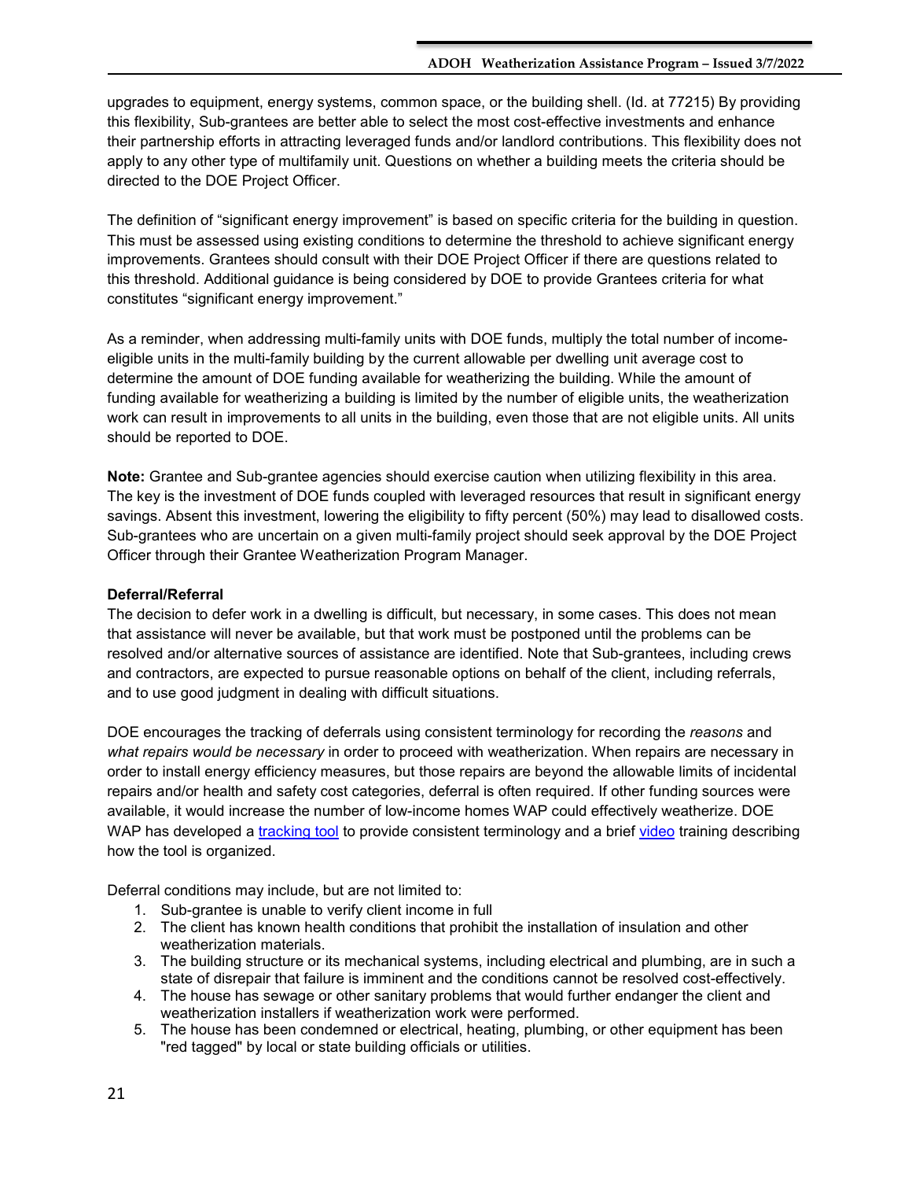upgrades to equipment, energy systems, common space, or the building shell. (Id. at 77215) By providing this flexibility, Sub-grantees are better able to select the most cost-effective investments and enhance their partnership efforts in attracting leveraged funds and/or landlord contributions. This flexibility does not apply to any other type of multifamily unit. Questions on whether a building meets the criteria should be directed to the DOE Project Officer.

The definition of "significant energy improvement" is based on specific criteria for the building in question. This must be assessed using existing conditions to determine the threshold to achieve significant energy improvements. Grantees should consult with their DOE Project Officer if there are questions related to this threshold. Additional guidance is being considered by DOE to provide Grantees criteria for what constitutes "significant energy improvement."

As a reminder, when addressing multi-family units with DOE funds, multiply the total number of income-eligible units in the multi-family building by the current allowable per dwelling unit average cost to determine the amount of DOE funding available for weatherizing the building. While the amount of funding available for weatherizing a building is limited by the number of eligible units, the weatherization work can result in improvements to all units in the building, even those that are not eligible units. All units should be reported to DOE.

**Note:** Grantee and Sub-grantee agencies should exercise caution when utilizing flexibility in this area. The key is the investment of DOE funds coupled with leveraged resources that result in significant energy savings. Absent this investment, lowering the eligibility to fifty percent (50%) may lead to disallowed costs. Sub-grantees who are uncertain on a given multi-family project should seek approval by the DOE Project Officer through their Grantee Weatherization Program Manager.

**Deferral/Referral**

The decision to defer work in a dwelling is difficult, but necessary, in some cases. This does not mean that assistance will never be available, but that work must be postponed until the problems can be resolved and/or alternative sources of assistance are identified. Note that Sub-grantees, including crews and contractors, are expected to pursue reasonable options on behalf of the client, including referrals, and to use good judgment in dealing with difficult situations.

DOE encourages the tracking of deferrals using consistent terminology for recording the *reasons* and *what repairs would be necessary* in order to proceed with weatherization. When repairs are necessary in order to install energy efficiency measures, but those repairs are beyond the allowable limits of incidental repairs and/or health and safety cost categories, deferral is often required. If other funding sources were available, it would increase the number of low-income homes WAP could effectively weatherize. DOE WAP has developed a tracking tool to provide consistent terminology and a brief video training describing how the tool is organized.

Deferral conditions may include, but are not limited to:

1. Sub-grantee is unable to verify client income in full
2. The client has known health conditions that prohibit the installation of insulation and other weatherization materials.
3. The building structure or its mechanical systems, including electrical and plumbing, are in such a state of disrepair that failure is imminent and the conditions cannot be resolved cost-effectively.
4. The house has sewage or other sanitary problems that would further endanger the client and weatherization installers if weatherization work were performed.
5. The house has been condemned or electrical, heating, plumbing, or other equipment has been "red tagged" by local or state building officials or utilities.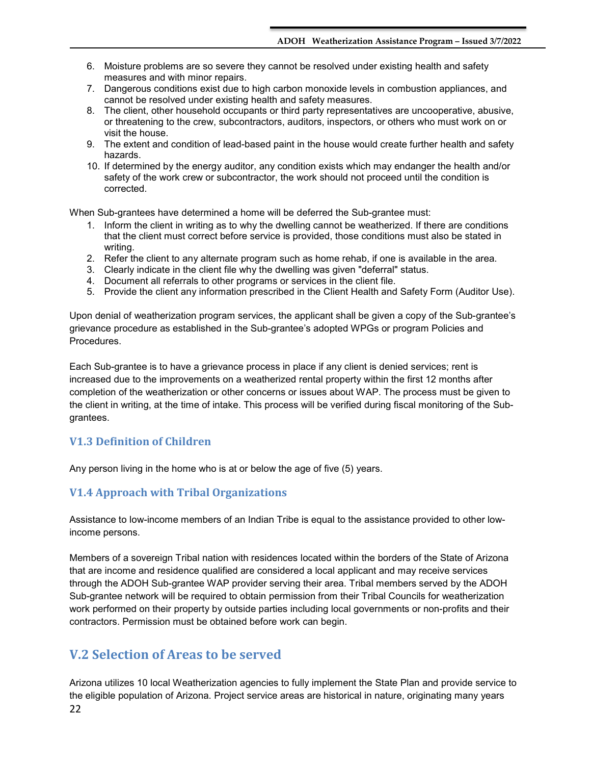6. Moisture problems are so severe they cannot be resolved under existing health and safety measures and with minor repairs.
7. Dangerous conditions exist due to high carbon monoxide levels in combustion appliances, and cannot be resolved under existing health and safety measures.
8. The client, other household occupants or third party representatives are uncooperative, abusive, or threatening to the crew, subcontractors, auditors, inspectors, or others who must work on or visit the house.
9. The extent and condition of lead-based paint in the house would create further health and safety hazards.
10. If determined by the energy auditor, any condition exists which may endanger the health and/or safety of the work crew or subcontractor, the work should not proceed until the condition is corrected.

When Sub-grantees have determined a home will be deferred the Sub-grantee must:

1. Inform the client in writing as to why the dwelling cannot be weatherized. If there are conditions that the client must correct before service is provided, those conditions must also be stated in writing.
2. Refer the client to any alternate program such as home rehab, if one is available in the area.
3. Clearly indicate in the client file why the dwelling was given "deferral" status.
4. Document all referrals to other programs or services in the client file.
5. Provide the client any information prescribed in the Client Health and Safety Form (Auditor Use).

Upon denial of weatherization program services, the applicant shall be given a copy of the Sub-grantee's grievance procedure as established in the Sub-grantee's adopted WPGs or program Policies and Procedures.

Each Sub-grantee is to have a grievance process in place if any client is denied services; rent is increased due to the improvements on a weatherized rental property within the first 12 months after completion of the weatherization or other concerns or issues about WAP. The process must be given to the client in writing, at the time of intake. This process will be verified during fiscal monitoring of the Sub-grantees.

### V1.3 Definition of Children

Any person living in the home who is at or below the age of five (5) years.

### V1.4 Approach with Tribal Organizations

Assistance to low-income members of an Indian Tribe is equal to the assistance provided to other low-income persons.

Members of a sovereign Tribal nation with residences located within the borders of the State of Arizona that are income and residence qualified are considered a local applicant and may receive services through the ADOH Sub-grantee WAP provider serving their area. Tribal members served by the ADOH Sub-grantee network will be required to obtain permission from their Tribal Councils for weatherization work performed on their property by outside parties including local governments or non-profits and their contractors. Permission must be obtained before work can begin.

## V.2 Selection of Areas to be served

Arizona utilizes 10 local Weatherization agencies to fully implement the State Plan and provide service to the eligible population of Arizona. Project service areas are historical in nature, originating many years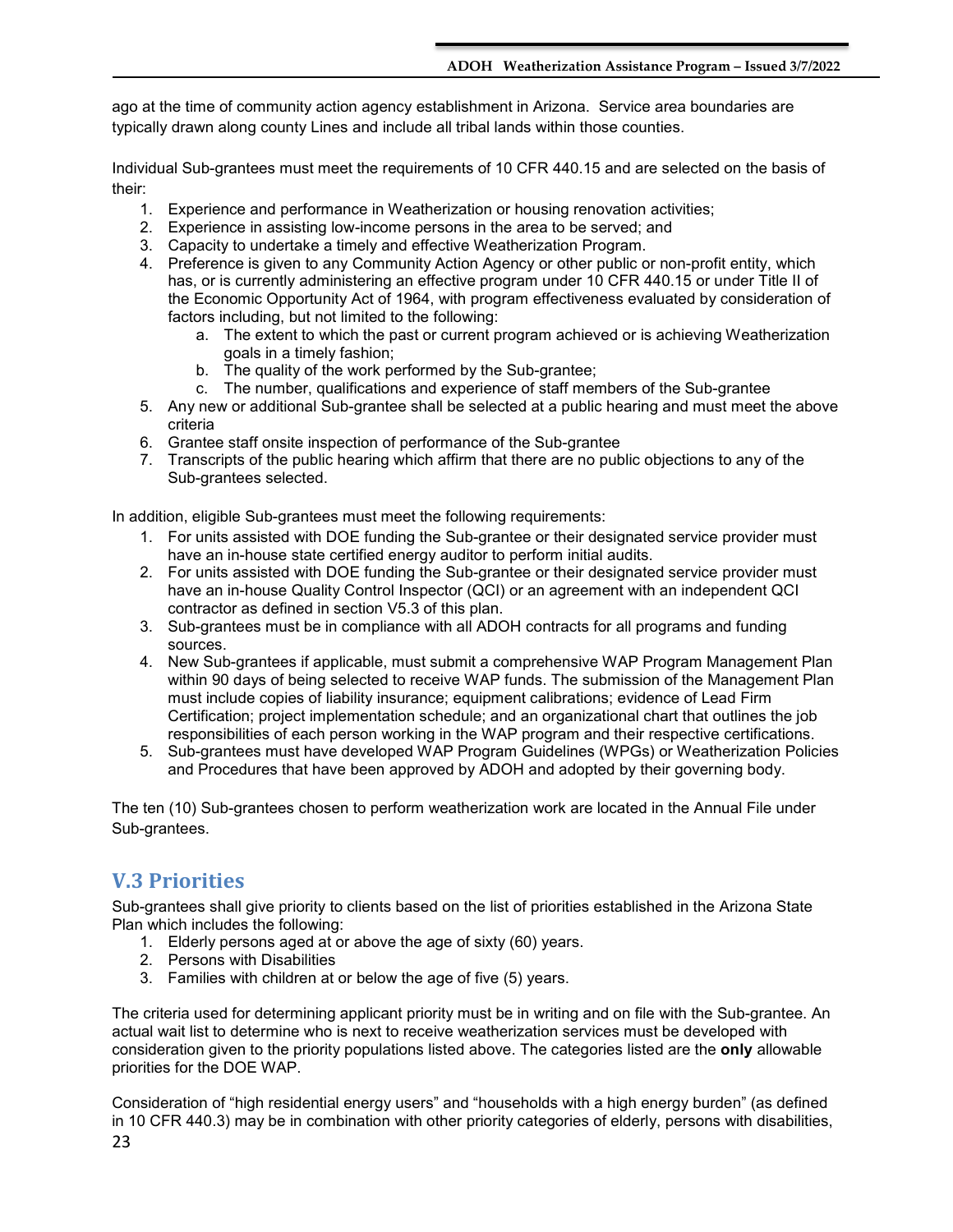ago at the time of community action agency establishment in Arizona. Service area boundaries are typically drawn along county Lines and include all tribal lands within those counties.

Individual Sub-grantees must meet the requirements of 10 CFR 440.15 and are selected on the basis of their:

1. Experience and performance in Weatherization or housing renovation activities;
2. Experience in assisting low-income persons in the area to be served; and
3. Capacity to undertake a timely and effective Weatherization Program.
4. Preference is given to any Community Action Agency or other public or non-profit entity, which has, or is currently administering an effective program under 10 CFR 440.15 or under Title II of the Economic Opportunity Act of 1964, with program effectiveness evaluated by consideration of factors including, but not limited to the following:
   a. The extent to which the past or current program achieved or is achieving Weatherization goals in a timely fashion;
   b. The quality of the work performed by the Sub-grantee;
   c. The number, qualifications and experience of staff members of the Sub-grantee
5. Any new or additional Sub-grantee shall be selected at a public hearing and must meet the above criteria
6. Grantee staff onsite inspection of performance of the Sub-grantee
7. Transcripts of the public hearing which affirm that there are no public objections to any of the Sub-grantees selected.

In addition, eligible Sub-grantees must meet the following requirements:

1. For units assisted with DOE funding the Sub-grantee or their designated service provider must have an in-house state certified energy auditor to perform initial audits.
2. For units assisted with DOE funding the Sub-grantee or their designated service provider must have an in-house Quality Control Inspector (QCI) or an agreement with an independent QCI contractor as defined in section V5.3 of this plan.
3. Sub-grantees must be in compliance with all ADOH contracts for all programs and funding sources.
4. New Sub-grantees if applicable, must submit a comprehensive WAP Program Management Plan within 90 days of being selected to receive WAP funds. The submission of the Management Plan must include copies of liability insurance; equipment calibrations; evidence of Lead Firm Certification; project implementation schedule; and an organizational chart that outlines the job responsibilities of each person working in the WAP program and their respective certifications.
5. Sub-grantees must have developed WAP Program Guidelines (WPGs) or Weatherization Policies and Procedures that have been approved by ADOH and adopted by their governing body.

The ten (10) Sub-grantees chosen to perform weatherization work are located in the Annual File under Sub-grantees.

## V.3 Priorities

Sub-grantees shall give priority to clients based on the list of priorities established in the Arizona State Plan which includes the following:

1. Elderly persons aged at or above the age of sixty (60) years.
2. Persons with Disabilities
3. Families with children at or below the age of five (5) years.

The criteria used for determining applicant priority must be in writing and on file with the Sub-grantee. An actual wait list to determine who is next to receive weatherization services must be developed with consideration given to the priority populations listed above. The categories listed are the **only** allowable priorities for the DOE WAP.

Consideration of "high residential energy users" and "households with a high energy burden" (as defined in 10 CFR 440.3) may be in combination with other priority categories of elderly, persons with disabilities,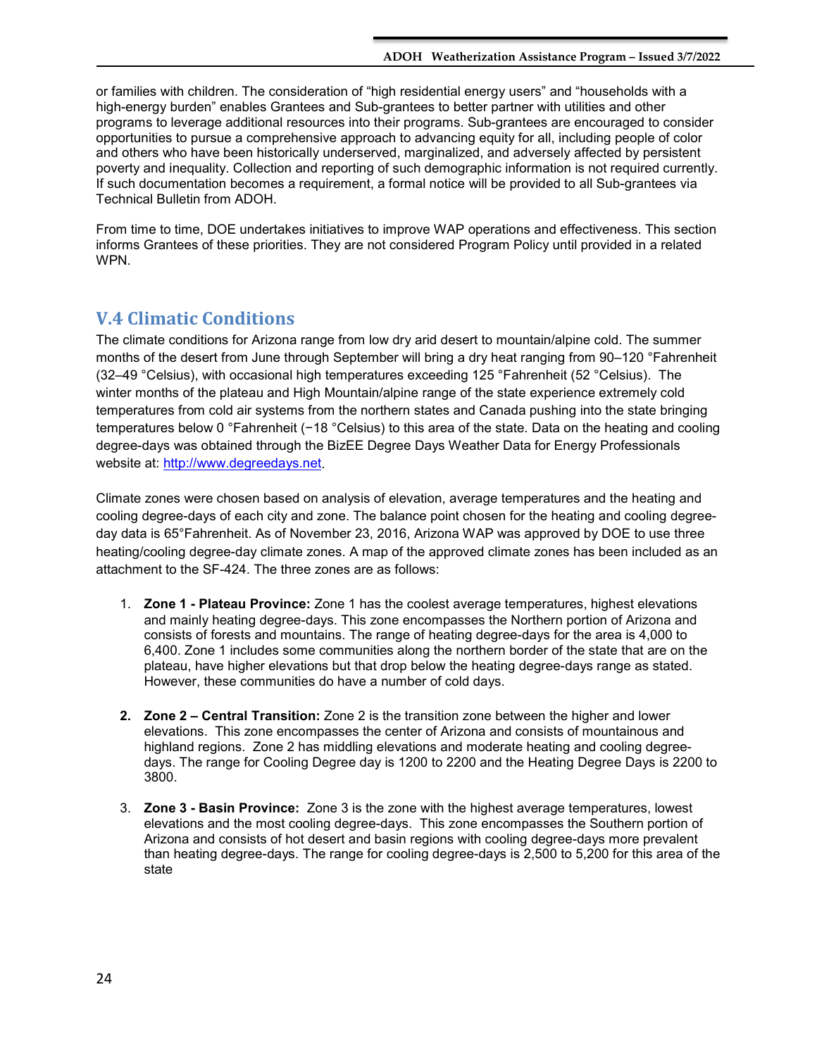or families with children. The consideration of "high residential energy users" and "households with a high-energy burden" enables Grantees and Sub-grantees to better partner with utilities and other programs to leverage additional resources into their programs. Sub-grantees are encouraged to consider opportunities to pursue a comprehensive approach to advancing equity for all, including people of color and others who have been historically underserved, marginalized, and adversely affected by persistent poverty and inequality. Collection and reporting of such demographic information is not required currently. If such documentation becomes a requirement, a formal notice will be provided to all Sub-grantees via Technical Bulletin from ADOH.

From time to time, DOE undertakes initiatives to improve WAP operations and effectiveness. This section informs Grantees of these priorities. They are not considered Program Policy until provided in a related WPN.

## V.4 Climatic Conditions

The climate conditions for Arizona range from low dry arid desert to mountain/alpine cold. The summer months of the desert from June through September will bring a dry heat ranging from 90–120 °Fahrenheit (32–49 °Celsius), with occasional high temperatures exceeding 125 °Fahrenheit (52 °Celsius). The winter months of the plateau and High Mountain/alpine range of the state experience extremely cold temperatures from cold air systems from the northern states and Canada pushing into the state bringing temperatures below 0 °Fahrenheit (−18 °Celsius) to this area of the state. Data on the heating and cooling degree-days was obtained through the BizEE Degree Days Weather Data for Energy Professionals website at: http://www.degreedays.net.

Climate zones were chosen based on analysis of elevation, average temperatures and the heating and cooling degree-days of each city and zone. The balance point chosen for the heating and cooling degree-day data is 65°Fahrenheit. As of November 23, 2016, Arizona WAP was approved by DOE to use three heating/cooling degree-day climate zones. A map of the approved climate zones has been included as an attachment to the SF-424. The three zones are as follows:

1. **Zone 1 - Plateau Province:** Zone 1 has the coolest average temperatures, highest elevations and mainly heating degree-days. This zone encompasses the Northern portion of Arizona and consists of forests and mountains. The range of heating degree-days for the area is 4,000 to 6,400. Zone 1 includes some communities along the northern border of the state that are on the plateau, have higher elevations but that drop below the heating degree-days range as stated. However, these communities do have a number of cold days.

2. **Zone 2 – Central Transition:** Zone 2 is the transition zone between the higher and lower elevations. This zone encompasses the center of Arizona and consists of mountainous and highland regions. Zone 2 has middling elevations and moderate heating and cooling degree-days. The range for Cooling Degree day is 1200 to 2200 and the Heating Degree Days is 2200 to 3800.

3. **Zone 3 - Basin Province:** Zone 3 is the zone with the highest average temperatures, lowest elevations and the most cooling degree-days. This zone encompasses the Southern portion of Arizona and consists of hot desert and basin regions with cooling degree-days more prevalent than heating degree-days. The range for cooling degree-days is 2,500 to 5,200 for this area of the state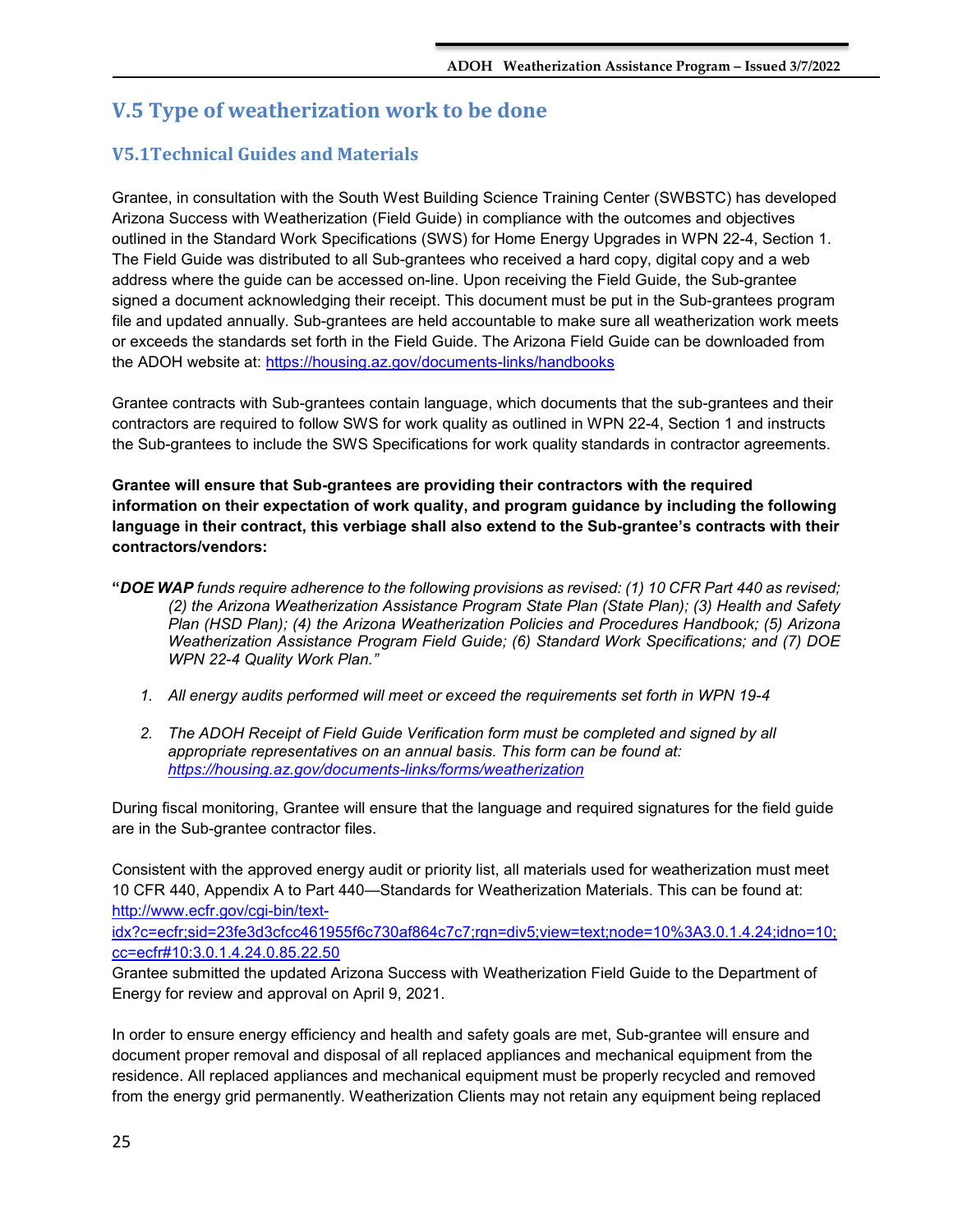## V.5 Type of weatherization work to be done

### V5.1Technical Guides and Materials

Grantee, in consultation with the South West Building Science Training Center (SWBSTC) has developed Arizona Success with Weatherization (Field Guide) in compliance with the outcomes and objectives outlined in the Standard Work Specifications (SWS) for Home Energy Upgrades in WPN 22-4, Section 1. The Field Guide was distributed to all Sub-grantees who received a hard copy, digital copy and a web address where the guide can be accessed on-line. Upon receiving the Field Guide, the Sub-grantee signed a document acknowledging their receipt. This document must be put in the Sub-grantees program file and updated annually. Sub-grantees are held accountable to make sure all weatherization work meets or exceeds the standards set forth in the Field Guide. The Arizona Field Guide can be downloaded from the ADOH website at: https://housing.az.gov/documents-links/handbooks

Grantee contracts with Sub-grantees contain language, which documents that the sub-grantees and their contractors are required to follow SWS for work quality as outlined in WPN 22-4, Section 1 and instructs the Sub-grantees to include the SWS Specifications for work quality standards in contractor agreements.

**Grantee will ensure that Sub-grantees are providing their contractors with the required information on their expectation of work quality, and program guidance by including the following language in their contract, this verbiage shall also extend to the Sub-grantee's contracts with their contractors/vendors:**

**"*DOE WAP*** *funds require adherence to the following provisions as revised: (1) 10 CFR Part 440 as revised; (2) the Arizona Weatherization Assistance Program State Plan (State Plan); (3) Health and Safety Plan (HSD Plan); (4) the Arizona Weatherization Policies and Procedures Handbook; (5) Arizona Weatherization Assistance Program Field Guide; (6) Standard Work Specifications; and (7) DOE WPN 22-4 Quality Work Plan."*

1. *All energy audits performed will meet or exceed the requirements set forth in WPN 19-4*
2. *The ADOH Receipt of Field Guide Verification form must be completed and signed by all appropriate representatives on an annual basis. This form can be found at: https://housing.az.gov/documents-links/forms/weatherization*

During fiscal monitoring, Grantee will ensure that the language and required signatures for the field guide are in the Sub-grantee contractor files.

Consistent with the approved energy audit or priority list, all materials used for weatherization must meet 10 CFR 440, Appendix A to Part 440—Standards for Weatherization Materials. This can be found at: http://www.ecfr.gov/cgi-bin/text-idx?c=ecfr;sid=23fe3d3cfcc461955f6c730af864c7c7;rgn=div5;view=text;node=10%3A3.0.1.4.24;idno=10;cc=ecfr#10:3.0.1.4.24.0.85.22.50
Grantee submitted the updated Arizona Success with Weatherization Field Guide to the Department of Energy for review and approval on April 9, 2021.

In order to ensure energy efficiency and health and safety goals are met, Sub-grantee will ensure and document proper removal and disposal of all replaced appliances and mechanical equipment from the residence. All replaced appliances and mechanical equipment must be properly recycled and removed from the energy grid permanently. Weatherization Clients may not retain any equipment being replaced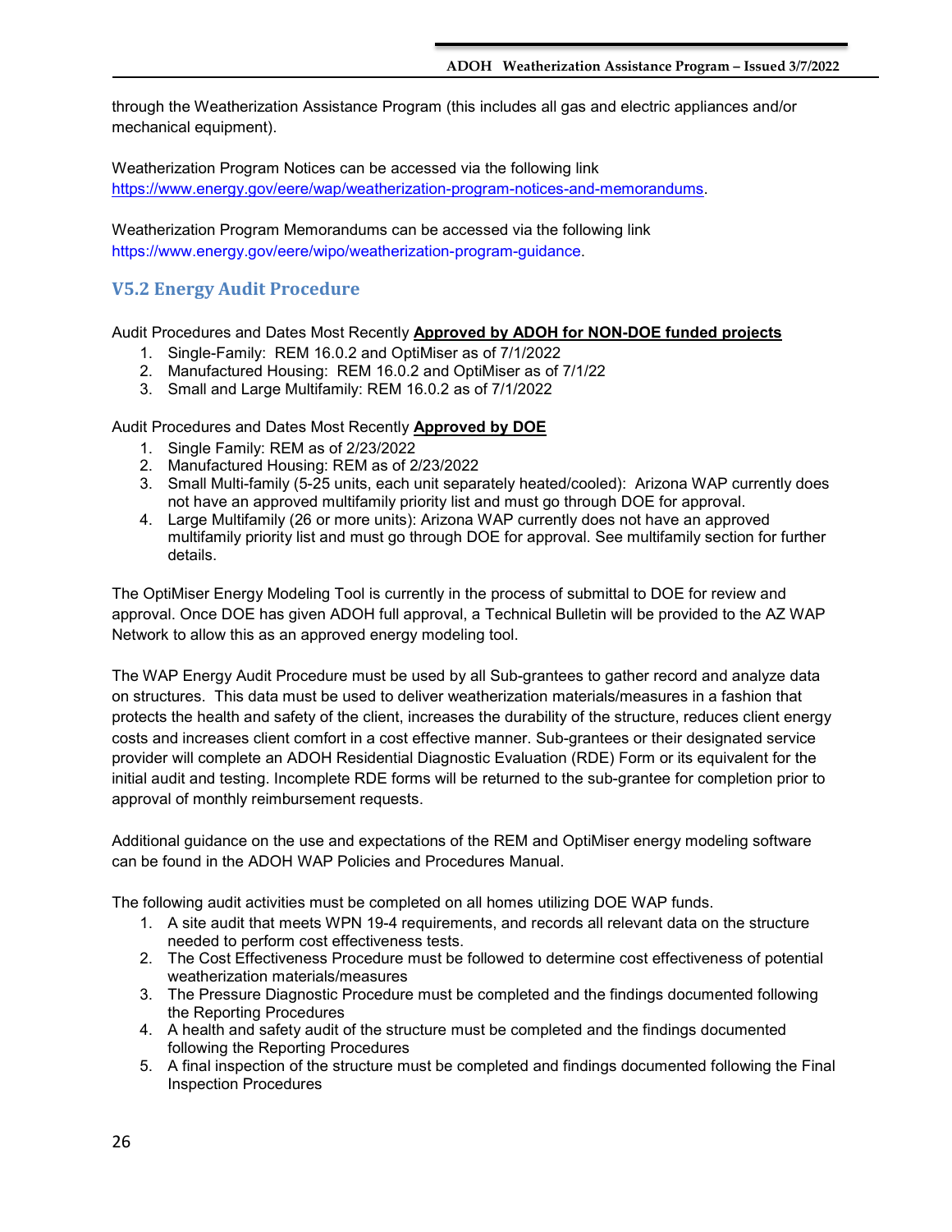through the Weatherization Assistance Program (this includes all gas and electric appliances and/or mechanical equipment).

Weatherization Program Notices can be accessed via the following link https://www.energy.gov/eere/wap/weatherization-program-notices-and-memorandums.

Weatherization Program Memorandums can be accessed via the following link https://www.energy.gov/eere/wipo/weatherization-program-guidance.

## V5.2 Energy Audit Procedure

Audit Procedures and Dates Most Recently **Approved by ADOH for NON-DOE funded projects**

1. Single-Family: REM 16.0.2 and OptiMiser as of 7/1/2022
2. Manufactured Housing: REM 16.0.2 and OptiMiser as of 7/1/22
3. Small and Large Multifamily: REM 16.0.2 as of 7/1/2022

Audit Procedures and Dates Most Recently **Approved by DOE**

1. Single Family: REM as of 2/23/2022
2. Manufactured Housing: REM as of 2/23/2022
3. Small Multi-family (5-25 units, each unit separately heated/cooled): Arizona WAP currently does not have an approved multifamily priority list and must go through DOE for approval.
4. Large Multifamily (26 or more units): Arizona WAP currently does not have an approved multifamily priority list and must go through DOE for approval. See multifamily section for further details.

The OptiMiser Energy Modeling Tool is currently in the process of submittal to DOE for review and approval. Once DOE has given ADOH full approval, a Technical Bulletin will be provided to the AZ WAP Network to allow this as an approved energy modeling tool.

The WAP Energy Audit Procedure must be used by all Sub-grantees to gather record and analyze data on structures. This data must be used to deliver weatherization materials/measures in a fashion that protects the health and safety of the client, increases the durability of the structure, reduces client energy costs and increases client comfort in a cost effective manner. Sub-grantees or their designated service provider will complete an ADOH Residential Diagnostic Evaluation (RDE) Form or its equivalent for the initial audit and testing. Incomplete RDE forms will be returned to the sub-grantee for completion prior to approval of monthly reimbursement requests.

Additional guidance on the use and expectations of the REM and OptiMiser energy modeling software can be found in the ADOH WAP Policies and Procedures Manual.

The following audit activities must be completed on all homes utilizing DOE WAP funds.

1. A site audit that meets WPN 19-4 requirements, and records all relevant data on the structure needed to perform cost effectiveness tests.
2. The Cost Effectiveness Procedure must be followed to determine cost effectiveness of potential weatherization materials/measures
3. The Pressure Diagnostic Procedure must be completed and the findings documented following the Reporting Procedures
4. A health and safety audit of the structure must be completed and the findings documented following the Reporting Procedures
5. A final inspection of the structure must be completed and findings documented following the Final Inspection Procedures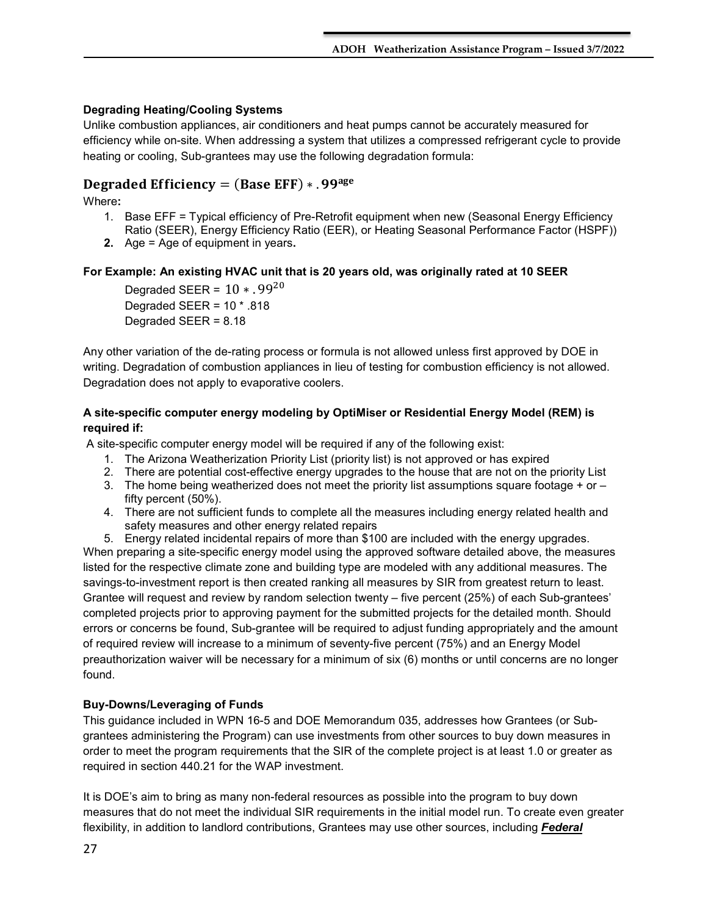**Degrading Heating/Cooling Systems**

Unlike combustion appliances, air conditioners and heat pumps cannot be accurately measured for efficiency while on-site. When addressing a system that utilizes a compressed refrigerant cycle to provide heating or cooling, Sub-grantees may use the following degradation formula:

$$\textbf{Degraded Efficiency} = (\textbf{Base EFF}) * .99^{\textbf{age}}$$

Where**:**

1. Base EFF = Typical efficiency of Pre-Retrofit equipment when new (Seasonal Energy Efficiency Ratio (SEER), Energy Efficiency Ratio (EER), or Heating Seasonal Performance Factor (HSPF))
2. Age = Age of equipment in years**.**

**For Example: An existing HVAC unit that is 20 years old, was originally rated at 10 SEER**

Degraded SEER = $10 * .99^{20}$
Degraded SEER = 10 * .818
Degraded SEER = 8.18

Any other variation of the de-rating process or formula is not allowed unless first approved by DOE in writing. Degradation of combustion appliances in lieu of testing for combustion efficiency is not allowed. Degradation does not apply to evaporative coolers.

**A site-specific computer energy modeling by OptiMiser or Residential Energy Model (REM) is required if:**

A site-specific computer energy model will be required if any of the following exist:

1. The Arizona Weatherization Priority List (priority list) is not approved or has expired
2. There are potential cost-effective energy upgrades to the house that are not on the priority List
3. The home being weatherized does not meet the priority list assumptions square footage + or – fifty percent (50%).
4. There are not sufficient funds to complete all the measures including energy related health and safety measures and other energy related repairs
5. Energy related incidental repairs of more than $100 are included with the energy upgrades.

When preparing a site-specific energy model using the approved software detailed above, the measures listed for the respective climate zone and building type are modeled with any additional measures. The savings-to-investment report is then created ranking all measures by SIR from greatest return to least. Grantee will request and review by random selection twenty – five percent (25%) of each Sub-grantees' completed projects prior to approving payment for the submitted projects for the detailed month. Should errors or concerns be found, Sub-grantee will be required to adjust funding appropriately and the amount of required review will increase to a minimum of seventy-five percent (75%) and an Energy Model preauthorization waiver will be necessary for a minimum of six (6) months or until concerns are no longer found.

**Buy-Downs/Leveraging of Funds**

This guidance included in WPN 16-5 and DOE Memorandum 035, addresses how Grantees (or Sub-grantees administering the Program) can use investments from other sources to buy down measures in order to meet the program requirements that the SIR of the complete project is at least 1.0 or greater as required in section 440.21 for the WAP investment.

It is DOE's aim to bring as many non-federal resources as possible into the program to buy down measures that do not meet the individual SIR requirements in the initial model run. To create even greater flexibility, in addition to landlord contributions, Grantees may use other sources, including ***Federal***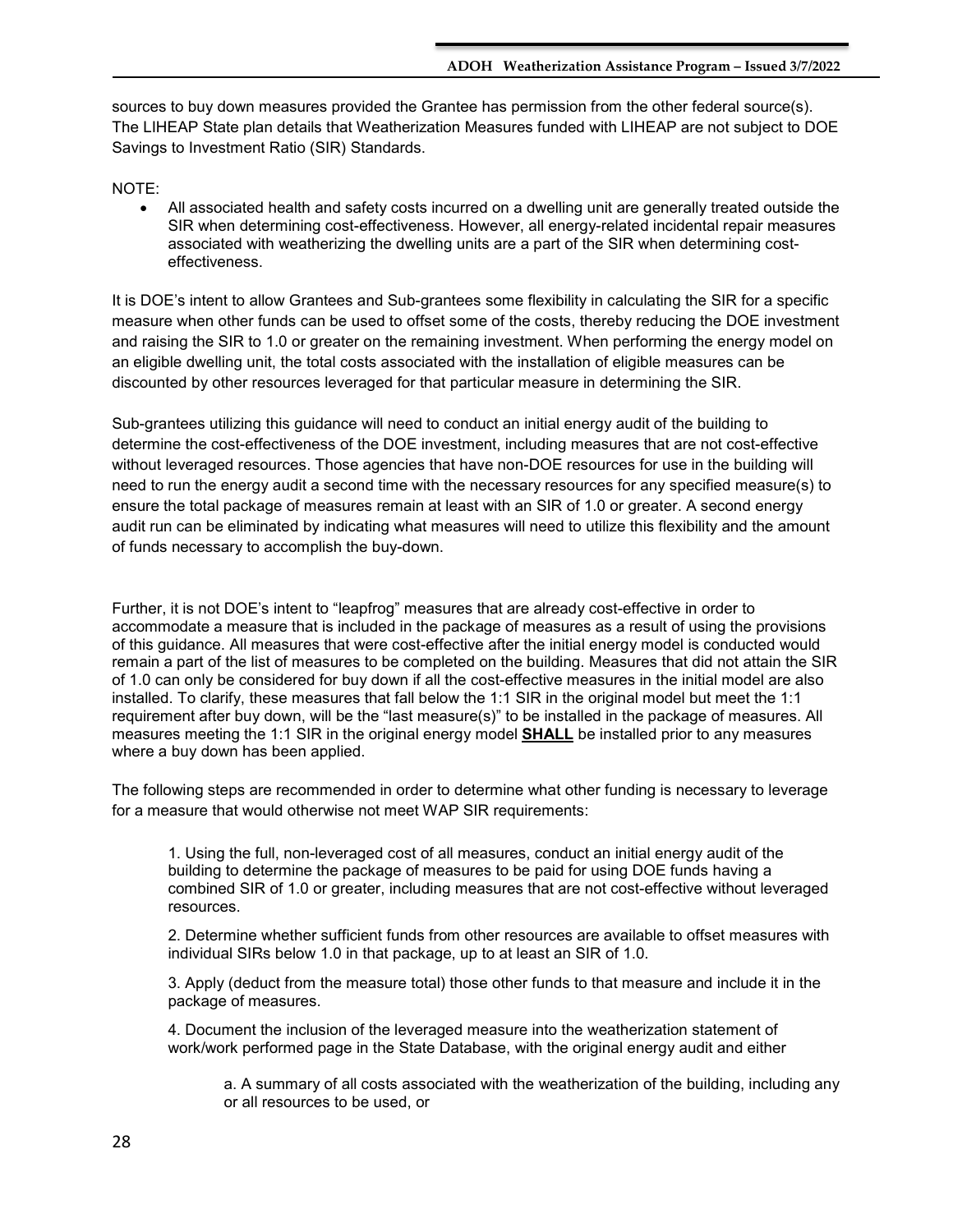sources to buy down measures provided the Grantee has permission from the other federal source(s). The LIHEAP State plan details that Weatherization Measures funded with LIHEAP are not subject to DOE Savings to Investment Ratio (SIR) Standards.

NOTE:

- All associated health and safety costs incurred on a dwelling unit are generally treated outside the SIR when determining cost-effectiveness. However, all energy-related incidental repair measures associated with weatherizing the dwelling units are a part of the SIR when determining cost-effectiveness.

It is DOE's intent to allow Grantees and Sub-grantees some flexibility in calculating the SIR for a specific measure when other funds can be used to offset some of the costs, thereby reducing the DOE investment and raising the SIR to 1.0 or greater on the remaining investment. When performing the energy model on an eligible dwelling unit, the total costs associated with the installation of eligible measures can be discounted by other resources leveraged for that particular measure in determining the SIR.

Sub-grantees utilizing this guidance will need to conduct an initial energy audit of the building to determine the cost-effectiveness of the DOE investment, including measures that are not cost-effective without leveraged resources. Those agencies that have non-DOE resources for use in the building will need to run the energy audit a second time with the necessary resources for any specified measure(s) to ensure the total package of measures remain at least with an SIR of 1.0 or greater. A second energy audit run can be eliminated by indicating what measures will need to utilize this flexibility and the amount of funds necessary to accomplish the buy-down.

Further, it is not DOE's intent to "leapfrog" measures that are already cost-effective in order to accommodate a measure that is included in the package of measures as a result of using the provisions of this guidance. All measures that were cost-effective after the initial energy model is conducted would remain a part of the list of measures to be completed on the building. Measures that did not attain the SIR of 1.0 can only be considered for buy down if all the cost-effective measures in the initial model are also installed. To clarify, these measures that fall below the 1:1 SIR in the original model but meet the 1:1 requirement after buy down, will be the "last measure(s)" to be installed in the package of measures. All measures meeting the 1:1 SIR in the original energy model **SHALL** be installed prior to any measures where a buy down has been applied.

The following steps are recommended in order to determine what other funding is necessary to leverage for a measure that would otherwise not meet WAP SIR requirements:

1. Using the full, non-leveraged cost of all measures, conduct an initial energy audit of the building to determine the package of measures to be paid for using DOE funds having a combined SIR of 1.0 or greater, including measures that are not cost-effective without leveraged resources.

2. Determine whether sufficient funds from other resources are available to offset measures with individual SIRs below 1.0 in that package, up to at least an SIR of 1.0.

3. Apply (deduct from the measure total) those other funds to that measure and include it in the package of measures.

4. Document the inclusion of the leveraged measure into the weatherization statement of work/work performed page in the State Database, with the original energy audit and either

   a. A summary of all costs associated with the weatherization of the building, including any or all resources to be used, or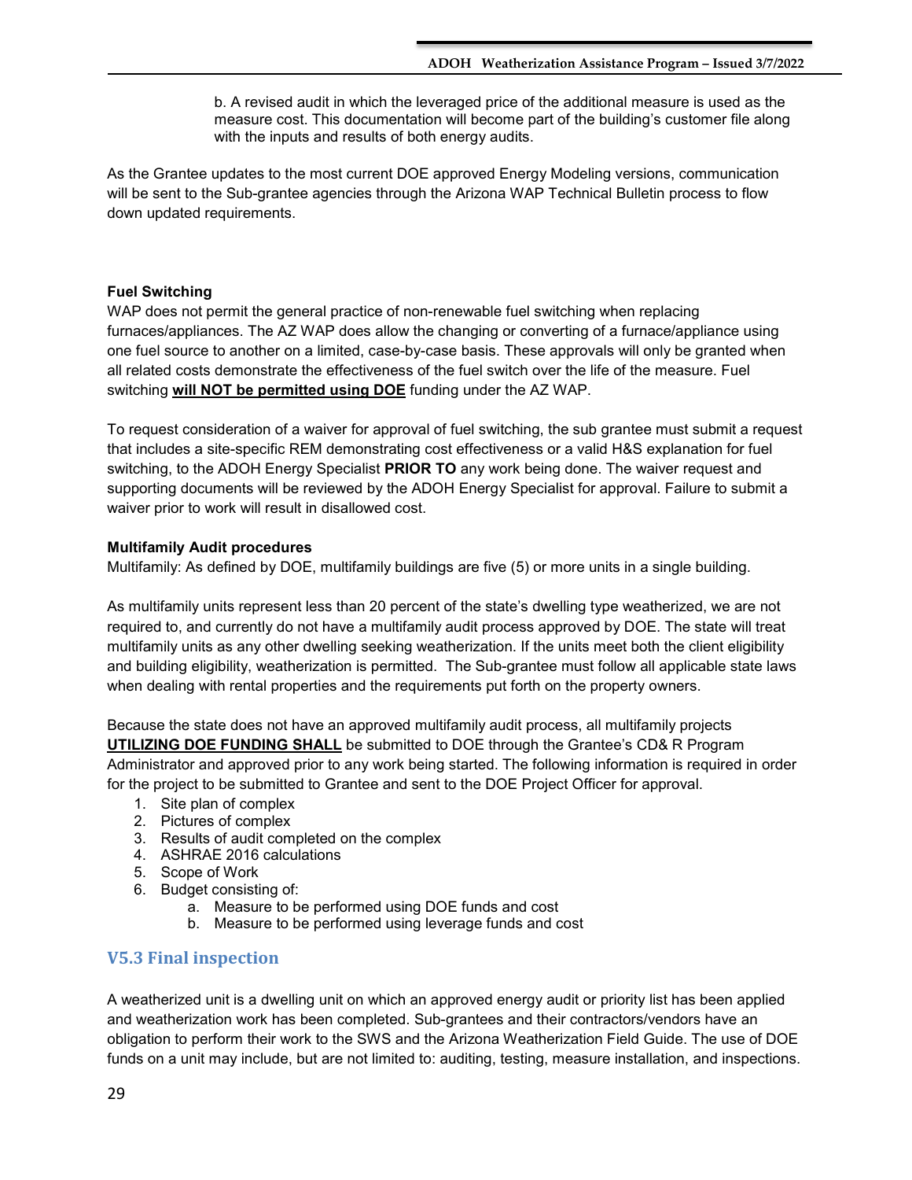b. A revised audit in which the leveraged price of the additional measure is used as the measure cost. This documentation will become part of the building's customer file along with the inputs and results of both energy audits.

As the Grantee updates to the most current DOE approved Energy Modeling versions, communication will be sent to the Sub-grantee agencies through the Arizona WAP Technical Bulletin process to flow down updated requirements.

**Fuel Switching**

WAP does not permit the general practice of non-renewable fuel switching when replacing furnaces/appliances. The AZ WAP does allow the changing or converting of a furnace/appliance using one fuel source to another on a limited, case-by-case basis. These approvals will only be granted when all related costs demonstrate the effectiveness of the fuel switch over the life of the measure. Fuel switching **will NOT be permitted using DOE** funding under the AZ WAP.

To request consideration of a waiver for approval of fuel switching, the sub grantee must submit a request that includes a site-specific REM demonstrating cost effectiveness or a valid H&S explanation for fuel switching, to the ADOH Energy Specialist **PRIOR TO** any work being done. The waiver request and supporting documents will be reviewed by the ADOH Energy Specialist for approval. Failure to submit a waiver prior to work will result in disallowed cost.

**Multifamily Audit procedures**

Multifamily: As defined by DOE, multifamily buildings are five (5) or more units in a single building.

As multifamily units represent less than 20 percent of the state's dwelling type weatherized, we are not required to, and currently do not have a multifamily audit process approved by DOE. The state will treat multifamily units as any other dwelling seeking weatherization. If the units meet both the client eligibility and building eligibility, weatherization is permitted. The Sub-grantee must follow all applicable state laws when dealing with rental properties and the requirements put forth on the property owners.

Because the state does not have an approved multifamily audit process, all multifamily projects **UTILIZING DOE FUNDING SHALL** be submitted to DOE through the Grantee's CD& R Program Administrator and approved prior to any work being started. The following information is required in order for the project to be submitted to Grantee and sent to the DOE Project Officer for approval.

1. Site plan of complex
2. Pictures of complex
3. Results of audit completed on the complex
4. ASHRAE 2016 calculations
5. Scope of Work
6. Budget consisting of:
    a. Measure to be performed using DOE funds and cost
    b. Measure to be performed using leverage funds and cost

## V5.3 Final inspection

A weatherized unit is a dwelling unit on which an approved energy audit or priority list has been applied and weatherization work has been completed. Sub-grantees and their contractors/vendors have an obligation to perform their work to the SWS and the Arizona Weatherization Field Guide. The use of DOE funds on a unit may include, but are not limited to: auditing, testing, measure installation, and inspections.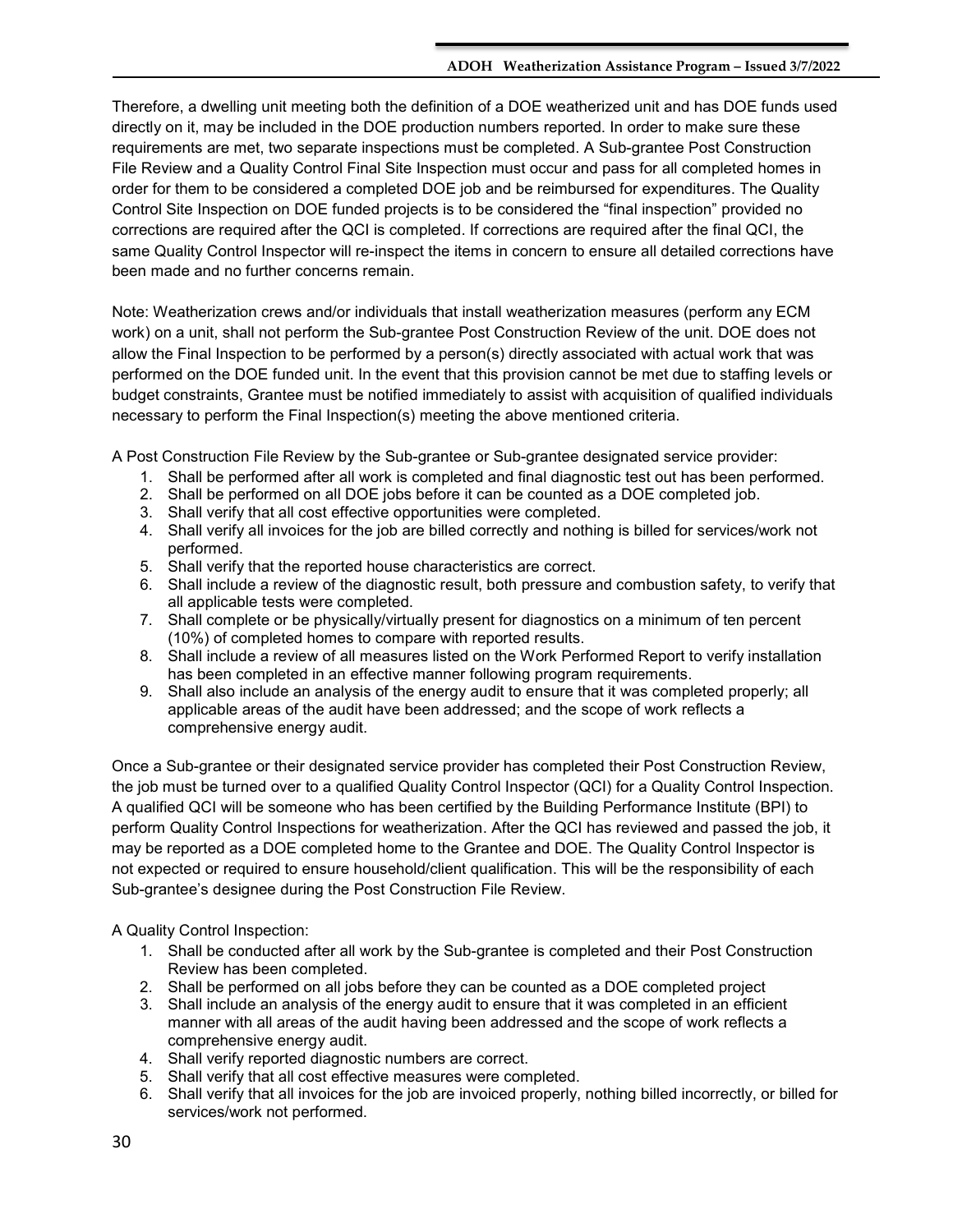Therefore, a dwelling unit meeting both the definition of a DOE weatherized unit and has DOE funds used directly on it, may be included in the DOE production numbers reported. In order to make sure these requirements are met, two separate inspections must be completed. A Sub-grantee Post Construction File Review and a Quality Control Final Site Inspection must occur and pass for all completed homes in order for them to be considered a completed DOE job and be reimbursed for expenditures. The Quality Control Site Inspection on DOE funded projects is to be considered the "final inspection" provided no corrections are required after the QCI is completed. If corrections are required after the final QCI, the same Quality Control Inspector will re-inspect the items in concern to ensure all detailed corrections have been made and no further concerns remain.

Note: Weatherization crews and/or individuals that install weatherization measures (perform any ECM work) on a unit, shall not perform the Sub-grantee Post Construction Review of the unit. DOE does not allow the Final Inspection to be performed by a person(s) directly associated with actual work that was performed on the DOE funded unit. In the event that this provision cannot be met due to staffing levels or budget constraints, Grantee must be notified immediately to assist with acquisition of qualified individuals necessary to perform the Final Inspection(s) meeting the above mentioned criteria.

A Post Construction File Review by the Sub-grantee or Sub-grantee designated service provider:

1. Shall be performed after all work is completed and final diagnostic test out has been performed.
2. Shall be performed on all DOE jobs before it can be counted as a DOE completed job.
3. Shall verify that all cost effective opportunities were completed.
4. Shall verify all invoices for the job are billed correctly and nothing is billed for services/work not performed.
5. Shall verify that the reported house characteristics are correct.
6. Shall include a review of the diagnostic result, both pressure and combustion safety, to verify that all applicable tests were completed.
7. Shall complete or be physically/virtually present for diagnostics on a minimum of ten percent (10%) of completed homes to compare with reported results.
8. Shall include a review of all measures listed on the Work Performed Report to verify installation has been completed in an effective manner following program requirements.
9. Shall also include an analysis of the energy audit to ensure that it was completed properly; all applicable areas of the audit have been addressed; and the scope of work reflects a comprehensive energy audit.

Once a Sub-grantee or their designated service provider has completed their Post Construction Review, the job must be turned over to a qualified Quality Control Inspector (QCI) for a Quality Control Inspection. A qualified QCI will be someone who has been certified by the Building Performance Institute (BPI) to perform Quality Control Inspections for weatherization. After the QCI has reviewed and passed the job, it may be reported as a DOE completed home to the Grantee and DOE. The Quality Control Inspector is not expected or required to ensure household/client qualification. This will be the responsibility of each Sub-grantee's designee during the Post Construction File Review.

A Quality Control Inspection:

1. Shall be conducted after all work by the Sub-grantee is completed and their Post Construction Review has been completed.
2. Shall be performed on all jobs before they can be counted as a DOE completed project
3. Shall include an analysis of the energy audit to ensure that it was completed in an efficient manner with all areas of the audit having been addressed and the scope of work reflects a comprehensive energy audit.
4. Shall verify reported diagnostic numbers are correct.
5. Shall verify that all cost effective measures were completed.
6. Shall verify that all invoices for the job are invoiced properly, nothing billed incorrectly, or billed for services/work not performed.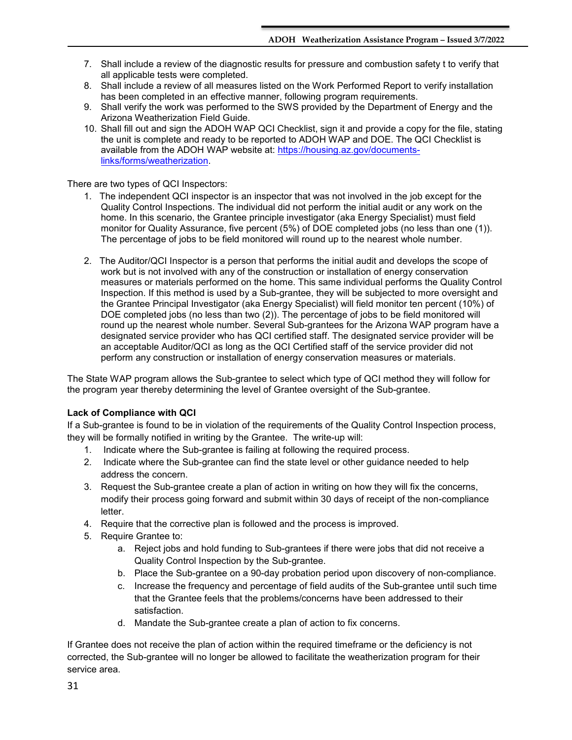7. Shall include a review of the diagnostic results for pressure and combustion safety t to verify that all applicable tests were completed.
8. Shall include a review of all measures listed on the Work Performed Report to verify installation has been completed in an effective manner, following program requirements.
9. Shall verify the work was performed to the SWS provided by the Department of Energy and the Arizona Weatherization Field Guide.
10. Shall fill out and sign the ADOH WAP QCI Checklist, sign it and provide a copy for the file, stating the unit is complete and ready to be reported to ADOH WAP and DOE. The QCI Checklist is available from the ADOH WAP website at: [https://housing.az.gov/documents-links/forms/weatherization](https://housing.az.gov/documents-links/forms/weatherization).

There are two types of QCI Inspectors:

1. The independent QCI inspector is an inspector that was not involved in the job except for the Quality Control Inspections. The individual did not perform the initial audit or any work on the home. In this scenario, the Grantee principle investigator (aka Energy Specialist) must field monitor for Quality Assurance, five percent (5%) of DOE completed jobs (no less than one (1)). The percentage of jobs to be field monitored will round up to the nearest whole number.

2. The Auditor/QCI Inspector is a person that performs the initial audit and develops the scope of work but is not involved with any of the construction or installation of energy conservation measures or materials performed on the home. This same individual performs the Quality Control Inspection. If this method is used by a Sub-grantee, they will be subjected to more oversight and the Grantee Principal Investigator (aka Energy Specialist) will field monitor ten percent (10%) of DOE completed jobs (no less than two (2)). The percentage of jobs to be field monitored will round up the nearest whole number. Several Sub-grantees for the Arizona WAP program have a designated service provider who has QCI certified staff. The designated service provider will be an acceptable Auditor/QCI as long as the QCI Certified staff of the service provider did not perform any construction or installation of energy conservation measures or materials.

The State WAP program allows the Sub-grantee to select which type of QCI method they will follow for the program year thereby determining the level of Grantee oversight of the Sub-grantee.

**Lack of Compliance with QCI**

If a Sub-grantee is found to be in violation of the requirements of the Quality Control Inspection process, they will be formally notified in writing by the Grantee. The write-up will:

1. Indicate where the Sub-grantee is failing at following the required process.
2. Indicate where the Sub-grantee can find the state level or other guidance needed to help address the concern.
3. Request the Sub-grantee create a plan of action in writing on how they will fix the concerns, modify their process going forward and submit within 30 days of receipt of the non-compliance letter.
4. Require that the corrective plan is followed and the process is improved.
5. Require Grantee to:
   a. Reject jobs and hold funding to Sub-grantees if there were jobs that did not receive a Quality Control Inspection by the Sub-grantee.
   b. Place the Sub-grantee on a 90-day probation period upon discovery of non-compliance.
   c. Increase the frequency and percentage of field audits of the Sub-grantee until such time that the Grantee feels that the problems/concerns have been addressed to their satisfaction.
   d. Mandate the Sub-grantee create a plan of action to fix concerns.

If Grantee does not receive the plan of action within the required timeframe or the deficiency is not corrected, the Sub-grantee will no longer be allowed to facilitate the weatherization program for their service area.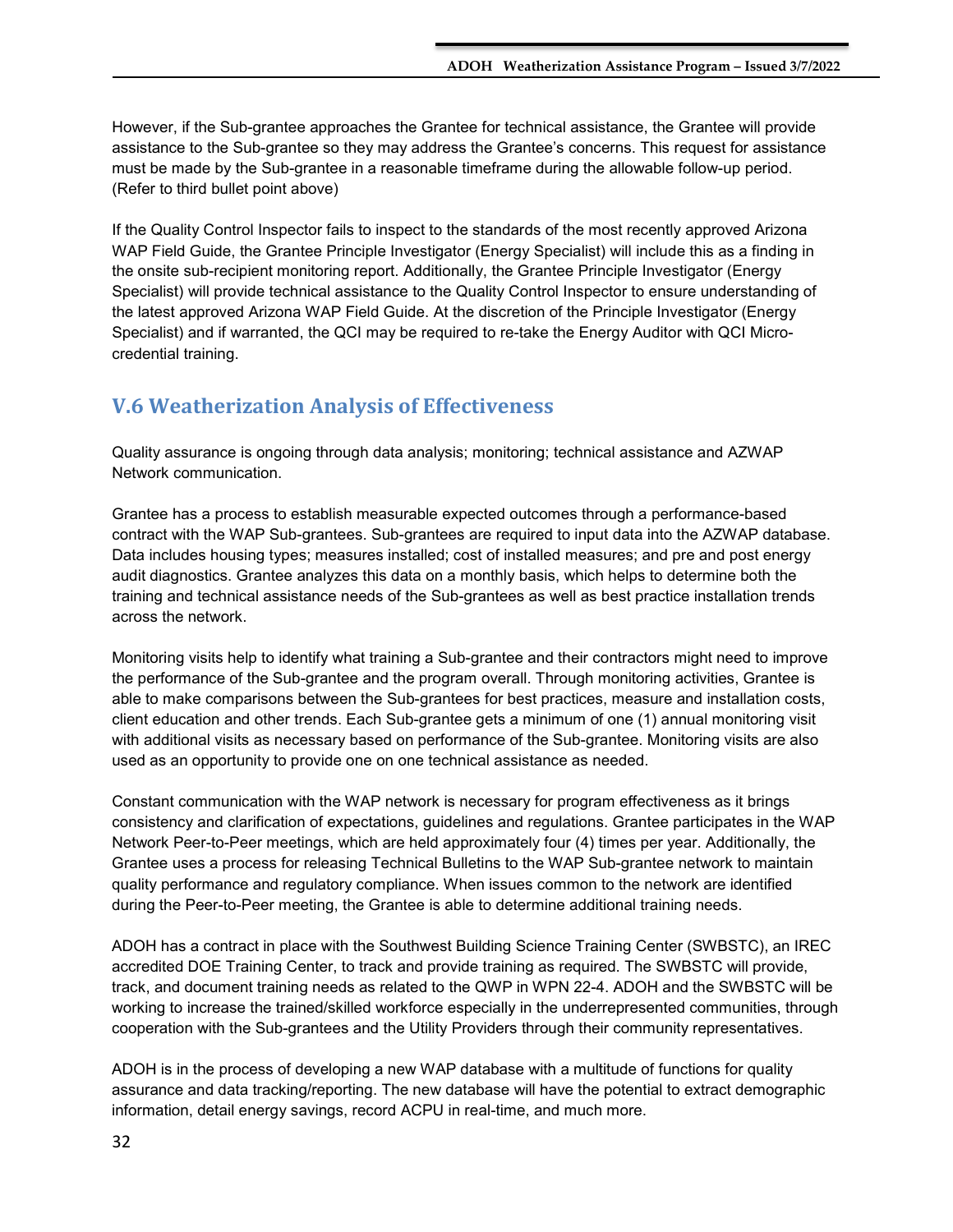However, if the Sub-grantee approaches the Grantee for technical assistance, the Grantee will provide assistance to the Sub-grantee so they may address the Grantee's concerns. This request for assistance must be made by the Sub-grantee in a reasonable timeframe during the allowable follow-up period. (Refer to third bullet point above)

If the Quality Control Inspector fails to inspect to the standards of the most recently approved Arizona WAP Field Guide, the Grantee Principle Investigator (Energy Specialist) will include this as a finding in the onsite sub-recipient monitoring report. Additionally, the Grantee Principle Investigator (Energy Specialist) will provide technical assistance to the Quality Control Inspector to ensure understanding of the latest approved Arizona WAP Field Guide. At the discretion of the Principle Investigator (Energy Specialist) and if warranted, the QCI may be required to re-take the Energy Auditor with QCI Micro-credential training.

## V.6 Weatherization Analysis of Effectiveness

Quality assurance is ongoing through data analysis; monitoring; technical assistance and AZWAP Network communication.

Grantee has a process to establish measurable expected outcomes through a performance-based contract with the WAP Sub-grantees. Sub-grantees are required to input data into the AZWAP database. Data includes housing types; measures installed; cost of installed measures; and pre and post energy audit diagnostics. Grantee analyzes this data on a monthly basis, which helps to determine both the training and technical assistance needs of the Sub-grantees as well as best practice installation trends across the network.

Monitoring visits help to identify what training a Sub-grantee and their contractors might need to improve the performance of the Sub-grantee and the program overall. Through monitoring activities, Grantee is able to make comparisons between the Sub-grantees for best practices, measure and installation costs, client education and other trends. Each Sub-grantee gets a minimum of one (1) annual monitoring visit with additional visits as necessary based on performance of the Sub-grantee. Monitoring visits are also used as an opportunity to provide one on one technical assistance as needed.

Constant communication with the WAP network is necessary for program effectiveness as it brings consistency and clarification of expectations, guidelines and regulations. Grantee participates in the WAP Network Peer-to-Peer meetings, which are held approximately four (4) times per year. Additionally, the Grantee uses a process for releasing Technical Bulletins to the WAP Sub-grantee network to maintain quality performance and regulatory compliance. When issues common to the network are identified during the Peer-to-Peer meeting, the Grantee is able to determine additional training needs.

ADOH has a contract in place with the Southwest Building Science Training Center (SWBSTC), an IREC accredited DOE Training Center, to track and provide training as required. The SWBSTC will provide, track, and document training needs as related to the QWP in WPN 22-4. ADOH and the SWBSTC will be working to increase the trained/skilled workforce especially in the underrepresented communities, through cooperation with the Sub-grantees and the Utility Providers through their community representatives.

ADOH is in the process of developing a new WAP database with a multitude of functions for quality assurance and data tracking/reporting. The new database will have the potential to extract demographic information, detail energy savings, record ACPU in real-time, and much more.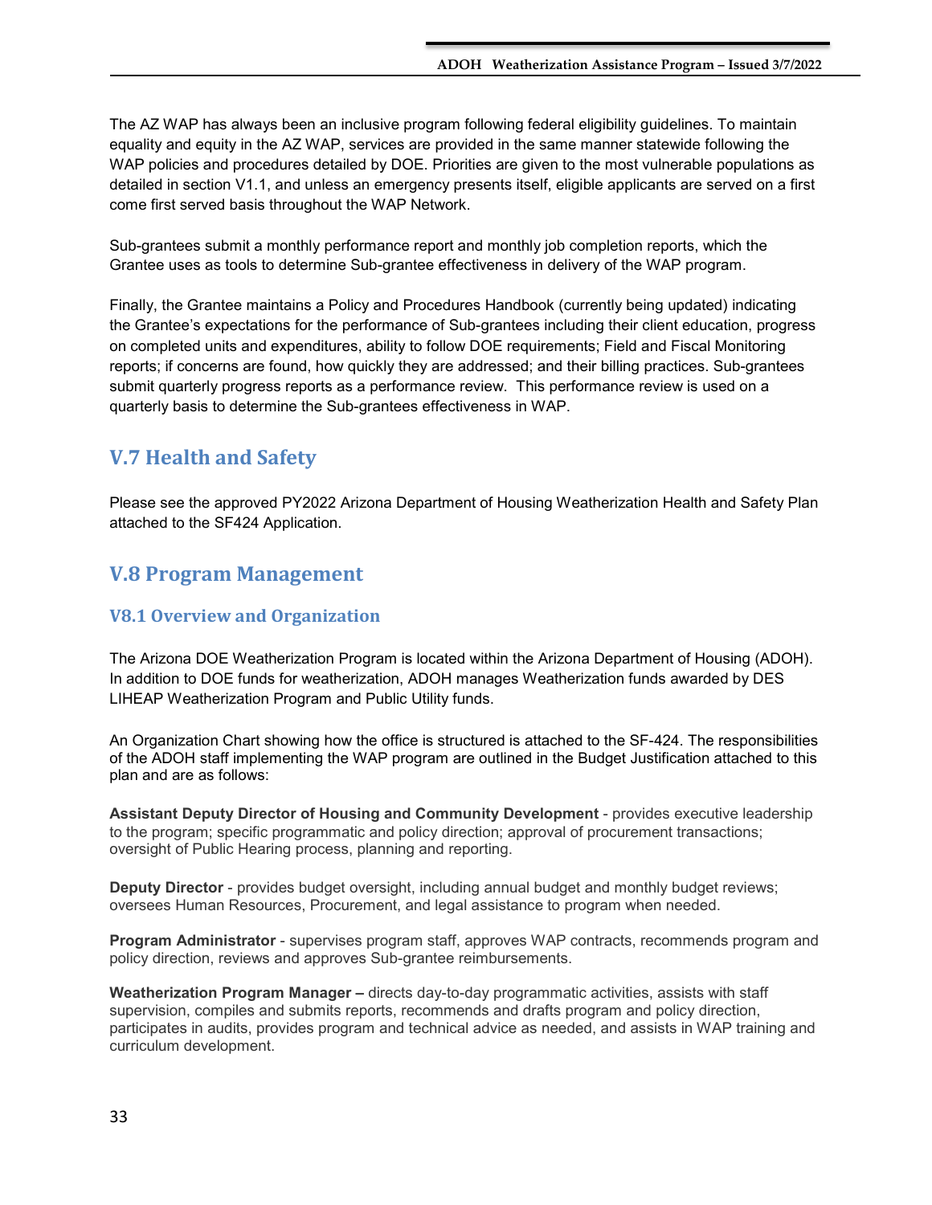The AZ WAP has always been an inclusive program following federal eligibility guidelines. To maintain equality and equity in the AZ WAP, services are provided in the same manner statewide following the WAP policies and procedures detailed by DOE. Priorities are given to the most vulnerable populations as detailed in section V1.1, and unless an emergency presents itself, eligible applicants are served on a first come first served basis throughout the WAP Network.

Sub-grantees submit a monthly performance report and monthly job completion reports, which the Grantee uses as tools to determine Sub-grantee effectiveness in delivery of the WAP program.

Finally, the Grantee maintains a Policy and Procedures Handbook (currently being updated) indicating the Grantee's expectations for the performance of Sub-grantees including their client education, progress on completed units and expenditures, ability to follow DOE requirements; Field and Fiscal Monitoring reports; if concerns are found, how quickly they are addressed; and their billing practices. Sub-grantees submit quarterly progress reports as a performance review. This performance review is used on a quarterly basis to determine the Sub-grantees effectiveness in WAP.

## V.7 Health and Safety

Please see the approved PY2022 Arizona Department of Housing Weatherization Health and Safety Plan attached to the SF424 Application.

## V.8 Program Management

### V8.1 Overview and Organization

The Arizona DOE Weatherization Program is located within the Arizona Department of Housing (ADOH). In addition to DOE funds for weatherization, ADOH manages Weatherization funds awarded by DES LIHEAP Weatherization Program and Public Utility funds.

An Organization Chart showing how the office is structured is attached to the SF-424. The responsibilities of the ADOH staff implementing the WAP program are outlined in the Budget Justification attached to this plan and are as follows:

**Assistant Deputy Director of Housing and Community Development** - provides executive leadership to the program; specific programmatic and policy direction; approval of procurement transactions; oversight of Public Hearing process, planning and reporting.

**Deputy Director** - provides budget oversight, including annual budget and monthly budget reviews; oversees Human Resources, Procurement, and legal assistance to program when needed.

**Program Administrator** - supervises program staff, approves WAP contracts, recommends program and policy direction, reviews and approves Sub-grantee reimbursements.

**Weatherization Program Manager –** directs day-to-day programmatic activities, assists with staff supervision, compiles and submits reports, recommends and drafts program and policy direction, participates in audits, provides program and technical advice as needed, and assists in WAP training and curriculum development.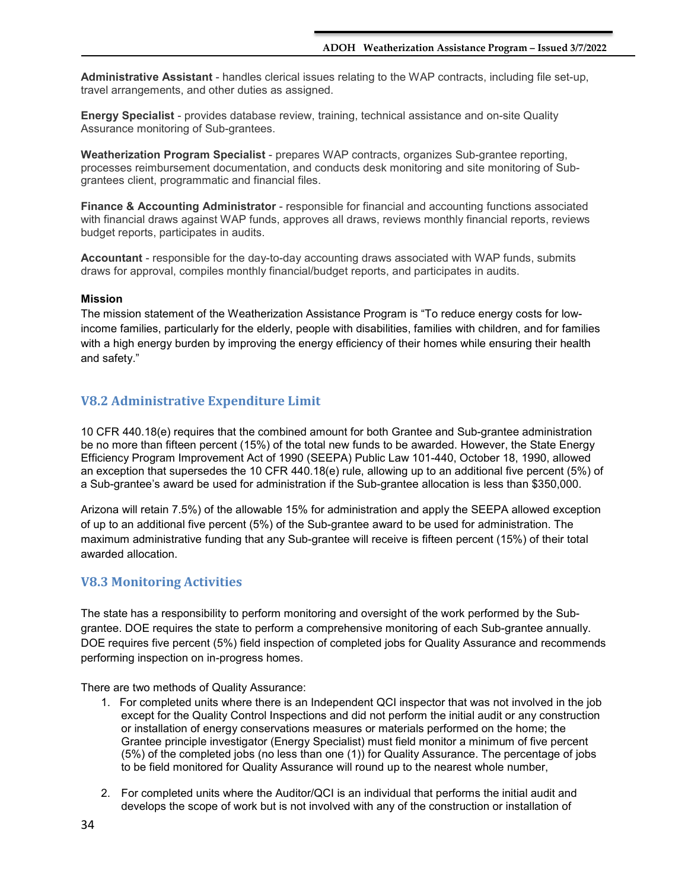**Administrative Assistant** - handles clerical issues relating to the WAP contracts, including file set-up, travel arrangements, and other duties as assigned.

**Energy Specialist** - provides database review, training, technical assistance and on-site Quality Assurance monitoring of Sub-grantees.

**Weatherization Program Specialist** - prepares WAP contracts, organizes Sub-grantee reporting, processes reimbursement documentation, and conducts desk monitoring and site monitoring of Sub-grantees client, programmatic and financial files.

**Finance & Accounting Administrator** - responsible for financial and accounting functions associated with financial draws against WAP funds, approves all draws, reviews monthly financial reports, reviews budget reports, participates in audits.

**Accountant** - responsible for the day-to-day accounting draws associated with WAP funds, submits draws for approval, compiles monthly financial/budget reports, and participates in audits.

**Mission**

The mission statement of the Weatherization Assistance Program is "To reduce energy costs for low-income families, particularly for the elderly, people with disabilities, families with children, and for families with a high energy burden by improving the energy efficiency of their homes while ensuring their health and safety."

## V8.2 Administrative Expenditure Limit

10 CFR 440.18(e) requires that the combined amount for both Grantee and Sub-grantee administration be no more than fifteen percent (15%) of the total new funds to be awarded. However, the State Energy Efficiency Program Improvement Act of 1990 (SEEPA) Public Law 101-440, October 18, 1990, allowed an exception that supersedes the 10 CFR 440.18(e) rule, allowing up to an additional five percent (5%) of a Sub-grantee's award be used for administration if the Sub-grantee allocation is less than $350,000.

Arizona will retain 7.5%) of the allowable 15% for administration and apply the SEEPA allowed exception of up to an additional five percent (5%) of the Sub-grantee award to be used for administration. The maximum administrative funding that any Sub-grantee will receive is fifteen percent (15%) of their total awarded allocation.

## V8.3 Monitoring Activities

The state has a responsibility to perform monitoring and oversight of the work performed by the Sub-grantee. DOE requires the state to perform a comprehensive monitoring of each Sub-grantee annually. DOE requires five percent (5%) field inspection of completed jobs for Quality Assurance and recommends performing inspection on in-progress homes.

There are two methods of Quality Assurance:

1. For completed units where there is an Independent QCI inspector that was not involved in the job except for the Quality Control Inspections and did not perform the initial audit or any construction or installation of energy conservations measures or materials performed on the home; the Grantee principle investigator (Energy Specialist) must field monitor a minimum of five percent (5%) of the completed jobs (no less than one (1)) for Quality Assurance. The percentage of jobs to be field monitored for Quality Assurance will round up to the nearest whole number,

2. For completed units where the Auditor/QCI is an individual that performs the initial audit and develops the scope of work but is not involved with any of the construction or installation of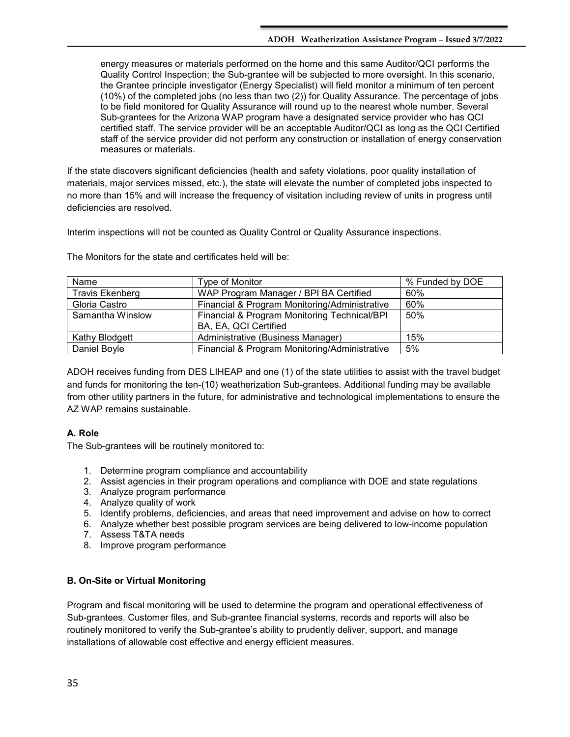energy measures or materials performed on the home and this same Auditor/QCI performs the Quality Control Inspection; the Sub-grantee will be subjected to more oversight. In this scenario, the Grantee principle investigator (Energy Specialist) will field monitor a minimum of ten percent (10%) of the completed jobs (no less than two (2)) for Quality Assurance. The percentage of jobs to be field monitored for Quality Assurance will round up to the nearest whole number. Several Sub-grantees for the Arizona WAP program have a designated service provider who has QCI certified staff. The service provider will be an acceptable Auditor/QCI as long as the QCI Certified staff of the service provider did not perform any construction or installation of energy conservation measures or materials.

If the state discovers significant deficiencies (health and safety violations, poor quality installation of materials, major services missed, etc.), the state will elevate the number of completed jobs inspected to no more than 15% and will increase the frequency of visitation including review of units in progress until deficiencies are resolved.

Interim inspections will not be counted as Quality Control or Quality Assurance inspections.

The Monitors for the state and certificates held will be:

| Name | Type of Monitor | % Funded by DOE |
|---|---|---|
| Travis Ekenberg | WAP Program Manager / BPI BA Certified | 60% |
| Gloria Castro | Financial & Program Monitoring/Administrative | 60% |
| Samantha Winslow | Financial & Program Monitoring Technical/BPI BA, EA, QCI Certified | 50% |
| Kathy Blodgett | Administrative (Business Manager) | 15% |
| Daniel Boyle | Financial & Program Monitoring/Administrative | 5% |

ADOH receives funding from DES LIHEAP and one (1) of the state utilities to assist with the travel budget and funds for monitoring the ten-(10) weatherization Sub-grantees. Additional funding may be available from other utility partners in the future, for administrative and technological implementations to ensure the AZ WAP remains sustainable.

#### A. Role

The Sub-grantees will be routinely monitored to:

1. Determine program compliance and accountability
2. Assist agencies in their program operations and compliance with DOE and state regulations
3. Analyze program performance
4. Analyze quality of work
5. Identify problems, deficiencies, and areas that need improvement and advise on how to correct
6. Analyze whether best possible program services are being delivered to low-income population
7. Assess T&TA needs
8. Improve program performance

#### B. On-Site or Virtual Monitoring

Program and fiscal monitoring will be used to determine the program and operational effectiveness of Sub-grantees. Customer files, and Sub-grantee financial systems, records and reports will also be routinely monitored to verify the Sub-grantee's ability to prudently deliver, support, and manage installations of allowable cost effective and energy efficient measures.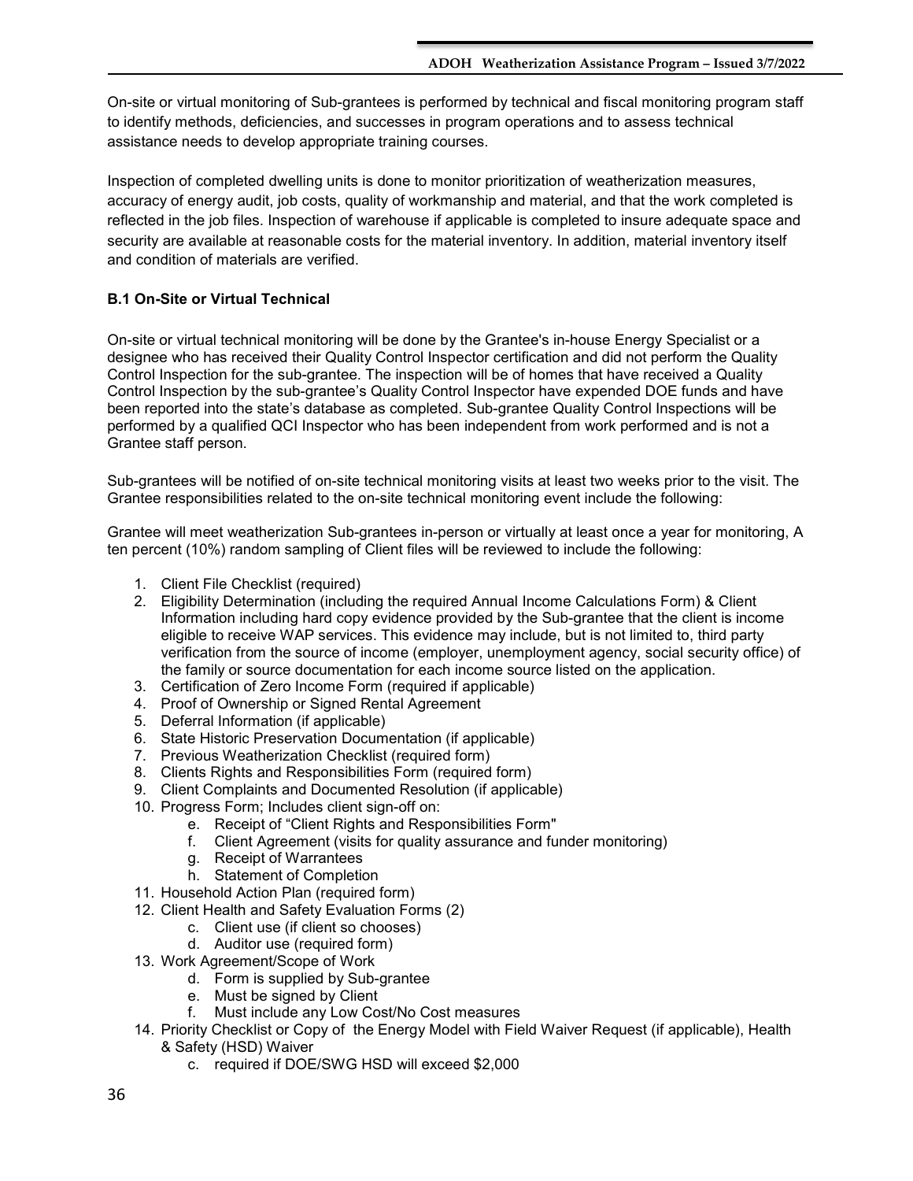On-site or virtual monitoring of Sub-grantees is performed by technical and fiscal monitoring program staff to identify methods, deficiencies, and successes in program operations and to assess technical assistance needs to develop appropriate training courses.

Inspection of completed dwelling units is done to monitor prioritization of weatherization measures, accuracy of energy audit, job costs, quality of workmanship and material, and that the work completed is reflected in the job files. Inspection of warehouse if applicable is completed to insure adequate space and security are available at reasonable costs for the material inventory. In addition, material inventory itself and condition of materials are verified.

**B.1 On-Site or Virtual Technical**

On-site or virtual technical monitoring will be done by the Grantee's in-house Energy Specialist or a designee who has received their Quality Control Inspector certification and did not perform the Quality Control Inspection for the sub-grantee. The inspection will be of homes that have received a Quality Control Inspection by the sub-grantee's Quality Control Inspector have expended DOE funds and have been reported into the state's database as completed. Sub-grantee Quality Control Inspections will be performed by a qualified QCI Inspector who has been independent from work performed and is not a Grantee staff person.

Sub-grantees will be notified of on-site technical monitoring visits at least two weeks prior to the visit. The Grantee responsibilities related to the on-site technical monitoring event include the following:

Grantee will meet weatherization Sub-grantees in-person or virtually at least once a year for monitoring, A ten percent (10%) random sampling of Client files will be reviewed to include the following:

1. Client File Checklist (required)
2. Eligibility Determination (including the required Annual Income Calculations Form) & Client Information including hard copy evidence provided by the Sub-grantee that the client is income eligible to receive WAP services. This evidence may include, but is not limited to, third party verification from the source of income (employer, unemployment agency, social security office) of the family or source documentation for each income source listed on the application.
3. Certification of Zero Income Form (required if applicable)
4. Proof of Ownership or Signed Rental Agreement
5. Deferral Information (if applicable)
6. State Historic Preservation Documentation (if applicable)
7. Previous Weatherization Checklist (required form)
8. Clients Rights and Responsibilities Form (required form)
9. Client Complaints and Documented Resolution (if applicable)
10. Progress Form; Includes client sign-off on:
    - e. Receipt of "Client Rights and Responsibilities Form"
    - f. Client Agreement (visits for quality assurance and funder monitoring)
    - g. Receipt of Warrantees
    - h. Statement of Completion
11. Household Action Plan (required form)
12. Client Health and Safety Evaluation Forms (2)
    - c. Client use (if client so chooses)
    - d. Auditor use (required form)
13. Work Agreement/Scope of Work
    - d. Form is supplied by Sub-grantee
    - e. Must be signed by Client
    - f. Must include any Low Cost/No Cost measures
14. Priority Checklist or Copy of the Energy Model with Field Waiver Request (if applicable), Health & Safety (HSD) Waiver
    - c. required if DOE/SWG HSD will exceed $2,000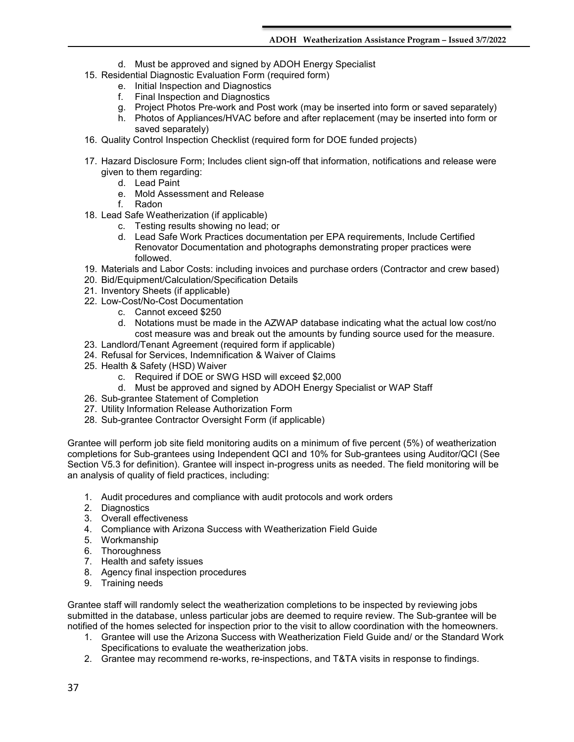d. Must be approved and signed by ADOH Energy Specialist

15. Residential Diagnostic Evaluation Form (required form)
    e. Initial Inspection and Diagnostics
    f. Final Inspection and Diagnostics
    g. Project Photos Pre-work and Post work (may be inserted into form or saved separately)
    h. Photos of Appliances/HVAC before and after replacement (may be inserted into form or saved separately)
16. Quality Control Inspection Checklist (required form for DOE funded projects)
17. Hazard Disclosure Form; Includes client sign-off that information, notifications and release were given to them regarding:
    d. Lead Paint
    e. Mold Assessment and Release
    f. Radon
18. Lead Safe Weatherization (if applicable)
    c. Testing results showing no lead; or
    d. Lead Safe Work Practices documentation per EPA requirements, Include Certified Renovator Documentation and photographs demonstrating proper practices were followed.
19. Materials and Labor Costs: including invoices and purchase orders (Contractor and crew based)
20. Bid/Equipment/Calculation/Specification Details
21. Inventory Sheets (if applicable)
22. Low-Cost/No-Cost Documentation
    c. Cannot exceed $250
    d. Notations must be made in the AZWAP database indicating what the actual low cost/no cost measure was and break out the amounts by funding source used for the measure.
23. Landlord/Tenant Agreement (required form if applicable)
24. Refusal for Services, Indemnification & Waiver of Claims
25. Health & Safety (HSD) Waiver
    c. Required if DOE or SWG HSD will exceed $2,000
    d. Must be approved and signed by ADOH Energy Specialist or WAP Staff
26. Sub-grantee Statement of Completion
27. Utility Information Release Authorization Form
28. Sub-grantee Contractor Oversight Form (if applicable)

Grantee will perform job site field monitoring audits on a minimum of five percent (5%) of weatherization completions for Sub-grantees using Independent QCI and 10% for Sub-grantees using Auditor/QCI (See Section V5.3 for definition). Grantee will inspect in-progress units as needed. The field monitoring will be an analysis of quality of field practices, including:

1. Audit procedures and compliance with audit protocols and work orders
2. Diagnostics
3. Overall effectiveness
4. Compliance with Arizona Success with Weatherization Field Guide
5. Workmanship
6. Thoroughness
7. Health and safety issues
8. Agency final inspection procedures
9. Training needs

Grantee staff will randomly select the weatherization completions to be inspected by reviewing jobs submitted in the database, unless particular jobs are deemed to require review. The Sub-grantee will be notified of the homes selected for inspection prior to the visit to allow coordination with the homeowners.

1. Grantee will use the Arizona Success with Weatherization Field Guide and/ or the Standard Work Specifications to evaluate the weatherization jobs.
2. Grantee may recommend re-works, re-inspections, and T&TA visits in response to findings.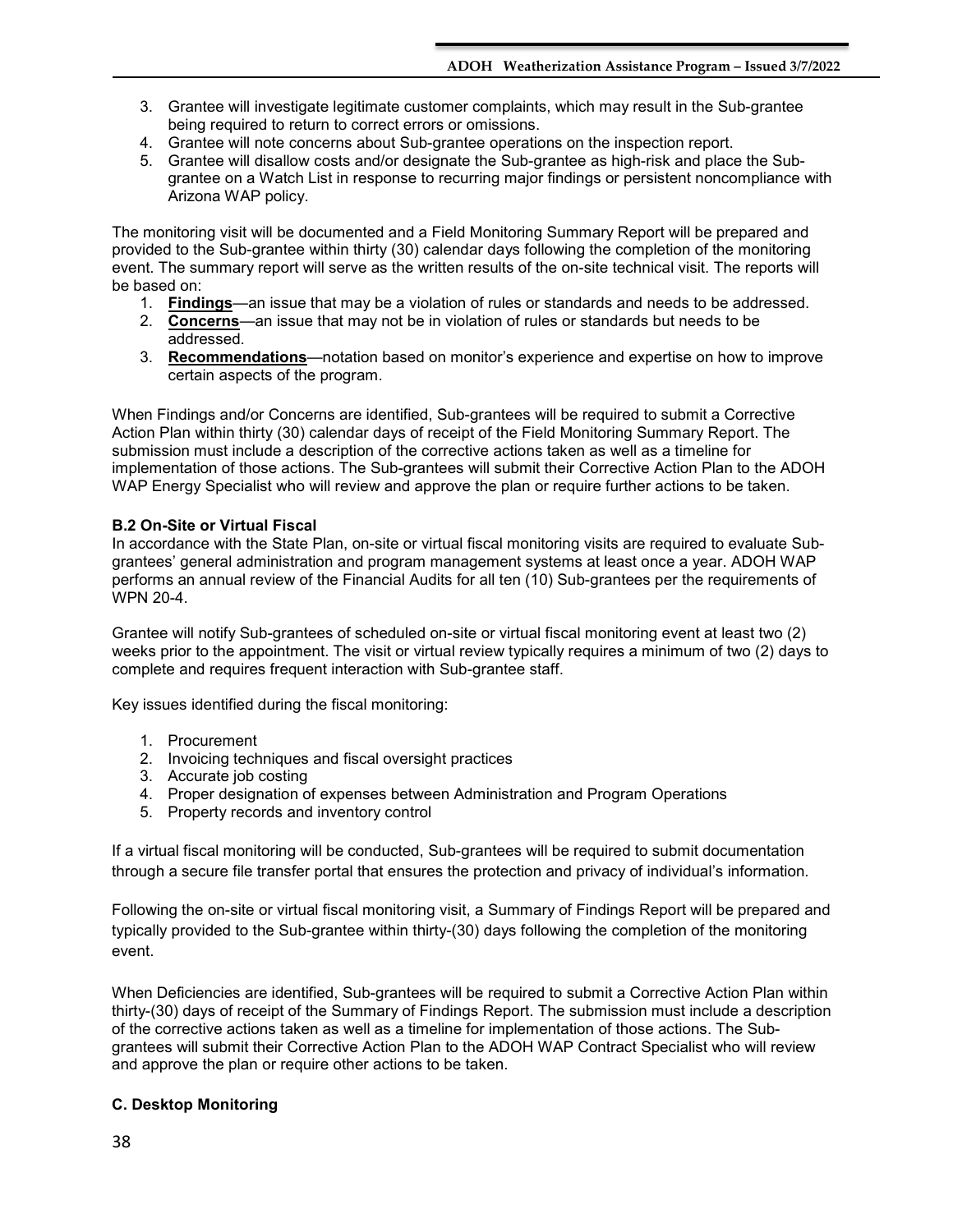3. Grantee will investigate legitimate customer complaints, which may result in the Sub-grantee being required to return to correct errors or omissions.
4. Grantee will note concerns about Sub-grantee operations on the inspection report.
5. Grantee will disallow costs and/or designate the Sub-grantee as high-risk and place the Sub-grantee on a Watch List in response to recurring major findings or persistent noncompliance with Arizona WAP policy.

The monitoring visit will be documented and a Field Monitoring Summary Report will be prepared and provided to the Sub-grantee within thirty (30) calendar days following the completion of the monitoring event. The summary report will serve as the written results of the on-site technical visit. The reports will be based on:

1. **Findings**—an issue that may be a violation of rules or standards and needs to be addressed.
2. **Concerns**—an issue that may not be in violation of rules or standards but needs to be addressed.
3. **Recommendations**—notation based on monitor's experience and expertise on how to improve certain aspects of the program.

When Findings and/or Concerns are identified, Sub-grantees will be required to submit a Corrective Action Plan within thirty (30) calendar days of receipt of the Field Monitoring Summary Report. The submission must include a description of the corrective actions taken as well as a timeline for implementation of those actions. The Sub-grantees will submit their Corrective Action Plan to the ADOH WAP Energy Specialist who will review and approve the plan or require further actions to be taken.

**B.2 On-Site or Virtual Fiscal**

In accordance with the State Plan, on-site or virtual fiscal monitoring visits are required to evaluate Sub-grantees' general administration and program management systems at least once a year. ADOH WAP performs an annual review of the Financial Audits for all ten (10) Sub-grantees per the requirements of WPN 20-4.

Grantee will notify Sub-grantees of scheduled on-site or virtual fiscal monitoring event at least two (2) weeks prior to the appointment. The visit or virtual review typically requires a minimum of two (2) days to complete and requires frequent interaction with Sub-grantee staff.

Key issues identified during the fiscal monitoring:

1. Procurement
2. Invoicing techniques and fiscal oversight practices
3. Accurate job costing
4. Proper designation of expenses between Administration and Program Operations
5. Property records and inventory control

If a virtual fiscal monitoring will be conducted, Sub-grantees will be required to submit documentation through a secure file transfer portal that ensures the protection and privacy of individual's information.

Following the on-site or virtual fiscal monitoring visit, a Summary of Findings Report will be prepared and typically provided to the Sub-grantee within thirty-(30) days following the completion of the monitoring event.

When Deficiencies are identified, Sub-grantees will be required to submit a Corrective Action Plan within thirty-(30) days of receipt of the Summary of Findings Report. The submission must include a description of the corrective actions taken as well as a timeline for implementation of those actions. The Sub-grantees will submit their Corrective Action Plan to the ADOH WAP Contract Specialist who will review and approve the plan or require other actions to be taken.

**C. Desktop Monitoring**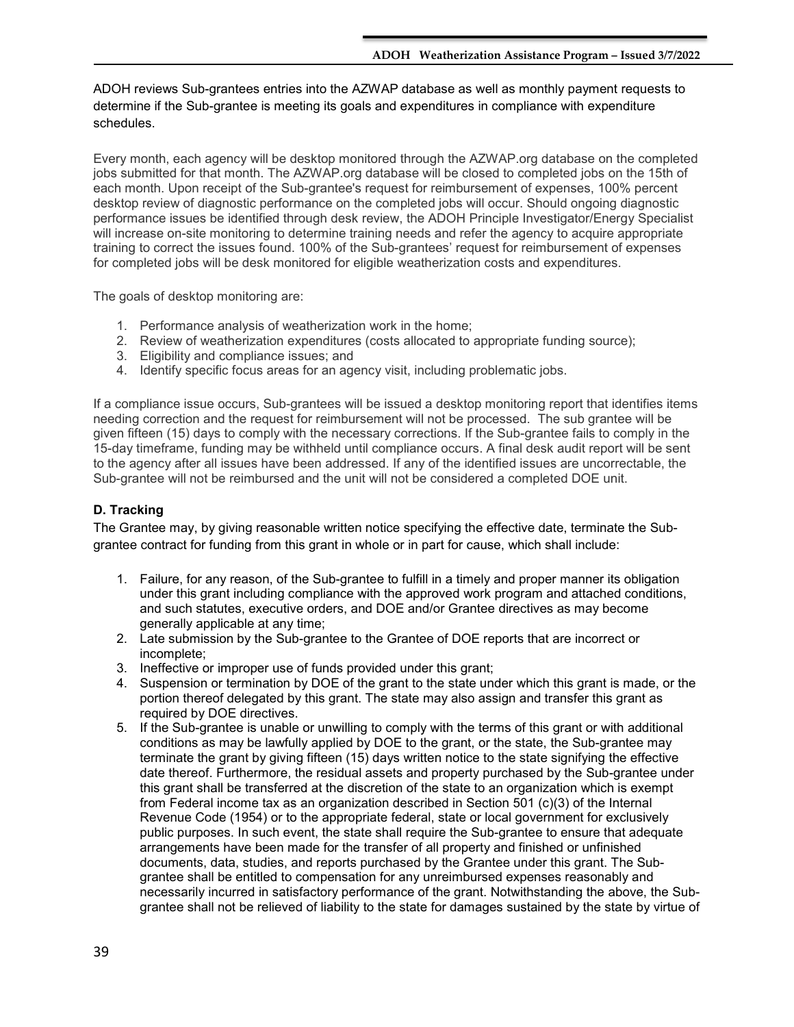ADOH reviews Sub-grantees entries into the AZWAP database as well as monthly payment requests to determine if the Sub-grantee is meeting its goals and expenditures in compliance with expenditure schedules.

Every month, each agency will be desktop monitored through the AZWAP.org database on the completed jobs submitted for that month. The AZWAP.org database will be closed to completed jobs on the 15th of each month. Upon receipt of the Sub-grantee's request for reimbursement of expenses, 100% percent desktop review of diagnostic performance on the completed jobs will occur. Should ongoing diagnostic performance issues be identified through desk review, the ADOH Principle Investigator/Energy Specialist will increase on-site monitoring to determine training needs and refer the agency to acquire appropriate training to correct the issues found. 100% of the Sub-grantees' request for reimbursement of expenses for completed jobs will be desk monitored for eligible weatherization costs and expenditures.

The goals of desktop monitoring are:

1. Performance analysis of weatherization work in the home;
2. Review of weatherization expenditures (costs allocated to appropriate funding source);
3. Eligibility and compliance issues; and
4. Identify specific focus areas for an agency visit, including problematic jobs.

If a compliance issue occurs, Sub-grantees will be issued a desktop monitoring report that identifies items needing correction and the request for reimbursement will not be processed. The sub grantee will be given fifteen (15) days to comply with the necessary corrections. If the Sub-grantee fails to comply in the 15-day timeframe, funding may be withheld until compliance occurs. A final desk audit report will be sent to the agency after all issues have been addressed. If any of the identified issues are uncorrectable, the Sub-grantee will not be reimbursed and the unit will not be considered a completed DOE unit.

### D. Tracking

The Grantee may, by giving reasonable written notice specifying the effective date, terminate the Sub-grantee contract for funding from this grant in whole or in part for cause, which shall include:

1. Failure, for any reason, of the Sub-grantee to fulfill in a timely and proper manner its obligation under this grant including compliance with the approved work program and attached conditions, and such statutes, executive orders, and DOE and/or Grantee directives as may become generally applicable at any time;
2. Late submission by the Sub-grantee to the Grantee of DOE reports that are incorrect or incomplete;
3. Ineffective or improper use of funds provided under this grant;
4. Suspension or termination by DOE of the grant to the state under which this grant is made, or the portion thereof delegated by this grant. The state may also assign and transfer this grant as required by DOE directives.
5. If the Sub-grantee is unable or unwilling to comply with the terms of this grant or with additional conditions as may be lawfully applied by DOE to the grant, or the state, the Sub-grantee may terminate the grant by giving fifteen (15) days written notice to the state signifying the effective date thereof. Furthermore, the residual assets and property purchased by the Sub-grantee under this grant shall be transferred at the discretion of the state to an organization which is exempt from Federal income tax as an organization described in Section 501 (c)(3) of the Internal Revenue Code (1954) or to the appropriate federal, state or local government for exclusively public purposes. In such event, the state shall require the Sub-grantee to ensure that adequate arrangements have been made for the transfer of all property and finished or unfinished documents, data, studies, and reports purchased by the Grantee under this grant. The Sub-grantee shall be entitled to compensation for any unreimbursed expenses reasonably and necessarily incurred in satisfactory performance of the grant. Notwithstanding the above, the Sub-grantee shall not be relieved of liability to the state for damages sustained by the state by virtue of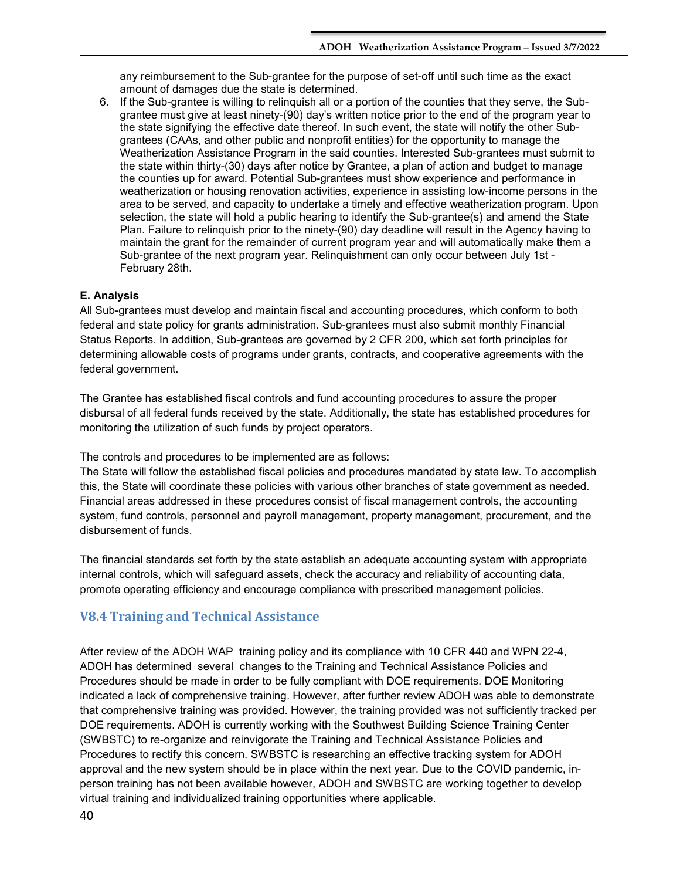any reimbursement to the Sub-grantee for the purpose of set-off until such time as the exact amount of damages due the state is determined.

6. If the Sub-grantee is willing to relinquish all or a portion of the counties that they serve, the Sub-grantee must give at least ninety-(90) day's written notice prior to the end of the program year to the state signifying the effective date thereof. In such event, the state will notify the other Sub-grantees (CAAs, and other public and nonprofit entities) for the opportunity to manage the Weatherization Assistance Program in the said counties. Interested Sub-grantees must submit to the state within thirty-(30) days after notice by Grantee, a plan of action and budget to manage the counties up for award. Potential Sub-grantees must show experience and performance in weatherization or housing renovation activities, experience in assisting low-income persons in the area to be served, and capacity to undertake a timely and effective weatherization program. Upon selection, the state will hold a public hearing to identify the Sub-grantee(s) and amend the State Plan. Failure to relinquish prior to the ninety-(90) day deadline will result in the Agency having to maintain the grant for the remainder of current program year and will automatically make them a Sub-grantee of the next program year. Relinquishment can only occur between July 1st - February 28th.

**E. Analysis**

All Sub-grantees must develop and maintain fiscal and accounting procedures, which conform to both federal and state policy for grants administration. Sub-grantees must also submit monthly Financial Status Reports. In addition, Sub-grantees are governed by 2 CFR 200, which set forth principles for determining allowable costs of programs under grants, contracts, and cooperative agreements with the federal government.

The Grantee has established fiscal controls and fund accounting procedures to assure the proper disbursal of all federal funds received by the state. Additionally, the state has established procedures for monitoring the utilization of such funds by project operators.

The controls and procedures to be implemented are as follows:
The State will follow the established fiscal policies and procedures mandated by state law. To accomplish this, the State will coordinate these policies with various other branches of state government as needed. Financial areas addressed in these procedures consist of fiscal management controls, the accounting system, fund controls, personnel and payroll management, property management, procurement, and the disbursement of funds.

The financial standards set forth by the state establish an adequate accounting system with appropriate internal controls, which will safeguard assets, check the accuracy and reliability of accounting data, promote operating efficiency and encourage compliance with prescribed management policies.

## V8.4 Training and Technical Assistance

After review of the ADOH WAP training policy and its compliance with 10 CFR 440 and WPN 22-4, ADOH has determined several changes to the Training and Technical Assistance Policies and Procedures should be made in order to be fully compliant with DOE requirements. DOE Monitoring indicated a lack of comprehensive training. However, after further review ADOH was able to demonstrate that comprehensive training was provided. However, the training provided was not sufficiently tracked per DOE requirements. ADOH is currently working with the Southwest Building Science Training Center (SWBSTC) to re-organize and reinvigorate the Training and Technical Assistance Policies and Procedures to rectify this concern. SWBSTC is researching an effective tracking system for ADOH approval and the new system should be in place within the next year. Due to the COVID pandemic, in-person training has not been available however, ADOH and SWBSTC are working together to develop virtual training and individualized training opportunities where applicable.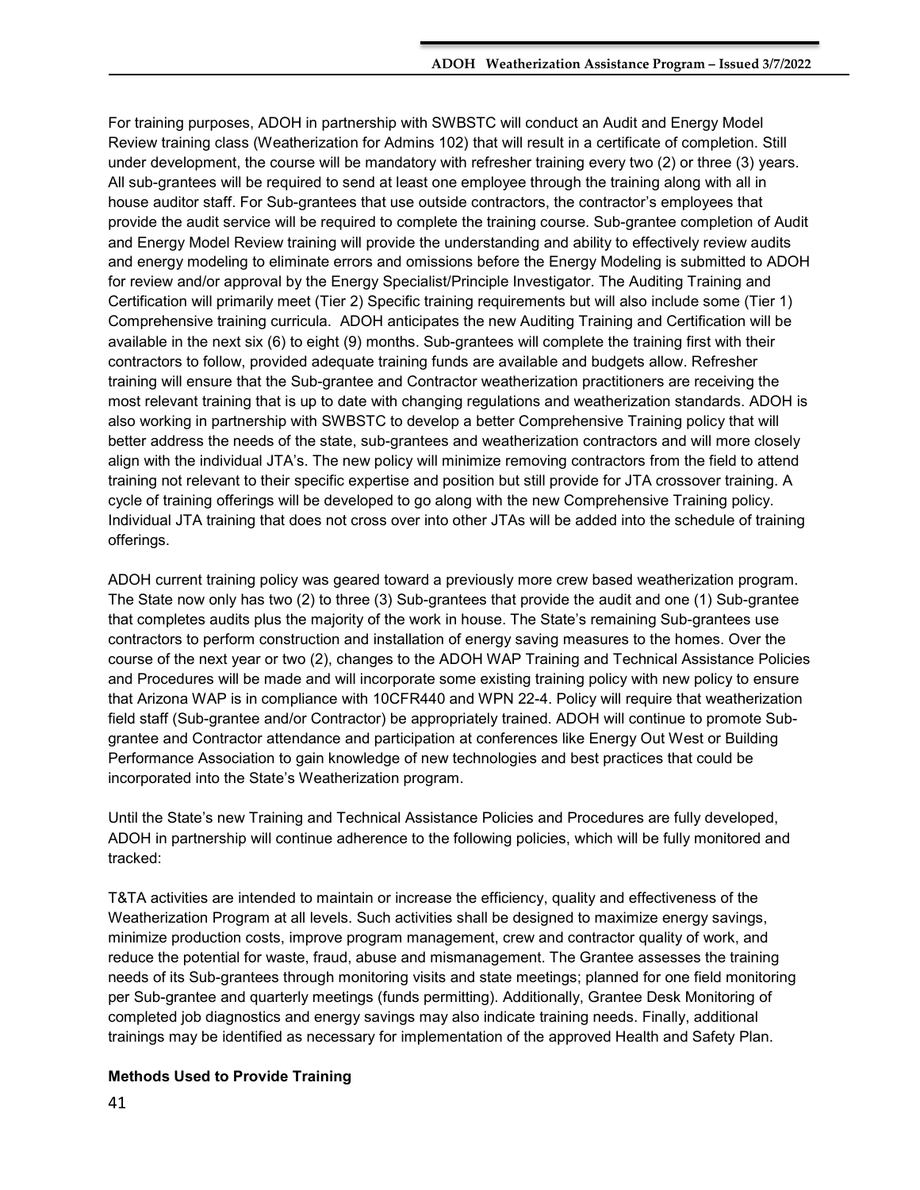For training purposes, ADOH in partnership with SWBSTC will conduct an Audit and Energy Model Review training class (Weatherization for Admins 102) that will result in a certificate of completion. Still under development, the course will be mandatory with refresher training every two (2) or three (3) years. All sub-grantees will be required to send at least one employee through the training along with all in house auditor staff. For Sub-grantees that use outside contractors, the contractor's employees that provide the audit service will be required to complete the training course. Sub-grantee completion of Audit and Energy Model Review training will provide the understanding and ability to effectively review audits and energy modeling to eliminate errors and omissions before the Energy Modeling is submitted to ADOH for review and/or approval by the Energy Specialist/Principle Investigator. The Auditing Training and Certification will primarily meet (Tier 2) Specific training requirements but will also include some (Tier 1) Comprehensive training curricula. ADOH anticipates the new Auditing Training and Certification will be available in the next six (6) to eight (9) months. Sub-grantees will complete the training first with their contractors to follow, provided adequate training funds are available and budgets allow. Refresher training will ensure that the Sub-grantee and Contractor weatherization practitioners are receiving the most relevant training that is up to date with changing regulations and weatherization standards. ADOH is also working in partnership with SWBSTC to develop a better Comprehensive Training policy that will better address the needs of the state, sub-grantees and weatherization contractors and will more closely align with the individual JTA's. The new policy will minimize removing contractors from the field to attend training not relevant to their specific expertise and position but still provide for JTA crossover training. A cycle of training offerings will be developed to go along with the new Comprehensive Training policy. Individual JTA training that does not cross over into other JTAs will be added into the schedule of training offerings.

ADOH current training policy was geared toward a previously more crew based weatherization program. The State now only has two (2) to three (3) Sub-grantees that provide the audit and one (1) Sub-grantee that completes audits plus the majority of the work in house. The State's remaining Sub-grantees use contractors to perform construction and installation of energy saving measures to the homes. Over the course of the next year or two (2), changes to the ADOH WAP Training and Technical Assistance Policies and Procedures will be made and will incorporate some existing training policy with new policy to ensure that Arizona WAP is in compliance with 10CFR440 and WPN 22-4. Policy will require that weatherization field staff (Sub-grantee and/or Contractor) be appropriately trained. ADOH will continue to promote Sub-grantee and Contractor attendance and participation at conferences like Energy Out West or Building Performance Association to gain knowledge of new technologies and best practices that could be incorporated into the State's Weatherization program.

Until the State's new Training and Technical Assistance Policies and Procedures are fully developed, ADOH in partnership will continue adherence to the following policies, which will be fully monitored and tracked:

T&TA activities are intended to maintain or increase the efficiency, quality and effectiveness of the Weatherization Program at all levels. Such activities shall be designed to maximize energy savings, minimize production costs, improve program management, crew and contractor quality of work, and reduce the potential for waste, fraud, abuse and mismanagement. The Grantee assesses the training needs of its Sub-grantees through monitoring visits and state meetings; planned for one field monitoring per Sub-grantee and quarterly meetings (funds permitting). Additionally, Grantee Desk Monitoring of completed job diagnostics and energy savings may also indicate training needs. Finally, additional trainings may be identified as necessary for implementation of the approved Health and Safety Plan.

**Methods Used to Provide Training**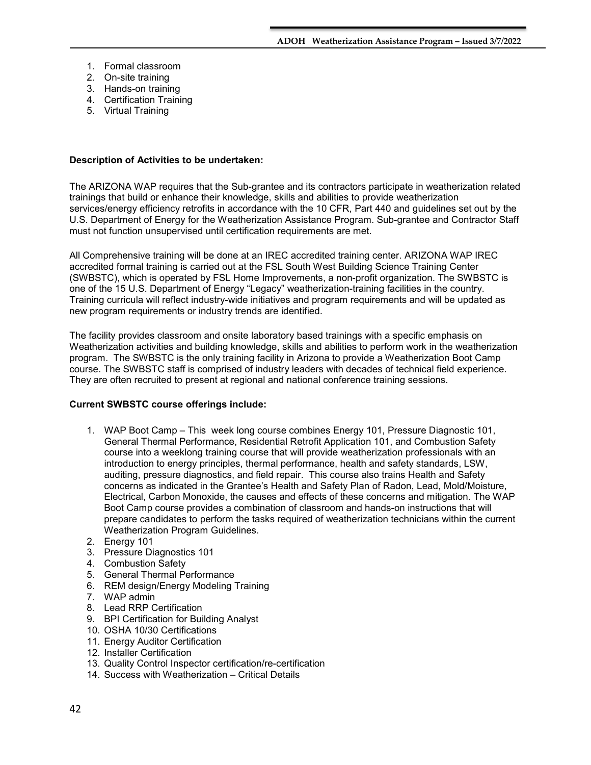1. Formal classroom
2. On-site training
3. Hands-on training
4. Certification Training
5. Virtual Training

**Description of Activities to be undertaken:**

The ARIZONA WAP requires that the Sub-grantee and its contractors participate in weatherization related trainings that build or enhance their knowledge, skills and abilities to provide weatherization services/energy efficiency retrofits in accordance with the 10 CFR, Part 440 and guidelines set out by the U.S. Department of Energy for the Weatherization Assistance Program. Sub-grantee and Contractor Staff must not function unsupervised until certification requirements are met.

All Comprehensive training will be done at an IREC accredited training center. ARIZONA WAP IREC accredited formal training is carried out at the FSL South West Building Science Training Center (SWBSTC), which is operated by FSL Home Improvements, a non-profit organization. The SWBSTC is one of the 15 U.S. Department of Energy "Legacy" weatherization-training facilities in the country. Training curricula will reflect industry-wide initiatives and program requirements and will be updated as new program requirements or industry trends are identified.

The facility provides classroom and onsite laboratory based trainings with a specific emphasis on Weatherization activities and building knowledge, skills and abilities to perform work in the weatherization program. The SWBSTC is the only training facility in Arizona to provide a Weatherization Boot Camp course. The SWBSTC staff is comprised of industry leaders with decades of technical field experience. They are often recruited to present at regional and national conference training sessions.

**Current SWBSTC course offerings include:**

1. WAP Boot Camp – This week long course combines Energy 101, Pressure Diagnostic 101, General Thermal Performance, Residential Retrofit Application 101, and Combustion Safety course into a weeklong training course that will provide weatherization professionals with an introduction to energy principles, thermal performance, health and safety standards, LSW, auditing, pressure diagnostics, and field repair. This course also trains Health and Safety concerns as indicated in the Grantee's Health and Safety Plan of Radon, Lead, Mold/Moisture, Electrical, Carbon Monoxide, the causes and effects of these concerns and mitigation. The WAP Boot Camp course provides a combination of classroom and hands-on instructions that will prepare candidates to perform the tasks required of weatherization technicians within the current Weatherization Program Guidelines.
2. Energy 101
3. Pressure Diagnostics 101
4. Combustion Safety
5. General Thermal Performance
6. REM design/Energy Modeling Training
7. WAP admin
8. Lead RRP Certification
9. BPI Certification for Building Analyst
10. OSHA 10/30 Certifications
11. Energy Auditor Certification
12. Installer Certification
13. Quality Control Inspector certification/re-certification
14. Success with Weatherization – Critical Details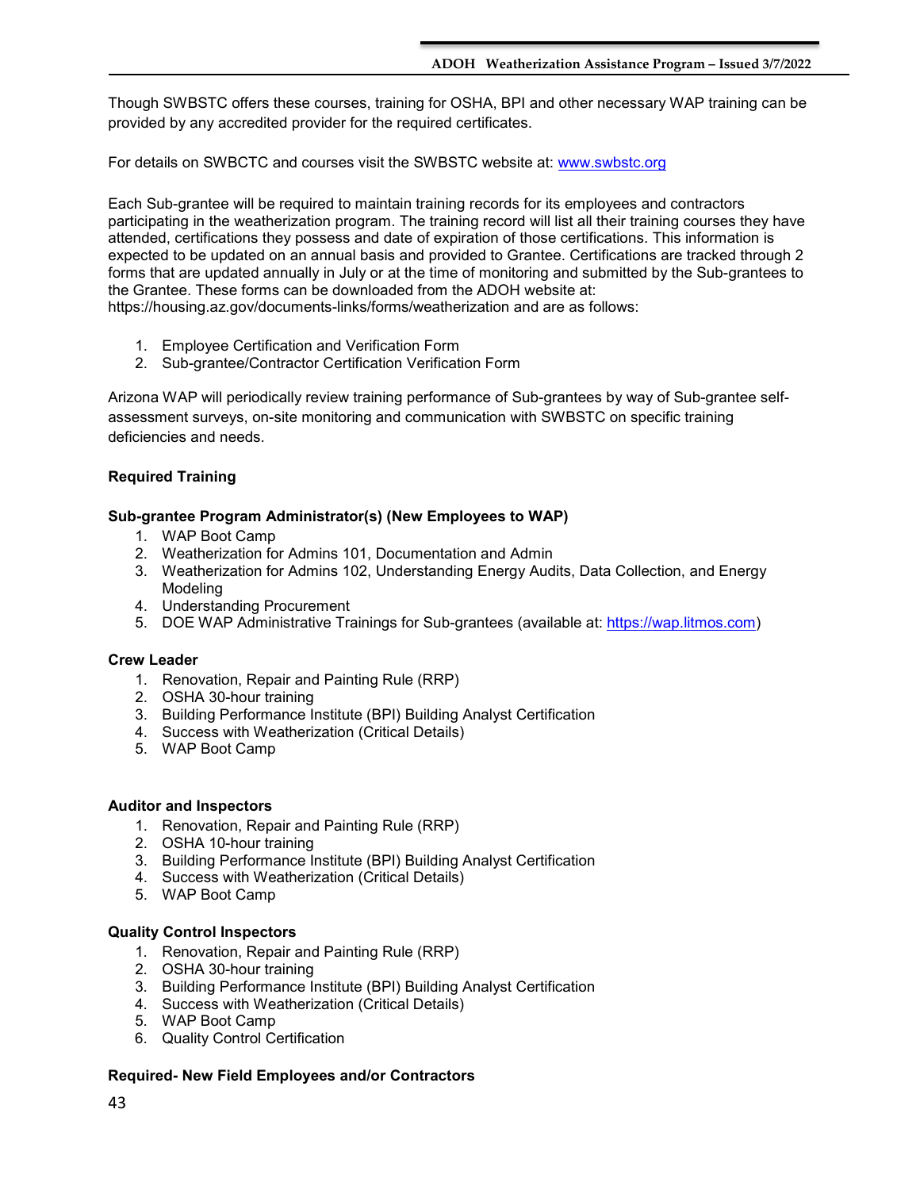Though SWBSTC offers these courses, training for OSHA, BPI and other necessary WAP training can be provided by any accredited provider for the required certificates.

For details on SWBCTC and courses visit the SWBSTC website at: www.swbstc.org

Each Sub-grantee will be required to maintain training records for its employees and contractors participating in the weatherization program. The training record will list all their training courses they have attended, certifications they possess and date of expiration of those certifications. This information is expected to be updated on an annual basis and provided to Grantee. Certifications are tracked through 2 forms that are updated annually in July or at the time of monitoring and submitted by the Sub-grantees to the Grantee. These forms can be downloaded from the ADOH website at: https://housing.az.gov/documents-links/forms/weatherization and are as follows:

1. Employee Certification and Verification Form
2. Sub-grantee/Contractor Certification Verification Form

Arizona WAP will periodically review training performance of Sub-grantees by way of Sub-grantee self-assessment surveys, on-site monitoring and communication with SWBSTC on specific training deficiencies and needs.

**Required Training**

**Sub-grantee Program Administrator(s) (New Employees to WAP)**

1. WAP Boot Camp
2. Weatherization for Admins 101, Documentation and Admin
3. Weatherization for Admins 102, Understanding Energy Audits, Data Collection, and Energy Modeling
4. Understanding Procurement
5. DOE WAP Administrative Trainings for Sub-grantees (available at: https://wap.litmos.com)

**Crew Leader**

1. Renovation, Repair and Painting Rule (RRP)
2. OSHA 30-hour training
3. Building Performance Institute (BPI) Building Analyst Certification
4. Success with Weatherization (Critical Details)
5. WAP Boot Camp

**Auditor and Inspectors**

1. Renovation, Repair and Painting Rule (RRP)
2. OSHA 10-hour training
3. Building Performance Institute (BPI) Building Analyst Certification
4. Success with Weatherization (Critical Details)
5. WAP Boot Camp

**Quality Control Inspectors**

1. Renovation, Repair and Painting Rule (RRP)
2. OSHA 30-hour training
3. Building Performance Institute (BPI) Building Analyst Certification
4. Success with Weatherization (Critical Details)
5. WAP Boot Camp
6. Quality Control Certification

**Required- New Field Employees and/or Contractors**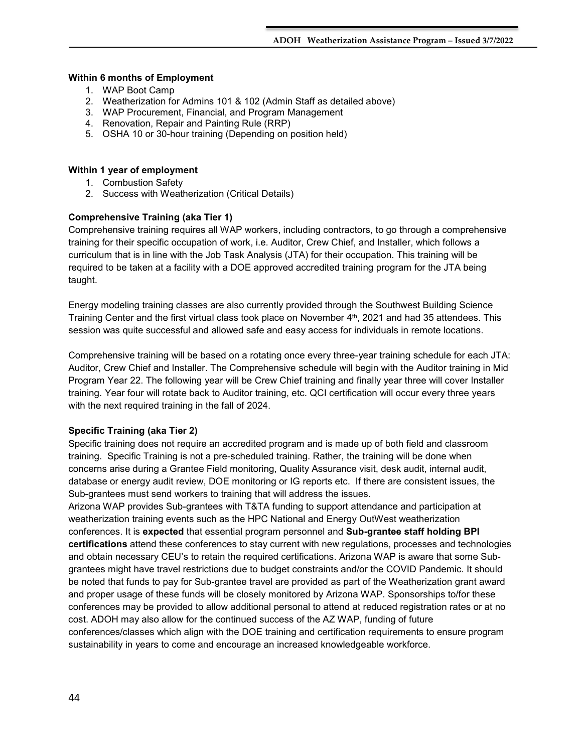**Within 6 months of Employment**

1. WAP Boot Camp
2. Weatherization for Admins 101 & 102 (Admin Staff as detailed above)
3. WAP Procurement, Financial, and Program Management
4. Renovation, Repair and Painting Rule (RRP)
5. OSHA 10 or 30-hour training (Depending on position held)

**Within 1 year of employment**

1. Combustion Safety
2. Success with Weatherization (Critical Details)

**Comprehensive Training (aka Tier 1)**

Comprehensive training requires all WAP workers, including contractors, to go through a comprehensive training for their specific occupation of work, i.e. Auditor, Crew Chief, and Installer, which follows a curriculum that is in line with the Job Task Analysis (JTA) for their occupation. This training will be required to be taken at a facility with a DOE approved accredited training program for the JTA being taught.

Energy modeling training classes are also currently provided through the Southwest Building Science Training Center and the first virtual class took place on November 4th, 2021 and had 35 attendees. This session was quite successful and allowed safe and easy access for individuals in remote locations.

Comprehensive training will be based on a rotating once every three-year training schedule for each JTA: Auditor, Crew Chief and Installer. The Comprehensive schedule will begin with the Auditor training in Mid Program Year 22. The following year will be Crew Chief training and finally year three will cover Installer training. Year four will rotate back to Auditor training, etc. QCI certification will occur every three years with the next required training in the fall of 2024.

**Specific Training (aka Tier 2)**

Specific training does not require an accredited program and is made up of both field and classroom training. Specific Training is not a pre-scheduled training. Rather, the training will be done when concerns arise during a Grantee Field monitoring, Quality Assurance visit, desk audit, internal audit, database or energy audit review, DOE monitoring or IG reports etc. If there are consistent issues, the Sub-grantees must send workers to training that will address the issues.

Arizona WAP provides Sub-grantees with T&TA funding to support attendance and participation at weatherization training events such as the HPC National and Energy OutWest weatherization conferences. It is **expected** that essential program personnel and **Sub-grantee staff holding BPI certifications** attend these conferences to stay current with new regulations, processes and technologies and obtain necessary CEU's to retain the required certifications. Arizona WAP is aware that some Sub-grantees might have travel restrictions due to budget constraints and/or the COVID Pandemic. It should be noted that funds to pay for Sub-grantee travel are provided as part of the Weatherization grant award and proper usage of these funds will be closely monitored by Arizona WAP. Sponsorships to/for these conferences may be provided to allow additional personal to attend at reduced registration rates or at no cost. ADOH may also allow for the continued success of the AZ WAP, funding of future conferences/classes which align with the DOE training and certification requirements to ensure program sustainability in years to come and encourage an increased knowledgeable workforce.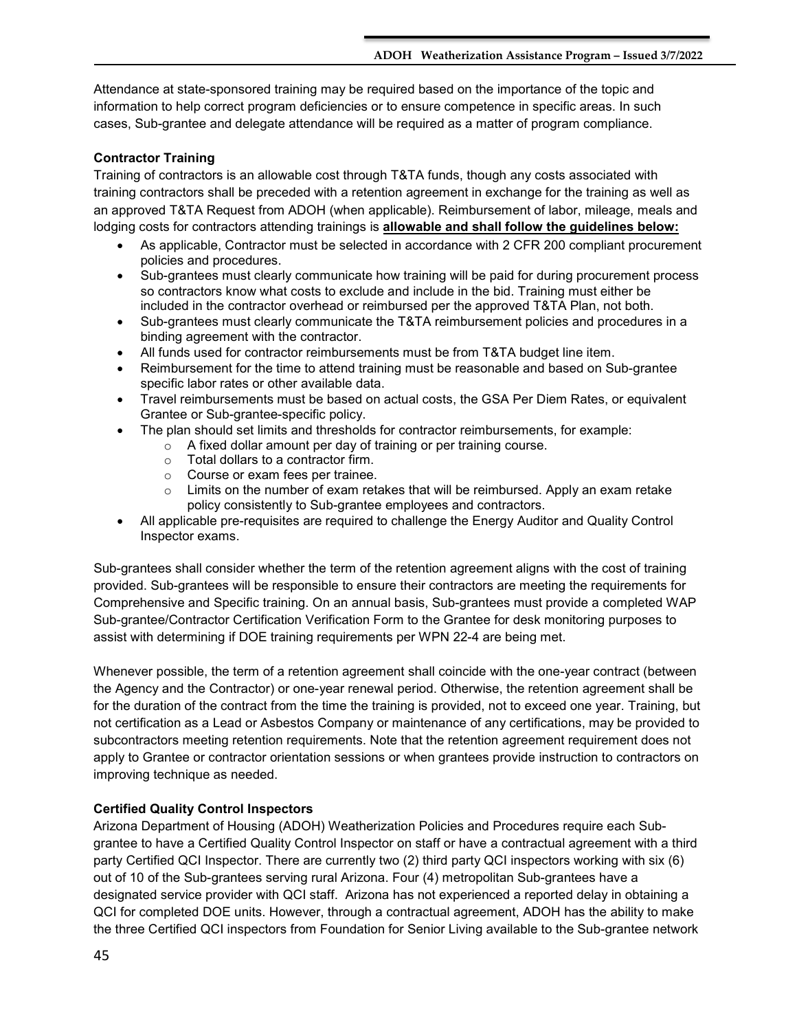Attendance at state-sponsored training may be required based on the importance of the topic and information to help correct program deficiencies or to ensure competence in specific areas. In such cases, Sub-grantee and delegate attendance will be required as a matter of program compliance.

**Contractor Training**

Training of contractors is an allowable cost through T&TA funds, though any costs associated with training contractors shall be preceded with a retention agreement in exchange for the training as well as an approved T&TA Request from ADOH (when applicable). Reimbursement of labor, mileage, meals and lodging costs for contractors attending trainings is **allowable and shall follow the guidelines below:**

- As applicable, Contractor must be selected in accordance with 2 CFR 200 compliant procurement policies and procedures.
- Sub-grantees must clearly communicate how training will be paid for during procurement process so contractors know what costs to exclude and include in the bid. Training must either be included in the contractor overhead or reimbursed per the approved T&TA Plan, not both.
- Sub-grantees must clearly communicate the T&TA reimbursement policies and procedures in a binding agreement with the contractor.
- All funds used for contractor reimbursements must be from T&TA budget line item.
- Reimbursement for the time to attend training must be reasonable and based on Sub-grantee specific labor rates or other available data.
- Travel reimbursements must be based on actual costs, the GSA Per Diem Rates, or equivalent Grantee or Sub-grantee-specific policy.
- The plan should set limits and thresholds for contractor reimbursements, for example:
  - A fixed dollar amount per day of training or per training course.
  - Total dollars to a contractor firm.
  - Course or exam fees per trainee.
  - Limits on the number of exam retakes that will be reimbursed. Apply an exam retake policy consistently to Sub-grantee employees and contractors.
- All applicable pre-requisites are required to challenge the Energy Auditor and Quality Control Inspector exams.

Sub-grantees shall consider whether the term of the retention agreement aligns with the cost of training provided. Sub-grantees will be responsible to ensure their contractors are meeting the requirements for Comprehensive and Specific training. On an annual basis, Sub-grantees must provide a completed WAP Sub-grantee/Contractor Certification Verification Form to the Grantee for desk monitoring purposes to assist with determining if DOE training requirements per WPN 22-4 are being met.

Whenever possible, the term of a retention agreement shall coincide with the one-year contract (between the Agency and the Contractor) or one-year renewal period. Otherwise, the retention agreement shall be for the duration of the contract from the time the training is provided, not to exceed one year. Training, but not certification as a Lead or Asbestos Company or maintenance of any certifications, may be provided to subcontractors meeting retention requirements. Note that the retention agreement requirement does not apply to Grantee or contractor orientation sessions or when grantees provide instruction to contractors on improving technique as needed.

**Certified Quality Control Inspectors**

Arizona Department of Housing (ADOH) Weatherization Policies and Procedures require each Sub-grantee to have a Certified Quality Control Inspector on staff or have a contractual agreement with a third party Certified QCI Inspector. There are currently two (2) third party QCI inspectors working with six (6) out of 10 of the Sub-grantees serving rural Arizona. Four (4) metropolitan Sub-grantees have a designated service provider with QCI staff. Arizona has not experienced a reported delay in obtaining a QCI for completed DOE units. However, through a contractual agreement, ADOH has the ability to make the three Certified QCI inspectors from Foundation for Senior Living available to the Sub-grantee network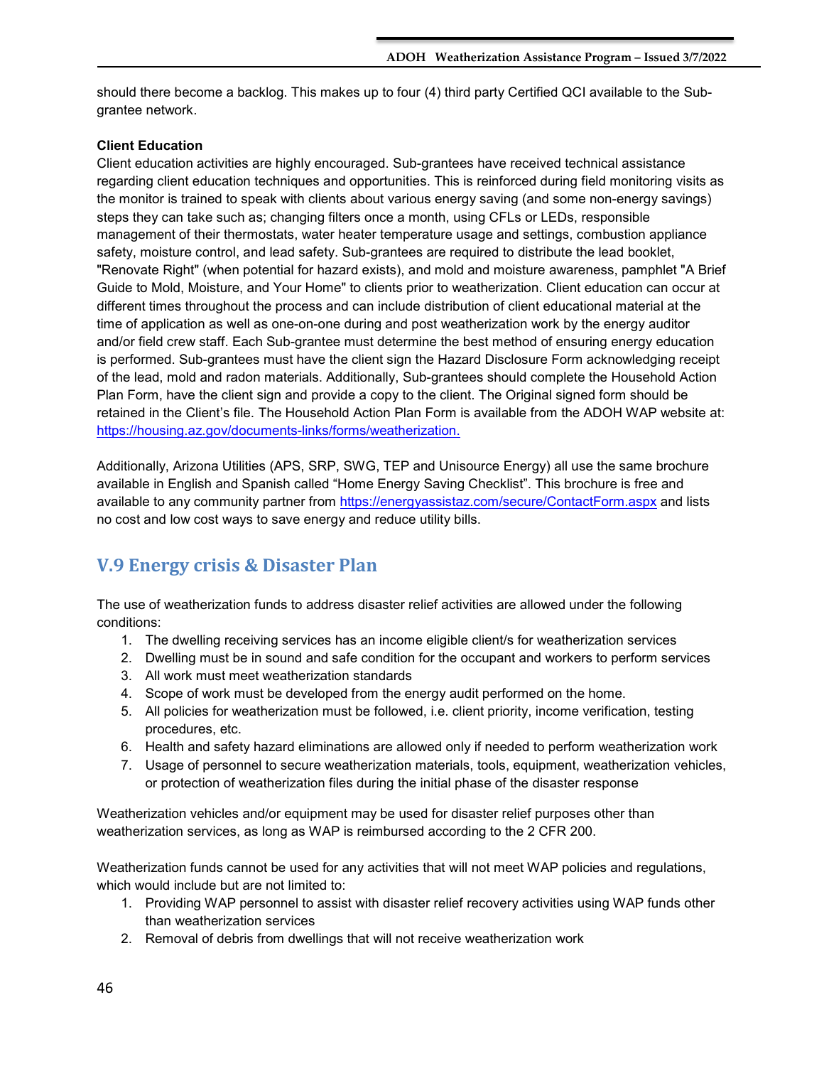should there become a backlog. This makes up to four (4) third party Certified QCI available to the Sub-grantee network.

**Client Education**

Client education activities are highly encouraged. Sub-grantees have received technical assistance regarding client education techniques and opportunities. This is reinforced during field monitoring visits as the monitor is trained to speak with clients about various energy saving (and some non-energy savings) steps they can take such as; changing filters once a month, using CFLs or LEDs, responsible management of their thermostats, water heater temperature usage and settings, combustion appliance safety, moisture control, and lead safety. Sub-grantees are required to distribute the lead booklet, "Renovate Right" (when potential for hazard exists), and mold and moisture awareness, pamphlet "A Brief Guide to Mold, Moisture, and Your Home" to clients prior to weatherization. Client education can occur at different times throughout the process and can include distribution of client educational material at the time of application as well as one-on-one during and post weatherization work by the energy auditor and/or field crew staff. Each Sub-grantee must determine the best method of ensuring energy education is performed. Sub-grantees must have the client sign the Hazard Disclosure Form acknowledging receipt of the lead, mold and radon materials. Additionally, Sub-grantees should complete the Household Action Plan Form, have the client sign and provide a copy to the client. The Original signed form should be retained in the Client's file. The Household Action Plan Form is available from the ADOH WAP website at: https://housing.az.gov/documents-links/forms/weatherization.

Additionally, Arizona Utilities (APS, SRP, SWG, TEP and Unisource Energy) all use the same brochure available in English and Spanish called "Home Energy Saving Checklist". This brochure is free and available to any community partner from https://energyassistaz.com/secure/ContactForm.aspx and lists no cost and low cost ways to save energy and reduce utility bills.

## V.9 Energy crisis & Disaster Plan

The use of weatherization funds to address disaster relief activities are allowed under the following conditions:

1. The dwelling receiving services has an income eligible client/s for weatherization services
2. Dwelling must be in sound and safe condition for the occupant and workers to perform services
3. All work must meet weatherization standards
4. Scope of work must be developed from the energy audit performed on the home.
5. All policies for weatherization must be followed, i.e. client priority, income verification, testing procedures, etc.
6. Health and safety hazard eliminations are allowed only if needed to perform weatherization work
7. Usage of personnel to secure weatherization materials, tools, equipment, weatherization vehicles, or protection of weatherization files during the initial phase of the disaster response

Weatherization vehicles and/or equipment may be used for disaster relief purposes other than weatherization services, as long as WAP is reimbursed according to the 2 CFR 200.

Weatherization funds cannot be used for any activities that will not meet WAP policies and regulations, which would include but are not limited to:

1. Providing WAP personnel to assist with disaster relief recovery activities using WAP funds other than weatherization services
2. Removal of debris from dwellings that will not receive weatherization work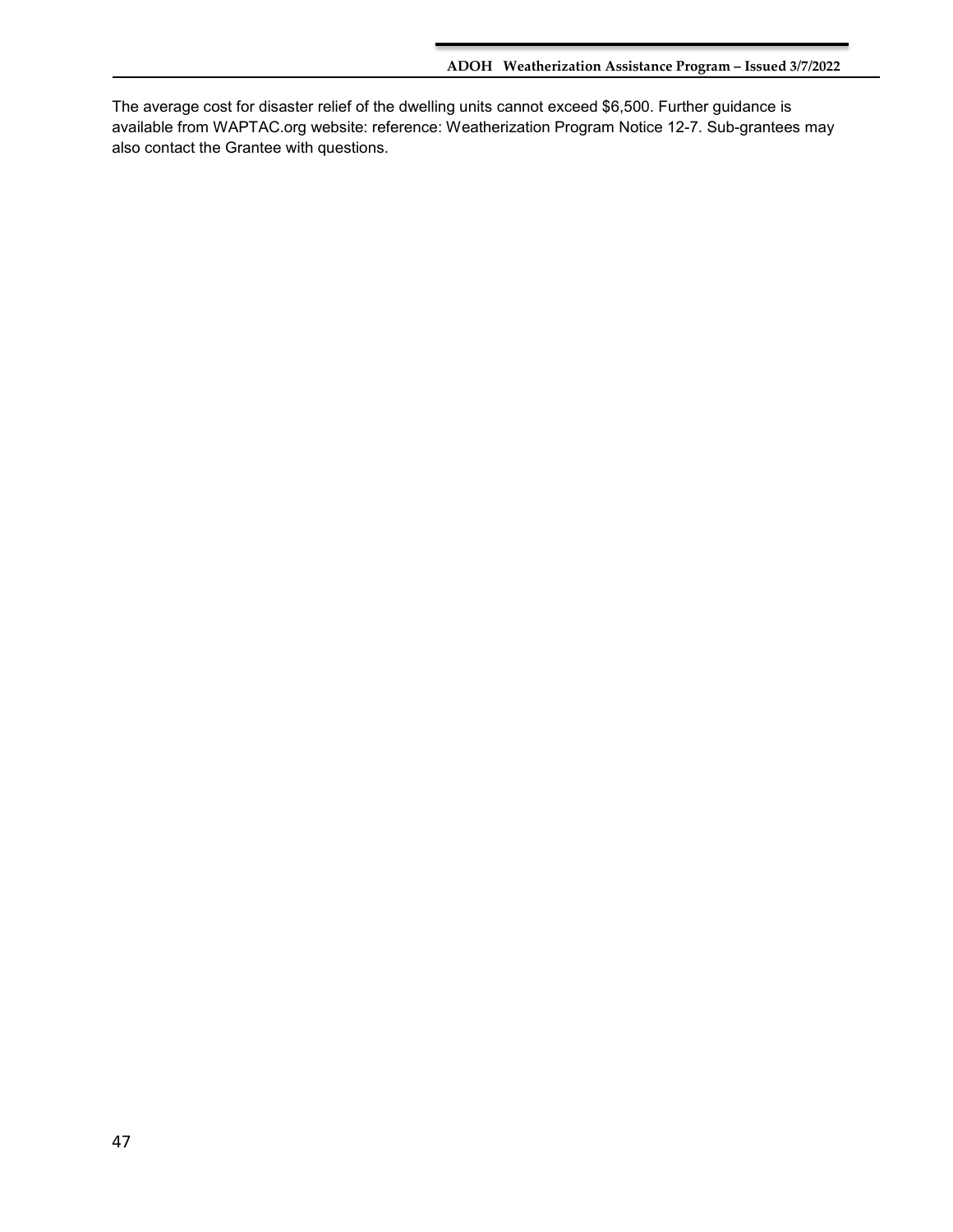The average cost for disaster relief of the dwelling units cannot exceed $6,500. Further guidance is available from WAPTAC.org website: reference: Weatherization Program Notice 12-7. Sub-grantees may also contact the Grantee with questions.